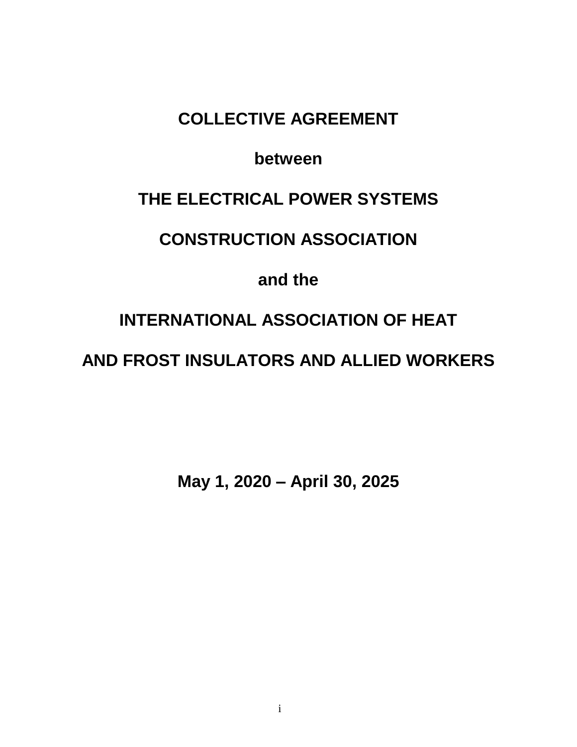# COLLECTIVE AGREEMENT

**between**

**THE ELECTRICAL POWER SYSTEMS**

**CONSTRUCTION ASSOCIATION**

**and the**

**INTERNATIONAL ASSOCIATION OF HEAT**

**AND FROST INSULATORS AND ALLIED WORKERS**

**May 1, 2020 – April 30, 2025**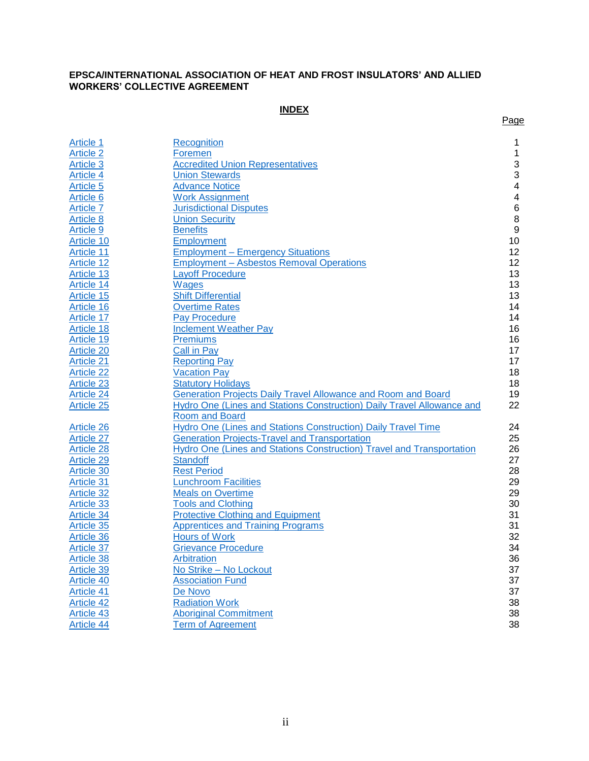**EPSCA/INTERNATIONAL ASSOCIATION OF HEAT AND FROST INSULATORS' AND ALLIED WORKERS' COLLECTIVE AGREEMENT**

**INDEX**

| | | Page |
|---|---|---|
| Article 1 | Recognition | 1 |
| Article 2 | Foremen | 1 |
| Article 3 | Accredited Union Representatives | 3 |
| Article 4 | Union Stewards | 3 |
| Article 5 | Advance Notice | 4 |
| Article 6 | Work Assignment | 4 |
| Article 7 | Jurisdictional Disputes | 6 |
| Article 8 | Union Security | 8 |
| Article 9 | Benefits | 9 |
| Article 10 | Employment | 10 |
| Article 11 | Employment – Emergency Situations | 12 |
| Article 12 | Employment – Asbestos Removal Operations | 12 |
| Article 13 | Layoff Procedure | 13 |
| Article 14 | Wages | 13 |
| Article 15 | Shift Differential | 13 |
| Article 16 | Overtime Rates | 14 |
| Article 17 | Pay Procedure | 14 |
| Article 18 | Inclement Weather Pay | 16 |
| Article 19 | Premiums | 16 |
| Article 20 | Call in Pay | 17 |
| Article 21 | Reporting Pay | 17 |
| Article 22 | Vacation Pay | 18 |
| Article 23 | Statutory Holidays | 18 |
| Article 24 | Generation Projects Daily Travel Allowance and Room and Board | 19 |
| Article 25 | Hydro One (Lines and Stations Construction) Daily Travel Allowance and Room and Board | 22 |
| Article 26 | Hydro One (Lines and Stations Construction) Daily Travel Time | 24 |
| Article 27 | Generation Projects-Travel and Transportation | 25 |
| Article 28 | Hydro One (Lines and Stations Construction) Travel and Transportation | 26 |
| Article 29 | Standoff | 27 |
| Article 30 | Rest Period | 28 |
| Article 31 | Lunchroom Facilities | 29 |
| Article 32 | Meals on Overtime | 29 |
| Article 33 | Tools and Clothing | 30 |
| Article 34 | Protective Clothing and Equipment | 31 |
| Article 35 | Apprentices and Training Programs | 31 |
| Article 36 | Hours of Work | 32 |
| Article 37 | Grievance Procedure | 34 |
| Article 38 | Arbitration | 36 |
| Article 39 | No Strike – No Lockout | 37 |
| Article 40 | Association Fund | 37 |
| Article 41 | De Novo | 37 |
| Article 42 | Radiation Work | 38 |
| Article 43 | Aboriginal Commitment | 38 |
| Article 44 | Term of Agreement | 38 |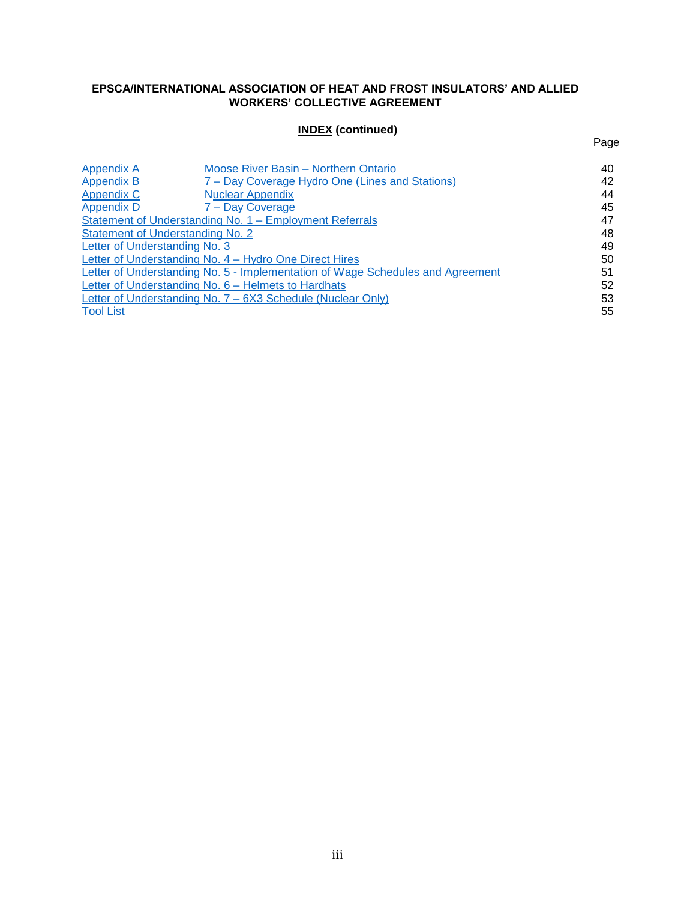**EPSCA/INTERNATIONAL ASSOCIATION OF HEAT AND FROST INSULATORS' AND ALLIED WORKERS' COLLECTIVE AGREEMENT**

**INDEX (continued)**

| | | Page |
|---|---|---|
| Appendix A | Moose River Basin – Northern Ontario | 40 |
| Appendix B | 7 – Day Coverage Hydro One (Lines and Stations) | 42 |
| Appendix C | Nuclear Appendix | 44 |
| Appendix D | 7 – Day Coverage | 45 |
| Statement of Understanding No. 1 – Employment Referrals | | 47 |
| Statement of Understanding No. 2 | | 48 |
| Letter of Understanding No. 3 | | 49 |
| Letter of Understanding No. 4 – Hydro One Direct Hires | | 50 |
| Letter of Understanding No. 5 - Implementation of Wage Schedules and Agreement | | 51 |
| Letter of Understanding No. 6 – Helmets to Hardhats | | 52 |
| Letter of Understanding No. 7 – 6X3 Schedule (Nuclear Only) | | 53 |
| Tool List | | 55 |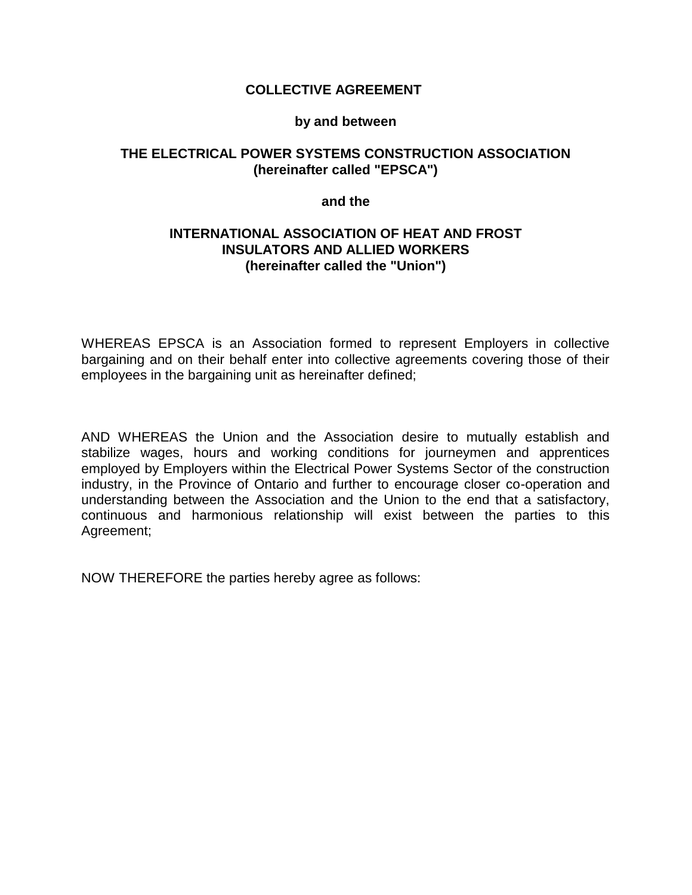**COLLECTIVE AGREEMENT**

**by and between**

**THE ELECTRICAL POWER SYSTEMS CONSTRUCTION ASSOCIATION**
**(hereinafter called "EPSCA")**

**and the**

**INTERNATIONAL ASSOCIATION OF HEAT AND FROST INSULATORS AND ALLIED WORKERS**
**(hereinafter called the "Union")**

WHEREAS EPSCA is an Association formed to represent Employers in collective bargaining and on their behalf enter into collective agreements covering those of their employees in the bargaining unit as hereinafter defined;

AND WHEREAS the Union and the Association desire to mutually establish and stabilize wages, hours and working conditions for journeymen and apprentices employed by Employers within the Electrical Power Systems Sector of the construction industry, in the Province of Ontario and further to encourage closer co-operation and understanding between the Association and the Union to the end that a satisfactory, continuous and harmonious relationship will exist between the parties to this Agreement;

NOW THEREFORE the parties hereby agree as follows: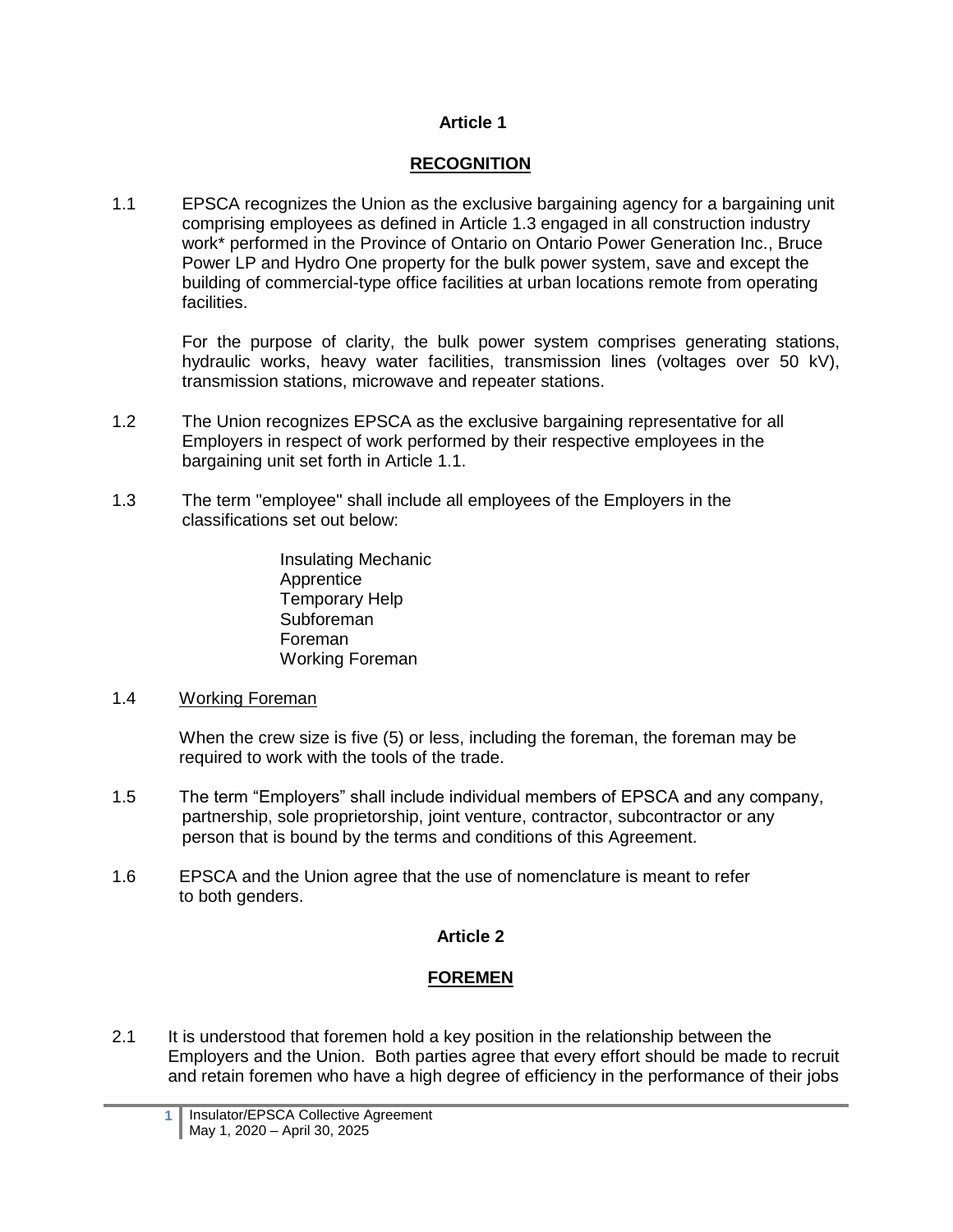## Article 1

### RECOGNITION

1.1 EPSCA recognizes the Union as the exclusive bargaining agency for a bargaining unit comprising employees as defined in Article 1.3 engaged in all construction industry work* performed in the Province of Ontario on Ontario Power Generation Inc., Bruce Power LP and Hydro One property for the bulk power system, save and except the building of commercial-type office facilities at urban locations remote from operating facilities.

For the purpose of clarity, the bulk power system comprises generating stations, hydraulic works, heavy water facilities, transmission lines (voltages over 50 kV), transmission stations, microwave and repeater stations.

1.2 The Union recognizes EPSCA as the exclusive bargaining representative for all Employers in respect of work performed by their respective employees in the bargaining unit set forth in Article 1.1.

1.3 The term "employee" shall include all employees of the Employers in the classifications set out below:

- Insulating Mechanic
- Apprentice
- Temporary Help
- Subforeman
- Foreman
- Working Foreman

1.4 Working Foreman

When the crew size is five (5) or less, including the foreman, the foreman may be required to work with the tools of the trade.

1.5 The term “Employers” shall include individual members of EPSCA and any company, partnership, sole proprietorship, joint venture, contractor, subcontractor or any person that is bound by the terms and conditions of this Agreement.

1.6 EPSCA and the Union agree that the use of nomenclature is meant to refer to both genders.

## Article 2

### FOREMEN

2.1 It is understood that foremen hold a key position in the relationship between the Employers and the Union. Both parties agree that every effort should be made to recruit and retain foremen who have a high degree of efficiency in the performance of their jobs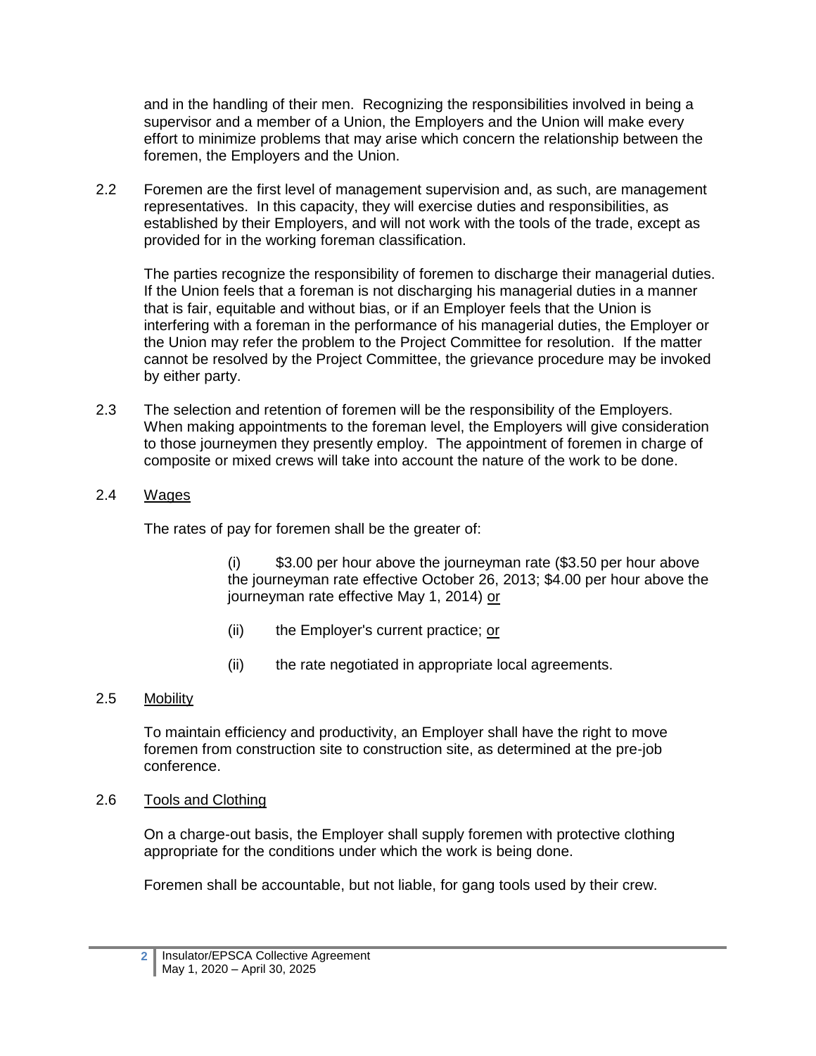and in the handling of their men. Recognizing the responsibilities involved in being a supervisor and a member of a Union, the Employers and the Union will make every effort to minimize problems that may arise which concern the relationship between the foremen, the Employers and the Union.

2.2 Foremen are the first level of management supervision and, as such, are management representatives. In this capacity, they will exercise duties and responsibilities, as established by their Employers, and will not work with the tools of the trade, except as provided for in the working foreman classification.

The parties recognize the responsibility of foremen to discharge their managerial duties. If the Union feels that a foreman is not discharging his managerial duties in a manner that is fair, equitable and without bias, or if an Employer feels that the Union is interfering with a foreman in the performance of his managerial duties, the Employer or the Union may refer the problem to the Project Committee for resolution. If the matter cannot be resolved by the Project Committee, the grievance procedure may be invoked by either party.

2.3 The selection and retention of foremen will be the responsibility of the Employers. When making appointments to the foreman level, the Employers will give consideration to those journeymen they presently employ. The appointment of foremen in charge of composite or mixed crews will take into account the nature of the work to be done.

2.4 <u>Wages</u>

The rates of pay for foremen shall be the greater of:

(i) $3.00 per hour above the journeyman rate ($3.50 per hour above the journeyman rate effective October 26, 2013; $4.00 per hour above the journeyman rate effective May 1, 2014) <u>or</u>

(ii) the Employer's current practice; <u>or</u>

(ii) the rate negotiated in appropriate local agreements.

2.5 <u>Mobility</u>

To maintain efficiency and productivity, an Employer shall have the right to move foremen from construction site to construction site, as determined at the pre-job conference.

2.6 <u>Tools and Clothing</u>

On a charge-out basis, the Employer shall supply foremen with protective clothing appropriate for the conditions under which the work is being done.

Foremen shall be accountable, but not liable, for gang tools used by their crew.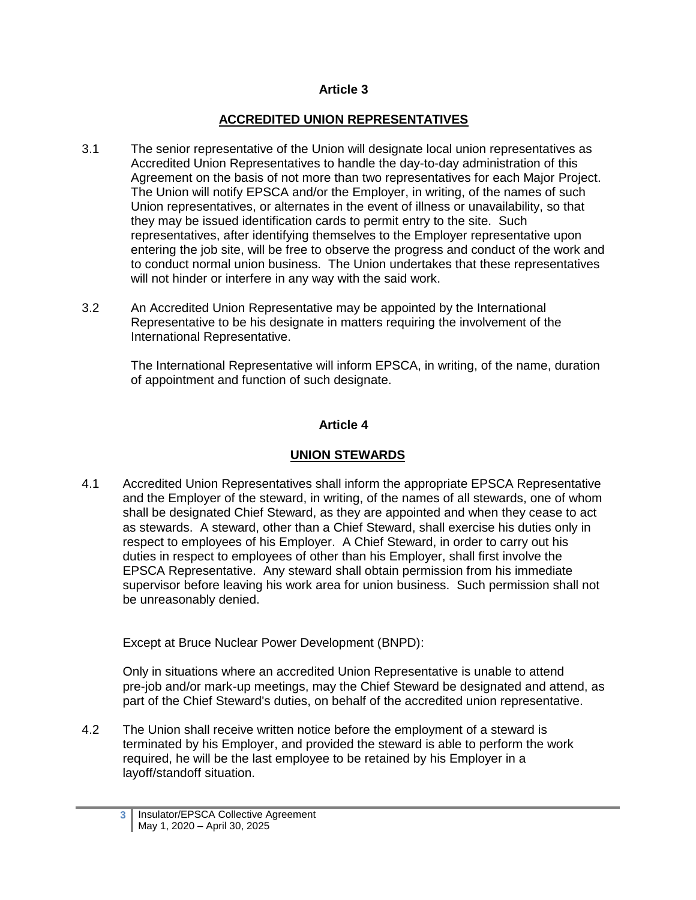## Article 3

## ACCREDITED UNION REPRESENTATIVES

3.1 The senior representative of the Union will designate local union representatives as Accredited Union Representatives to handle the day-to-day administration of this Agreement on the basis of not more than two representatives for each Major Project. The Union will notify EPSCA and/or the Employer, in writing, of the names of such Union representatives, or alternates in the event of illness or unavailability, so that they may be issued identification cards to permit entry to the site. Such representatives, after identifying themselves to the Employer representative upon entering the job site, will be free to observe the progress and conduct of the work and to conduct normal union business. The Union undertakes that these representatives will not hinder or interfere in any way with the said work.

3.2 An Accredited Union Representative may be appointed by the International Representative to be his designate in matters requiring the involvement of the International Representative.

The International Representative will inform EPSCA, in writing, of the name, duration of appointment and function of such designate.

## Article 4

## UNION STEWARDS

4.1 Accredited Union Representatives shall inform the appropriate EPSCA Representative and the Employer of the steward, in writing, of the names of all stewards, one of whom shall be designated Chief Steward, as they are appointed and when they cease to act as stewards. A steward, other than a Chief Steward, shall exercise his duties only in respect to employees of his Employer. A Chief Steward, in order to carry out his duties in respect to employees of other than his Employer, shall first involve the EPSCA Representative. Any steward shall obtain permission from his immediate supervisor before leaving his work area for union business. Such permission shall not be unreasonably denied.

Except at Bruce Nuclear Power Development (BNPD):

Only in situations where an accredited Union Representative is unable to attend pre-job and/or mark-up meetings, may the Chief Steward be designated and attend, as part of the Chief Steward's duties, on behalf of the accredited union representative.

4.2 The Union shall receive written notice before the employment of a steward is terminated by his Employer, and provided the steward is able to perform the work required, he will be the last employee to be retained by his Employer in a layoff/standoff situation.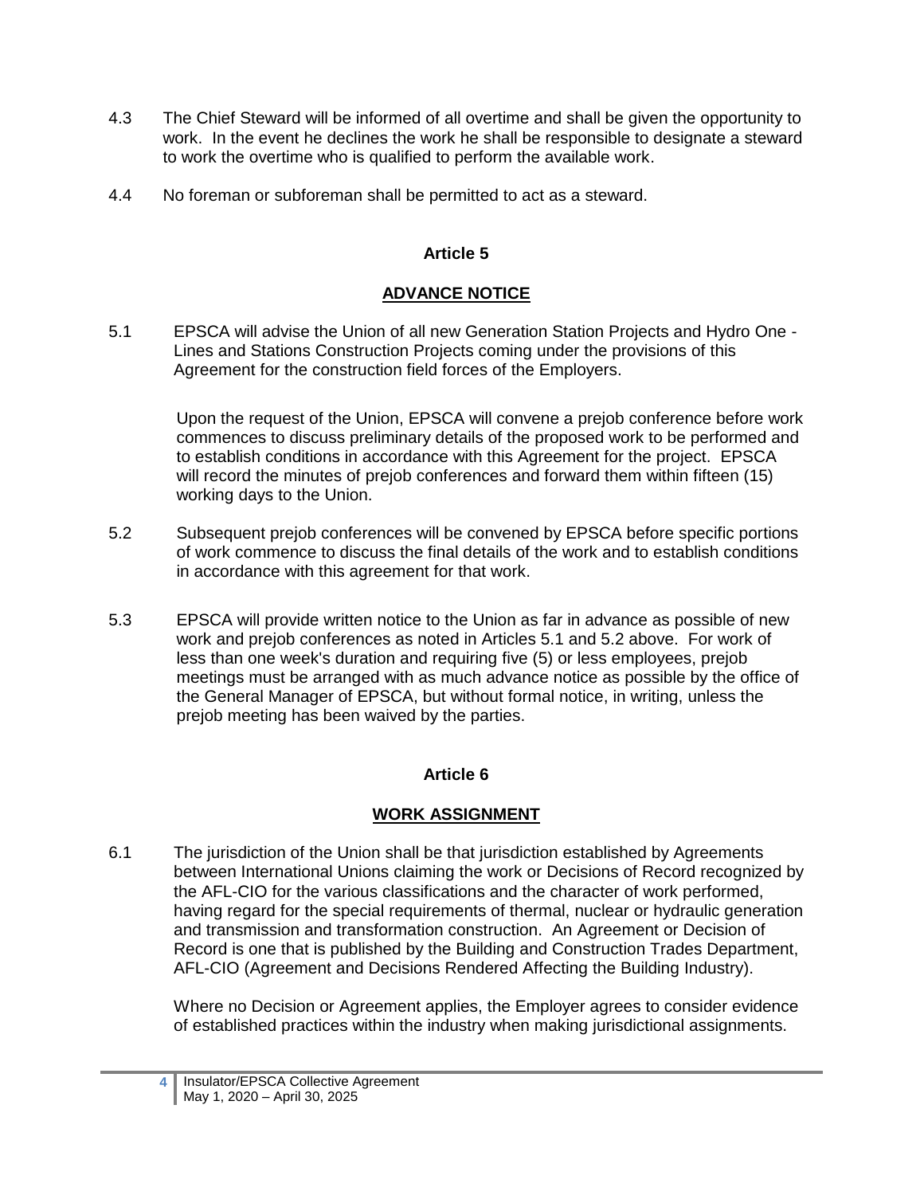4.3 The Chief Steward will be informed of all overtime and shall be given the opportunity to work. In the event he declines the work he shall be responsible to designate a steward to work the overtime who is qualified to perform the available work.

4.4 No foreman or subforeman shall be permitted to act as a steward.

## Article 5

## ADVANCE NOTICE

5.1 EPSCA will advise the Union of all new Generation Station Projects and Hydro One - Lines and Stations Construction Projects coming under the provisions of this Agreement for the construction field forces of the Employers.

Upon the request of the Union, EPSCA will convene a prejob conference before work commences to discuss preliminary details of the proposed work to be performed and to establish conditions in accordance with this Agreement for the project. EPSCA will record the minutes of prejob conferences and forward them within fifteen (15) working days to the Union.

5.2 Subsequent prejob conferences will be convened by EPSCA before specific portions of work commence to discuss the final details of the work and to establish conditions in accordance with this agreement for that work.

5.3 EPSCA will provide written notice to the Union as far in advance as possible of new work and prejob conferences as noted in Articles 5.1 and 5.2 above. For work of less than one week's duration and requiring five (5) or less employees, prejob meetings must be arranged with as much advance notice as possible by the office of the General Manager of EPSCA, but without formal notice, in writing, unless the prejob meeting has been waived by the parties.

## Article 6

## WORK ASSIGNMENT

6.1 The jurisdiction of the Union shall be that jurisdiction established by Agreements between International Unions claiming the work or Decisions of Record recognized by the AFL-CIO for the various classifications and the character of work performed, having regard for the special requirements of thermal, nuclear or hydraulic generation and transmission and transformation construction. An Agreement or Decision of Record is one that is published by the Building and Construction Trades Department, AFL-CIO (Agreement and Decisions Rendered Affecting the Building Industry).

Where no Decision or Agreement applies, the Employer agrees to consider evidence of established practices within the industry when making jurisdictional assignments.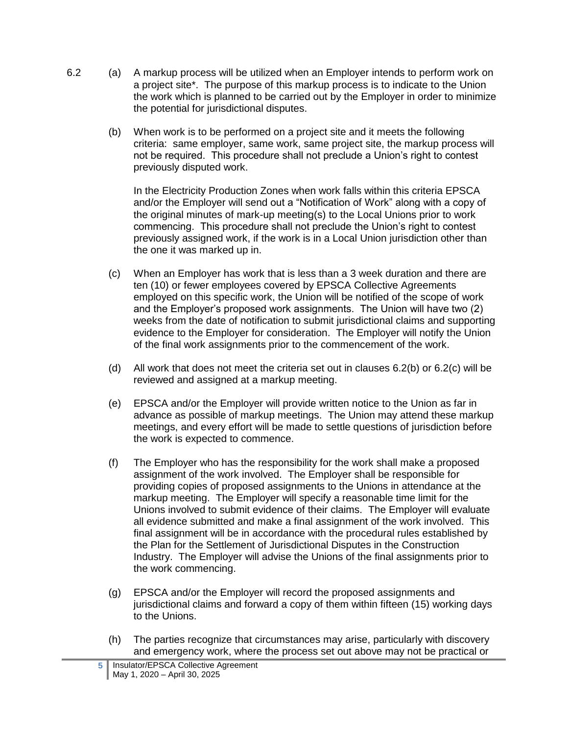6.2 (a) A markup process will be utilized when an Employer intends to perform work on a project site*. The purpose of this markup process is to indicate to the Union the work which is planned to be carried out by the Employer in order to minimize the potential for jurisdictional disputes.

(b) When work is to be performed on a project site and it meets the following criteria: same employer, same work, same project site, the markup process will not be required. This procedure shall not preclude a Union's right to contest previously disputed work.

In the Electricity Production Zones when work falls within this criteria EPSCA and/or the Employer will send out a "Notification of Work" along with a copy of the original minutes of mark-up meeting(s) to the Local Unions prior to work commencing. This procedure shall not preclude the Union's right to contest previously assigned work, if the work is in a Local Union jurisdiction other than the one it was marked up in.

(c) When an Employer has work that is less than a 3 week duration and there are ten (10) or fewer employees covered by EPSCA Collective Agreements employed on this specific work, the Union will be notified of the scope of work and the Employer's proposed work assignments. The Union will have two (2) weeks from the date of notification to submit jurisdictional claims and supporting evidence to the Employer for consideration. The Employer will notify the Union of the final work assignments prior to the commencement of the work.

(d) All work that does not meet the criteria set out in clauses 6.2(b) or 6.2(c) will be reviewed and assigned at a markup meeting.

(e) EPSCA and/or the Employer will provide written notice to the Union as far in advance as possible of markup meetings. The Union may attend these markup meetings, and every effort will be made to settle questions of jurisdiction before the work is expected to commence.

(f) The Employer who has the responsibility for the work shall make a proposed assignment of the work involved. The Employer shall be responsible for providing copies of proposed assignments to the Unions in attendance at the markup meeting. The Employer will specify a reasonable time limit for the Unions involved to submit evidence of their claims. The Employer will evaluate all evidence submitted and make a final assignment of the work involved. This final assignment will be in accordance with the procedural rules established by the Plan for the Settlement of Jurisdictional Disputes in the Construction Industry. The Employer will advise the Unions of the final assignments prior to the work commencing.

(g) EPSCA and/or the Employer will record the proposed assignments and jurisdictional claims and forward a copy of them within fifteen (15) working days to the Unions.

(h) The parties recognize that circumstances may arise, particularly with discovery and emergency work, where the process set out above may not be practical or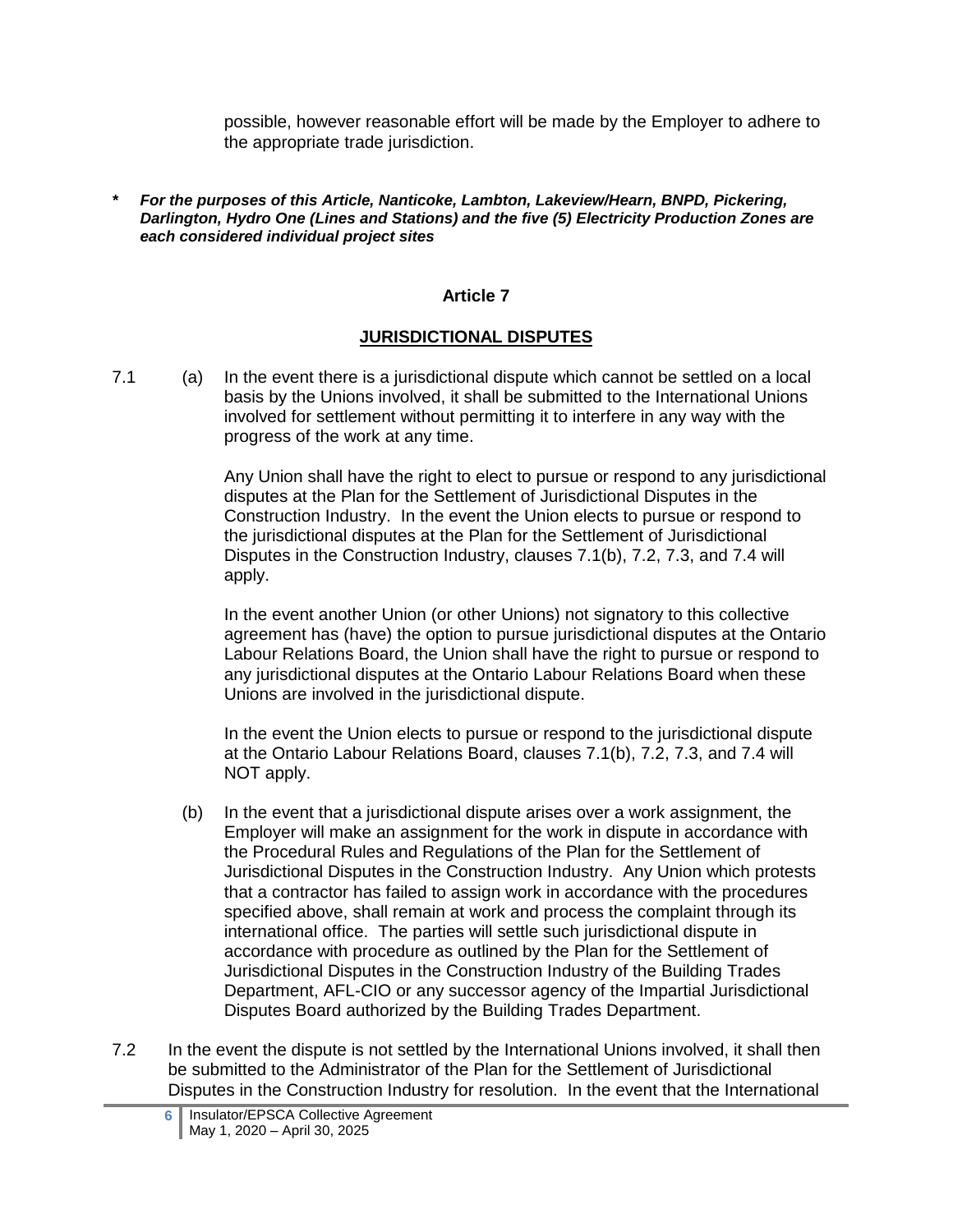possible, however reasonable effort will be made by the Employer to adhere to the appropriate trade jurisdiction.

*** *For the purposes of this Article, Nanticoke, Lambton, Lakeview/Hearn, BNPD, Pickering, Darlington, Hydro One (Lines and Stations) and the five (5) Electricity Production Zones are each considered individual project sites***

## Article 7

## JURISDICTIONAL DISPUTES

7.1 (a) In the event there is a jurisdictional dispute which cannot be settled on a local basis by the Unions involved, it shall be submitted to the International Unions involved for settlement without permitting it to interfere in any way with the progress of the work at any time.

Any Union shall have the right to elect to pursue or respond to any jurisdictional disputes at the Plan for the Settlement of Jurisdictional Disputes in the Construction Industry. In the event the Union elects to pursue or respond to the jurisdictional disputes at the Plan for the Settlement of Jurisdictional Disputes in the Construction Industry, clauses 7.1(b), 7.2, 7.3, and 7.4 will apply.

In the event another Union (or other Unions) not signatory to this collective agreement has (have) the option to pursue jurisdictional disputes at the Ontario Labour Relations Board, the Union shall have the right to pursue or respond to any jurisdictional disputes at the Ontario Labour Relations Board when these Unions are involved in the jurisdictional dispute.

In the event the Union elects to pursue or respond to the jurisdictional dispute at the Ontario Labour Relations Board, clauses 7.1(b), 7.2, 7.3, and 7.4 will NOT apply.

(b) In the event that a jurisdictional dispute arises over a work assignment, the Employer will make an assignment for the work in dispute in accordance with the Procedural Rules and Regulations of the Plan for the Settlement of Jurisdictional Disputes in the Construction Industry. Any Union which protests that a contractor has failed to assign work in accordance with the procedures specified above, shall remain at work and process the complaint through its international office. The parties will settle such jurisdictional dispute in accordance with procedure as outlined by the Plan for the Settlement of Jurisdictional Disputes in the Construction Industry of the Building Trades Department, AFL-CIO or any successor agency of the Impartial Jurisdictional Disputes Board authorized by the Building Trades Department.

7.2 In the event the dispute is not settled by the International Unions involved, it shall then be submitted to the Administrator of the Plan for the Settlement of Jurisdictional Disputes in the Construction Industry for resolution. In the event that the International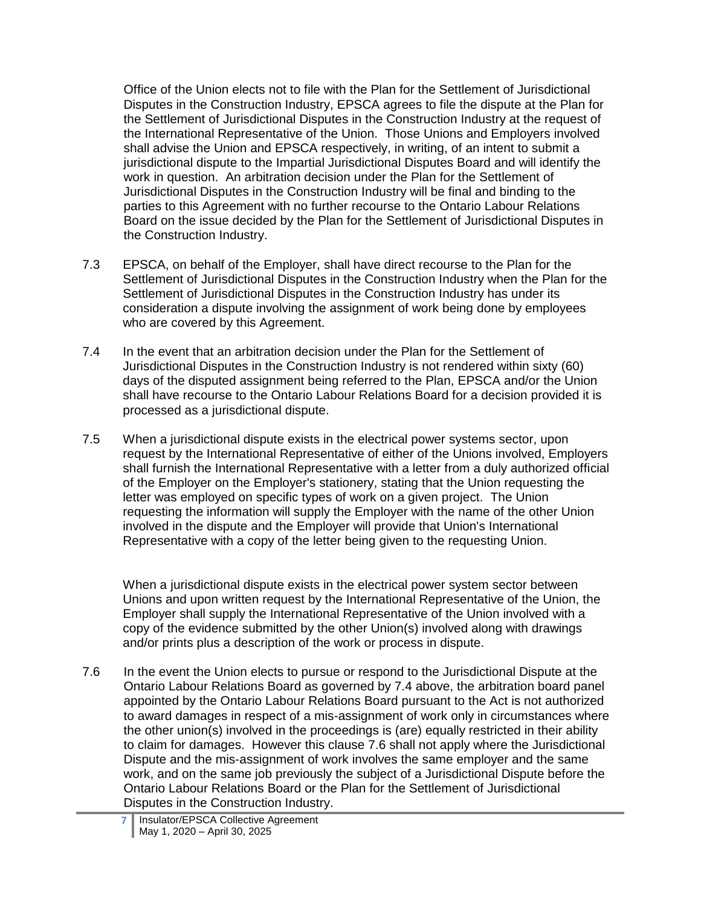Office of the Union elects not to file with the Plan for the Settlement of Jurisdictional Disputes in the Construction Industry, EPSCA agrees to file the dispute at the Plan for the Settlement of Jurisdictional Disputes in the Construction Industry at the request of the International Representative of the Union. Those Unions and Employers involved shall advise the Union and EPSCA respectively, in writing, of an intent to submit a jurisdictional dispute to the Impartial Jurisdictional Disputes Board and will identify the work in question. An arbitration decision under the Plan for the Settlement of Jurisdictional Disputes in the Construction Industry will be final and binding to the parties to this Agreement with no further recourse to the Ontario Labour Relations Board on the issue decided by the Plan for the Settlement of Jurisdictional Disputes in the Construction Industry.

7.3 EPSCA, on behalf of the Employer, shall have direct recourse to the Plan for the Settlement of Jurisdictional Disputes in the Construction Industry when the Plan for the Settlement of Jurisdictional Disputes in the Construction Industry has under its consideration a dispute involving the assignment of work being done by employees who are covered by this Agreement.

7.4 In the event that an arbitration decision under the Plan for the Settlement of Jurisdictional Disputes in the Construction Industry is not rendered within sixty (60) days of the disputed assignment being referred to the Plan, EPSCA and/or the Union shall have recourse to the Ontario Labour Relations Board for a decision provided it is processed as a jurisdictional dispute.

7.5 When a jurisdictional dispute exists in the electrical power systems sector, upon request by the International Representative of either of the Unions involved, Employers shall furnish the International Representative with a letter from a duly authorized official of the Employer on the Employer's stationery, stating that the Union requesting the letter was employed on specific types of work on a given project. The Union requesting the information will supply the Employer with the name of the other Union involved in the dispute and the Employer will provide that Union's International Representative with a copy of the letter being given to the requesting Union.

When a jurisdictional dispute exists in the electrical power system sector between Unions and upon written request by the International Representative of the Union, the Employer shall supply the International Representative of the Union involved with a copy of the evidence submitted by the other Union(s) involved along with drawings and/or prints plus a description of the work or process in dispute.

7.6 In the event the Union elects to pursue or respond to the Jurisdictional Dispute at the Ontario Labour Relations Board as governed by 7.4 above, the arbitration board panel appointed by the Ontario Labour Relations Board pursuant to the Act is not authorized to award damages in respect of a mis-assignment of work only in circumstances where the other union(s) involved in the proceedings is (are) equally restricted in their ability to claim for damages. However this clause 7.6 shall not apply where the Jurisdictional Dispute and the mis-assignment of work involves the same employer and the same work, and on the same job previously the subject of a Jurisdictional Dispute before the Ontario Labour Relations Board or the Plan for the Settlement of Jurisdictional Disputes in the Construction Industry.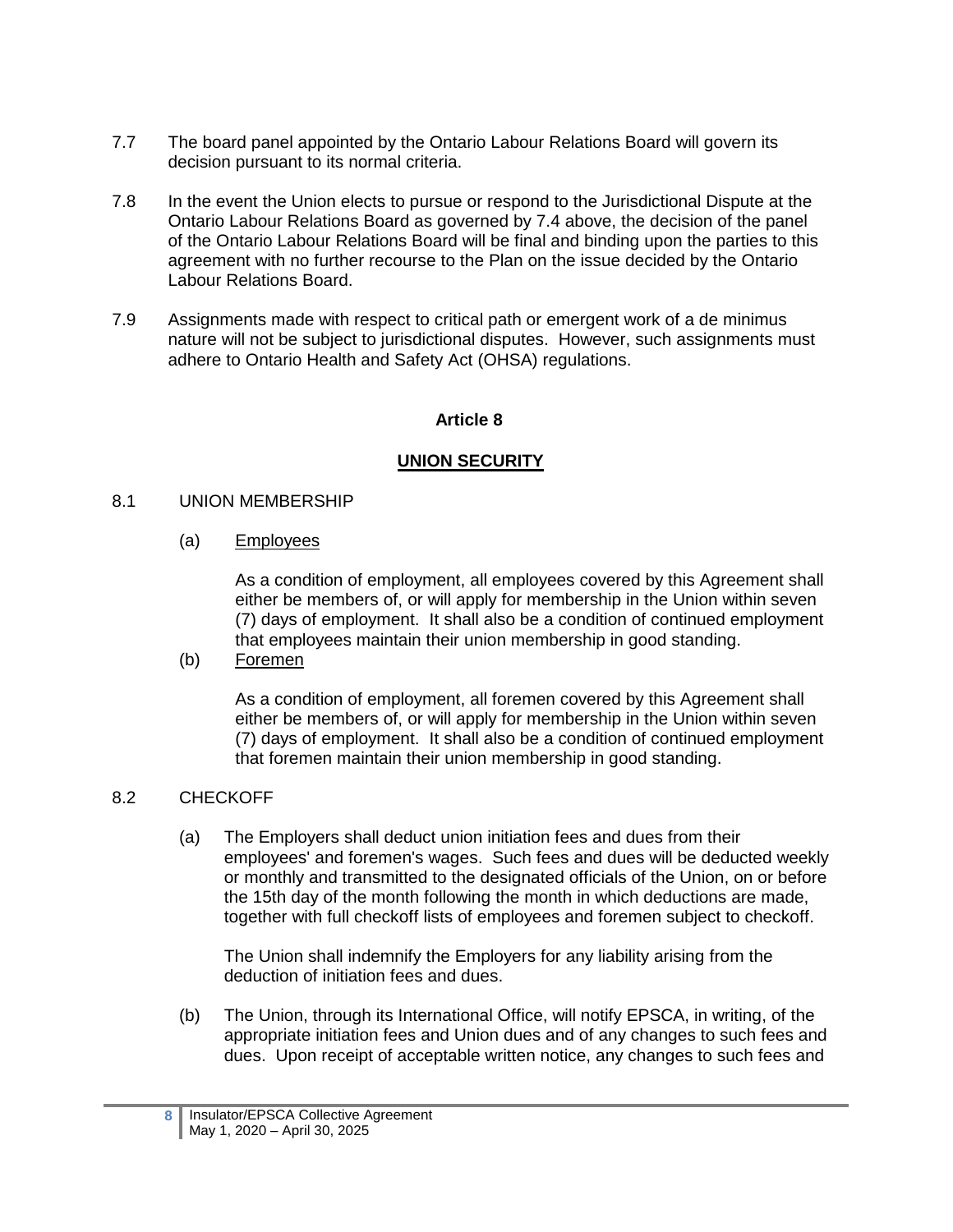7.7 The board panel appointed by the Ontario Labour Relations Board will govern its decision pursuant to its normal criteria.

7.8 In the event the Union elects to pursue or respond to the Jurisdictional Dispute at the Ontario Labour Relations Board as governed by 7.4 above, the decision of the panel of the Ontario Labour Relations Board will be final and binding upon the parties to this agreement with no further recourse to the Plan on the issue decided by the Ontario Labour Relations Board.

7.9 Assignments made with respect to critical path or emergent work of a de minimus nature will not be subject to jurisdictional disputes. However, such assignments must adhere to Ontario Health and Safety Act (OHSA) regulations.

## Article 8

## UNION SECURITY

8.1 UNION MEMBERSHIP

(a) Employees

As a condition of employment, all employees covered by this Agreement shall either be members of, or will apply for membership in the Union within seven (7) days of employment. It shall also be a condition of continued employment that employees maintain their union membership in good standing.

(b) Foremen

As a condition of employment, all foremen covered by this Agreement shall either be members of, or will apply for membership in the Union within seven (7) days of employment. It shall also be a condition of continued employment that foremen maintain their union membership in good standing.

8.2 CHECKOFF

(a) The Employers shall deduct union initiation fees and dues from their employees' and foremen's wages. Such fees and dues will be deducted weekly or monthly and transmitted to the designated officials of the Union, on or before the 15th day of the month following the month in which deductions are made, together with full checkoff lists of employees and foremen subject to checkoff.

The Union shall indemnify the Employers for any liability arising from the deduction of initiation fees and dues.

(b) The Union, through its International Office, will notify EPSCA, in writing, of the appropriate initiation fees and Union dues and of any changes to such fees and dues. Upon receipt of acceptable written notice, any changes to such fees and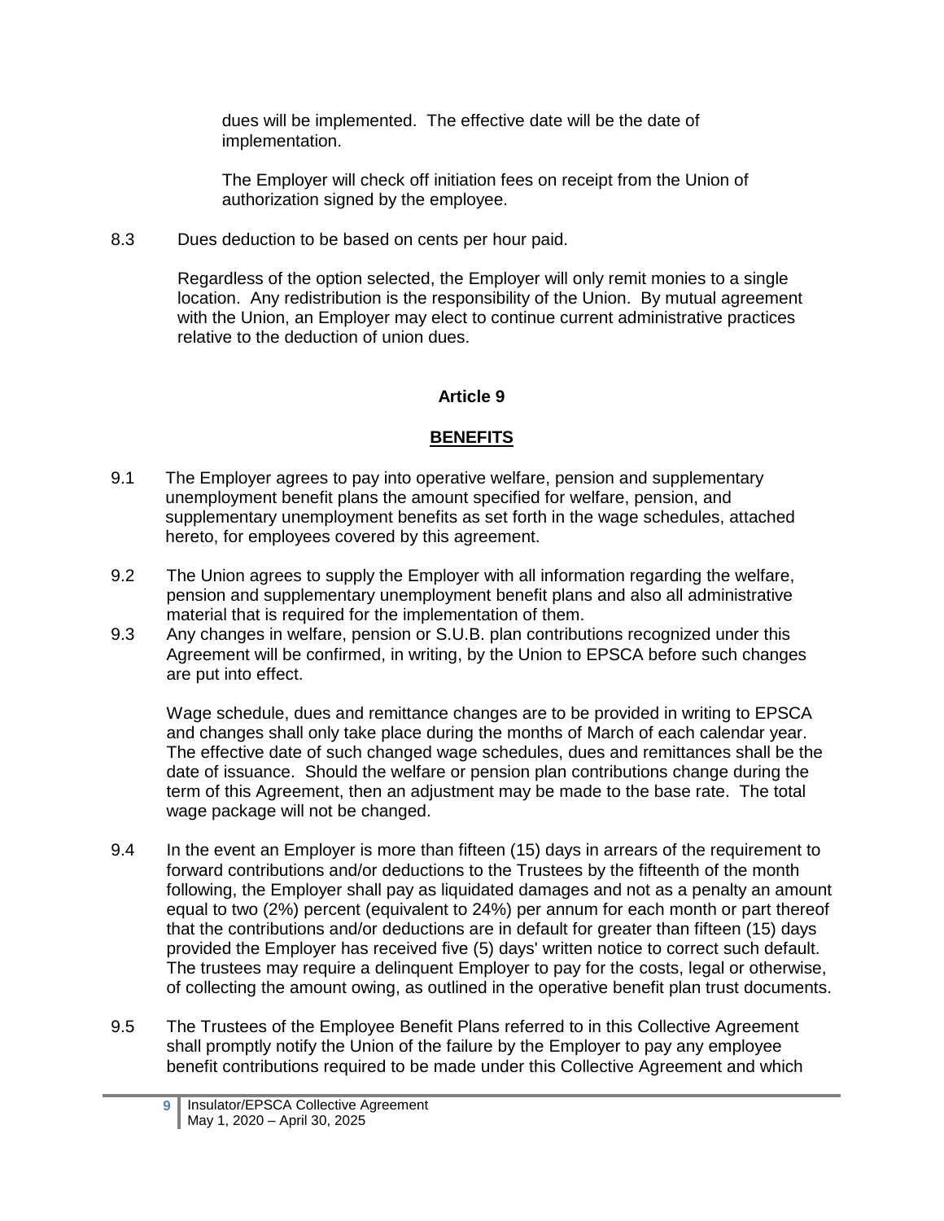dues will be implemented. The effective date will be the date of implementation.

The Employer will check off initiation fees on receipt from the Union of authorization signed by the employee.

8.3 Dues deduction to be based on cents per hour paid.

Regardless of the option selected, the Employer will only remit monies to a single location. Any redistribution is the responsibility of the Union. By mutual agreement with the Union, an Employer may elect to continue current administrative practices relative to the deduction of union dues.

## Article 9

## BENEFITS

9.1 The Employer agrees to pay into operative welfare, pension and supplementary unemployment benefit plans the amount specified for welfare, pension, and supplementary unemployment benefits as set forth in the wage schedules, attached hereto, for employees covered by this agreement.

9.2 The Union agrees to supply the Employer with all information regarding the welfare, pension and supplementary unemployment benefit plans and also all administrative material that is required for the implementation of them.

9.3 Any changes in welfare, pension or S.U.B. plan contributions recognized under this Agreement will be confirmed, in writing, by the Union to EPSCA before such changes are put into effect.

Wage schedule, dues and remittance changes are to be provided in writing to EPSCA and changes shall only take place during the months of March of each calendar year. The effective date of such changed wage schedules, dues and remittances shall be the date of issuance. Should the welfare or pension plan contributions change during the term of this Agreement, then an adjustment may be made to the base rate. The total wage package will not be changed.

9.4 In the event an Employer is more than fifteen (15) days in arrears of the requirement to forward contributions and/or deductions to the Trustees by the fifteenth of the month following, the Employer shall pay as liquidated damages and not as a penalty an amount equal to two (2%) percent (equivalent to 24%) per annum for each month or part thereof that the contributions and/or deductions are in default for greater than fifteen (15) days provided the Employer has received five (5) days' written notice to correct such default. The trustees may require a delinquent Employer to pay for the costs, legal or otherwise, of collecting the amount owing, as outlined in the operative benefit plan trust documents.

9.5 The Trustees of the Employee Benefit Plans referred to in this Collective Agreement shall promptly notify the Union of the failure by the Employer to pay any employee benefit contributions required to be made under this Collective Agreement and which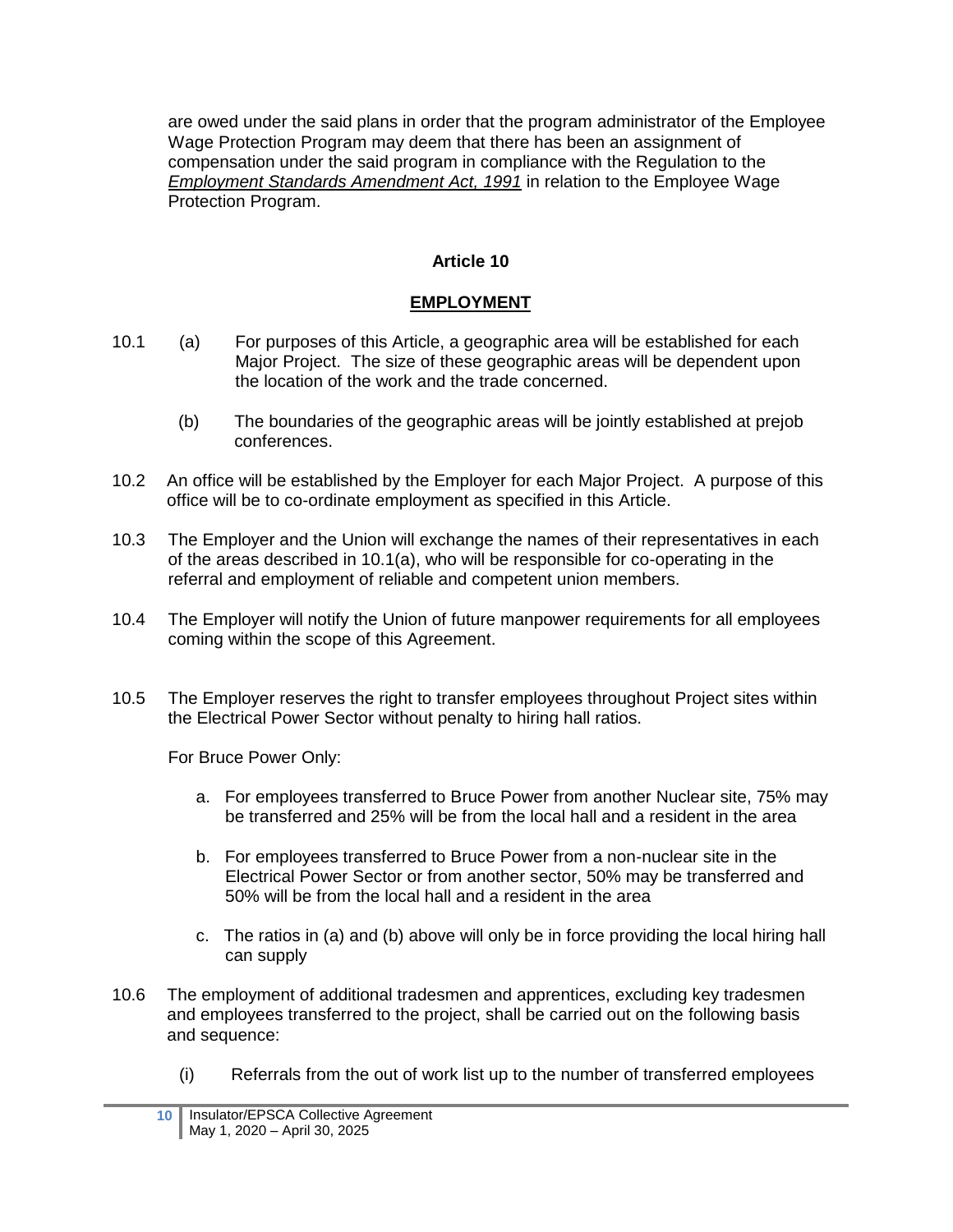are owed under the said plans in order that the program administrator of the Employee Wage Protection Program may deem that there has been an assignment of compensation under the said program in compliance with the Regulation to the *Employment Standards Amendment Act, 1991* in relation to the Employee Wage Protection Program.

## Article 10

## EMPLOYMENT

10.1 (a) For purposes of this Article, a geographic area will be established for each Major Project. The size of these geographic areas will be dependent upon the location of the work and the trade concerned.

(b) The boundaries of the geographic areas will be jointly established at prejob conferences.

10.2 An office will be established by the Employer for each Major Project. A purpose of this office will be to co-ordinate employment as specified in this Article.

10.3 The Employer and the Union will exchange the names of their representatives in each of the areas described in 10.1(a), who will be responsible for co-operating in the referral and employment of reliable and competent union members.

10.4 The Employer will notify the Union of future manpower requirements for all employees coming within the scope of this Agreement.

10.5 The Employer reserves the right to transfer employees throughout Project sites within the Electrical Power Sector without penalty to hiring hall ratios.

For Bruce Power Only:

a. For employees transferred to Bruce Power from another Nuclear site, 75% may be transferred and 25% will be from the local hall and a resident in the area

b. For employees transferred to Bruce Power from a non-nuclear site in the Electrical Power Sector or from another sector, 50% may be transferred and 50% will be from the local hall and a resident in the area

c. The ratios in (a) and (b) above will only be in force providing the local hiring hall can supply

10.6 The employment of additional tradesmen and apprentices, excluding key tradesmen and employees transferred to the project, shall be carried out on the following basis and sequence:

(i) Referrals from the out of work list up to the number of transferred employees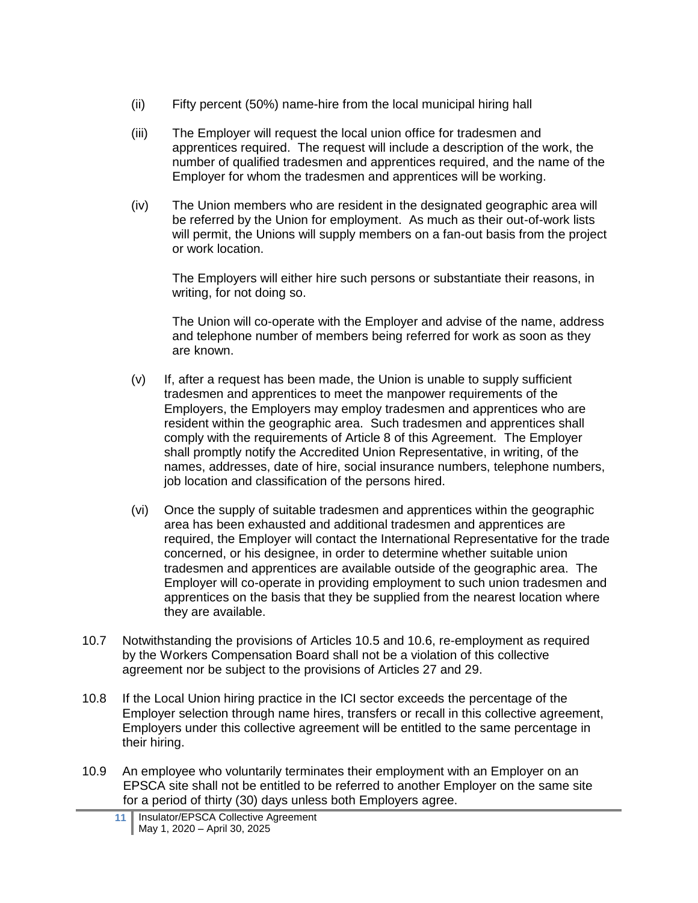(ii) Fifty percent (50%) name-hire from the local municipal hiring hall

(iii) The Employer will request the local union office for tradesmen and apprentices required. The request will include a description of the work, the number of qualified tradesmen and apprentices required, and the name of the Employer for whom the tradesmen and apprentices will be working.

(iv) The Union members who are resident in the designated geographic area will be referred by the Union for employment. As much as their out-of-work lists will permit, the Unions will supply members on a fan-out basis from the project or work location.

The Employers will either hire such persons or substantiate their reasons, in writing, for not doing so.

The Union will co-operate with the Employer and advise of the name, address and telephone number of members being referred for work as soon as they are known.

(v) If, after a request has been made, the Union is unable to supply sufficient tradesmen and apprentices to meet the manpower requirements of the Employers, the Employers may employ tradesmen and apprentices who are resident within the geographic area. Such tradesmen and apprentices shall comply with the requirements of Article 8 of this Agreement. The Employer shall promptly notify the Accredited Union Representative, in writing, of the names, addresses, date of hire, social insurance numbers, telephone numbers, job location and classification of the persons hired.

(vi) Once the supply of suitable tradesmen and apprentices within the geographic area has been exhausted and additional tradesmen and apprentices are required, the Employer will contact the International Representative for the trade concerned, or his designee, in order to determine whether suitable union tradesmen and apprentices are available outside of the geographic area. The Employer will co-operate in providing employment to such union tradesmen and apprentices on the basis that they be supplied from the nearest location where they are available.

10.7 Notwithstanding the provisions of Articles 10.5 and 10.6, re-employment as required by the Workers Compensation Board shall not be a violation of this collective agreement nor be subject to the provisions of Articles 27 and 29.

10.8 If the Local Union hiring practice in the ICI sector exceeds the percentage of the Employer selection through name hires, transfers or recall in this collective agreement, Employers under this collective agreement will be entitled to the same percentage in their hiring.

10.9 An employee who voluntarily terminates their employment with an Employer on an EPSCA site shall not be entitled to be referred to another Employer on the same site for a period of thirty (30) days unless both Employers agree.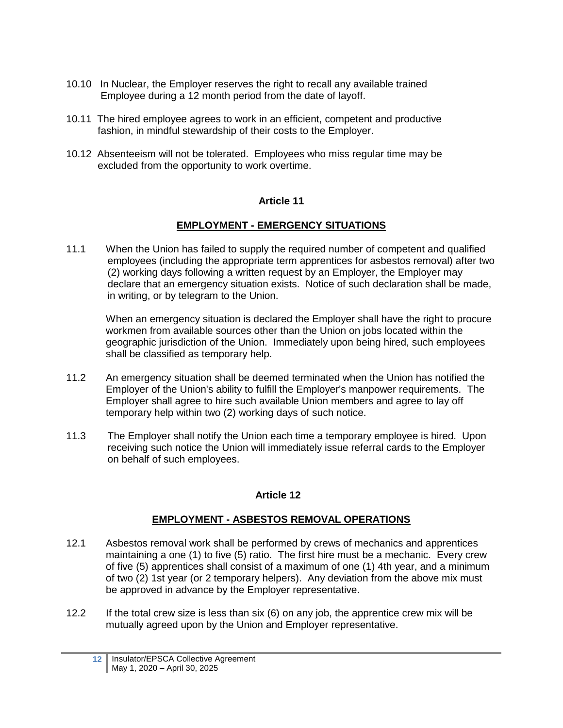10.10 In Nuclear, the Employer reserves the right to recall any available trained Employee during a 12 month period from the date of layoff.

10.11 The hired employee agrees to work in an efficient, competent and productive fashion, in mindful stewardship of their costs to the Employer.

10.12 Absenteeism will not be tolerated. Employees who miss regular time may be excluded from the opportunity to work overtime.

## Article 11

## EMPLOYMENT - EMERGENCY SITUATIONS

11.1 When the Union has failed to supply the required number of competent and qualified employees (including the appropriate term apprentices for asbestos removal) after two (2) working days following a written request by an Employer, the Employer may declare that an emergency situation exists. Notice of such declaration shall be made, in writing, or by telegram to the Union.

When an emergency situation is declared the Employer shall have the right to procure workmen from available sources other than the Union on jobs located within the geographic jurisdiction of the Union. Immediately upon being hired, such employees shall be classified as temporary help.

11.2 An emergency situation shall be deemed terminated when the Union has notified the Employer of the Union's ability to fulfill the Employer's manpower requirements. The Employer shall agree to hire such available Union members and agree to lay off temporary help within two (2) working days of such notice.

11.3 The Employer shall notify the Union each time a temporary employee is hired. Upon receiving such notice the Union will immediately issue referral cards to the Employer on behalf of such employees.

## Article 12

## EMPLOYMENT - ASBESTOS REMOVAL OPERATIONS

12.1 Asbestos removal work shall be performed by crews of mechanics and apprentices maintaining a one (1) to five (5) ratio. The first hire must be a mechanic. Every crew of five (5) apprentices shall consist of a maximum of one (1) 4th year, and a minimum of two (2) 1st year (or 2 temporary helpers). Any deviation from the above mix must be approved in advance by the Employer representative.

12.2 If the total crew size is less than six (6) on any job, the apprentice crew mix will be mutually agreed upon by the Union and Employer representative.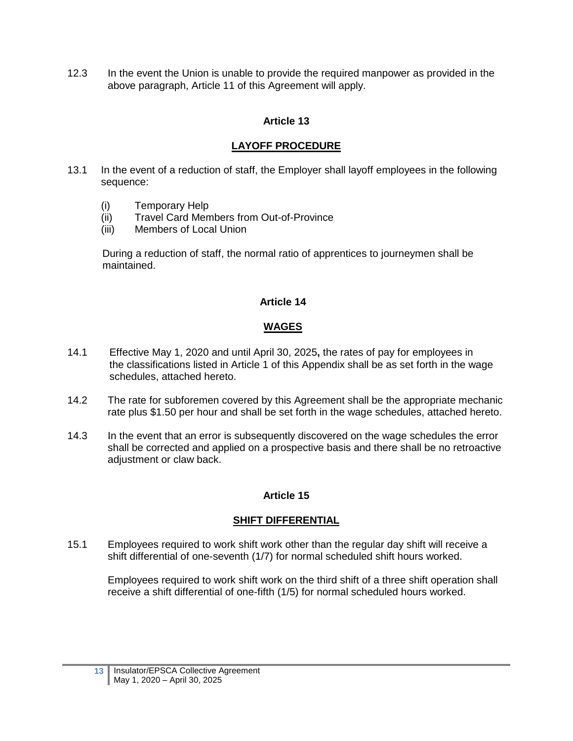12.3 In the event the Union is unable to provide the required manpower as provided in the above paragraph, Article 11 of this Agreement will apply.

## Article 13

## LAYOFF PROCEDURE

13.1 In the event of a reduction of staff, the Employer shall layoff employees in the following sequence:

(i) Temporary Help
(ii) Travel Card Members from Out-of-Province
(iii) Members of Local Union

During a reduction of staff, the normal ratio of apprentices to journeymen shall be maintained.

## Article 14

## WAGES

14.1 Effective May 1, 2020 and until April 30, 2025**,** the rates of pay for employees in the classifications listed in Article 1 of this Appendix shall be as set forth in the wage schedules, attached hereto.

14.2 The rate for subforemen covered by this Agreement shall be the appropriate mechanic rate plus $1.50 per hour and shall be set forth in the wage schedules, attached hereto.

14.3 In the event that an error is subsequently discovered on the wage schedules the error shall be corrected and applied on a prospective basis and there shall be no retroactive adjustment or claw back.

## Article 15

## SHIFT DIFFERENTIAL

15.1 Employees required to work shift work other than the regular day shift will receive a shift differential of one-seventh (1/7) for normal scheduled shift hours worked.

Employees required to work shift work on the third shift of a three shift operation shall receive a shift differential of one-fifth (1/5) for normal scheduled hours worked.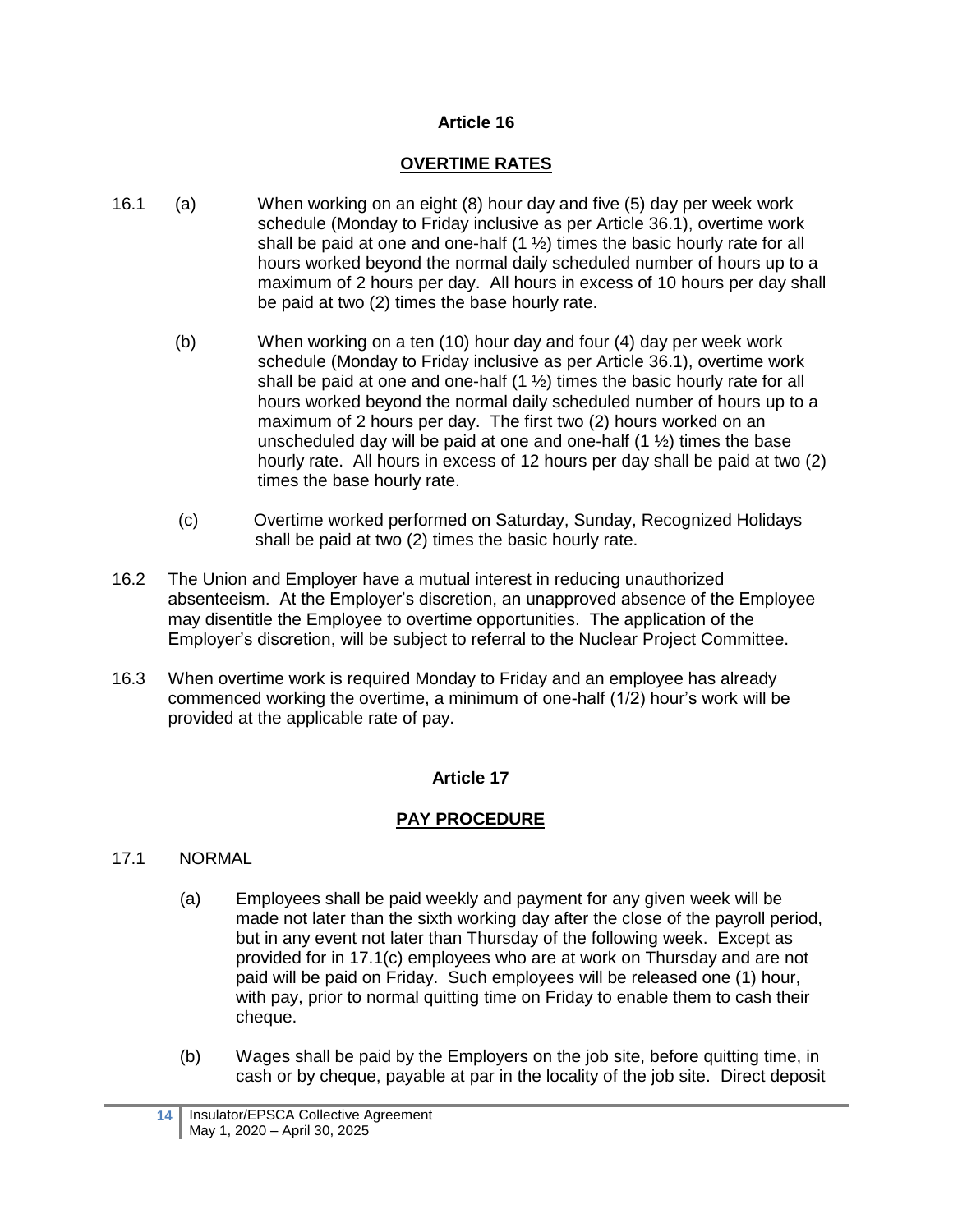## Article 16

## OVERTIME RATES

16.1 (a) When working on an eight (8) hour day and five (5) day per week work schedule (Monday to Friday inclusive as per Article 36.1), overtime work shall be paid at one and one-half (1 ½) times the basic hourly rate for all hours worked beyond the normal daily scheduled number of hours up to a maximum of 2 hours per day. All hours in excess of 10 hours per day shall be paid at two (2) times the base hourly rate.

(b) When working on a ten (10) hour day and four (4) day per week work schedule (Monday to Friday inclusive as per Article 36.1), overtime work shall be paid at one and one-half (1 ½) times the basic hourly rate for all hours worked beyond the normal daily scheduled number of hours up to a maximum of 2 hours per day. The first two (2) hours worked on an unscheduled day will be paid at one and one-half (1 ½) times the base hourly rate. All hours in excess of 12 hours per day shall be paid at two (2) times the base hourly rate.

(c) Overtime worked performed on Saturday, Sunday, Recognized Holidays shall be paid at two (2) times the basic hourly rate.

16.2 The Union and Employer have a mutual interest in reducing unauthorized absenteeism. At the Employer's discretion, an unapproved absence of the Employee may disentitle the Employee to overtime opportunities. The application of the Employer's discretion, will be subject to referral to the Nuclear Project Committee.

16.3 When overtime work is required Monday to Friday and an employee has already commenced working the overtime, a minimum of one-half (1/2) hour's work will be provided at the applicable rate of pay.

## Article 17

## PAY PROCEDURE

17.1 NORMAL

(a) Employees shall be paid weekly and payment for any given week will be made not later than the sixth working day after the close of the payroll period, but in any event not later than Thursday of the following week. Except as provided for in 17.1(c) employees who are at work on Thursday and are not paid will be paid on Friday. Such employees will be released one (1) hour, with pay, prior to normal quitting time on Friday to enable them to cash their cheque.

(b) Wages shall be paid by the Employers on the job site, before quitting time, in cash or by cheque, payable at par in the locality of the job site. Direct deposit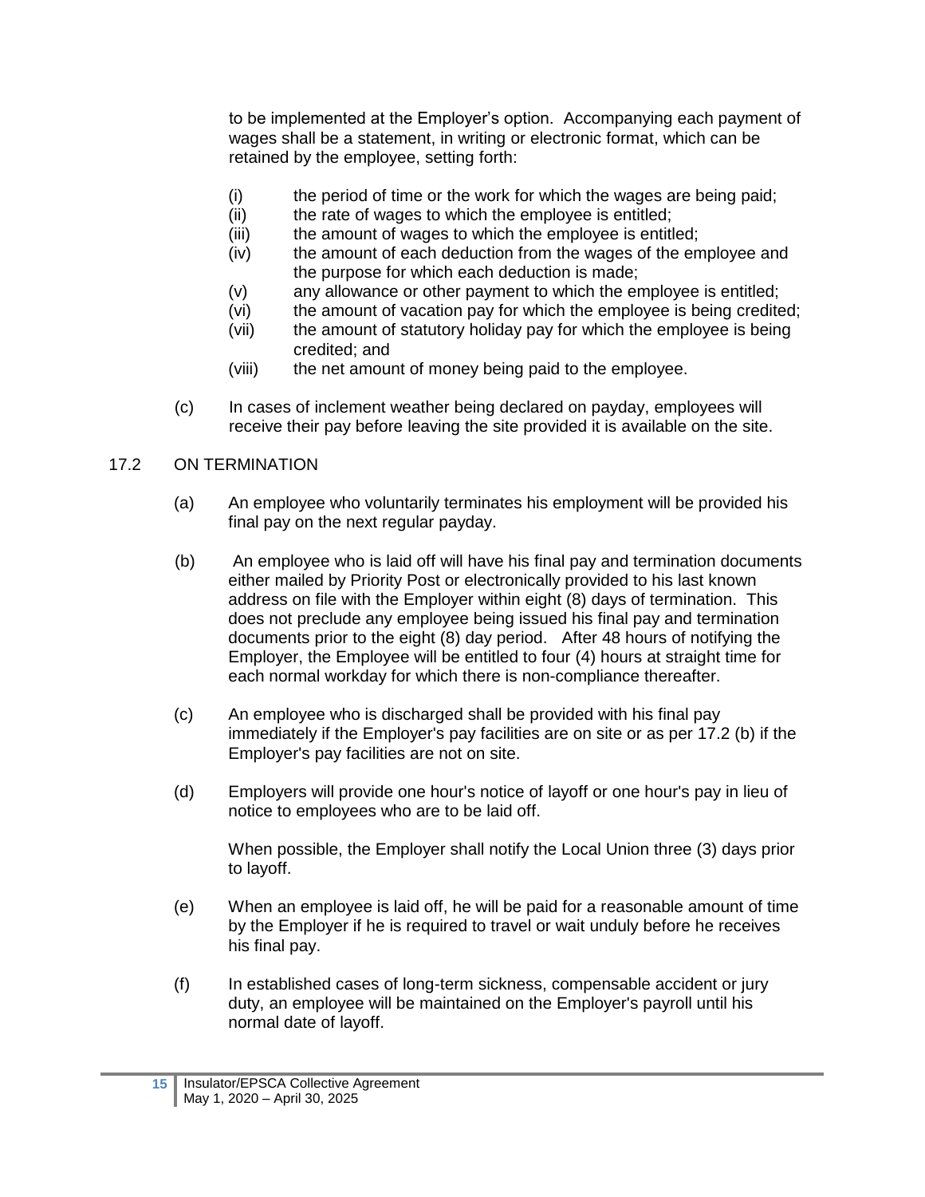to be implemented at the Employer's option. Accompanying each payment of wages shall be a statement, in writing or electronic format, which can be retained by the employee, setting forth:

- (i) the period of time or the work for which the wages are being paid;
- (ii) the rate of wages to which the employee is entitled;
- (iii) the amount of wages to which the employee is entitled;
- (iv) the amount of each deduction from the wages of the employee and the purpose for which each deduction is made;
- (v) any allowance or other payment to which the employee is entitled;
- (vi) the amount of vacation pay for which the employee is being credited;
- (vii) the amount of statutory holiday pay for which the employee is being credited; and
- (viii) the net amount of money being paid to the employee.

(c) In cases of inclement weather being declared on payday, employees will receive their pay before leaving the site provided it is available on the site.

### 17.2 ON TERMINATION

(a) An employee who voluntarily terminates his employment will be provided his final pay on the next regular payday.

(b) An employee who is laid off will have his final pay and termination documents either mailed by Priority Post or electronically provided to his last known address on file with the Employer within eight (8) days of termination. This does not preclude any employee being issued his final pay and termination documents prior to the eight (8) day period. After 48 hours of notifying the Employer, the Employee will be entitled to four (4) hours at straight time for each normal workday for which there is non-compliance thereafter.

(c) An employee who is discharged shall be provided with his final pay immediately if the Employer's pay facilities are on site or as per 17.2 (b) if the Employer's pay facilities are not on site.

(d) Employers will provide one hour's notice of layoff or one hour's pay in lieu of notice to employees who are to be laid off.

When possible, the Employer shall notify the Local Union three (3) days prior to layoff.

(e) When an employee is laid off, he will be paid for a reasonable amount of time by the Employer if he is required to travel or wait unduly before he receives his final pay.

(f) In established cases of long-term sickness, compensable accident or jury duty, an employee will be maintained on the Employer's payroll until his normal date of layoff.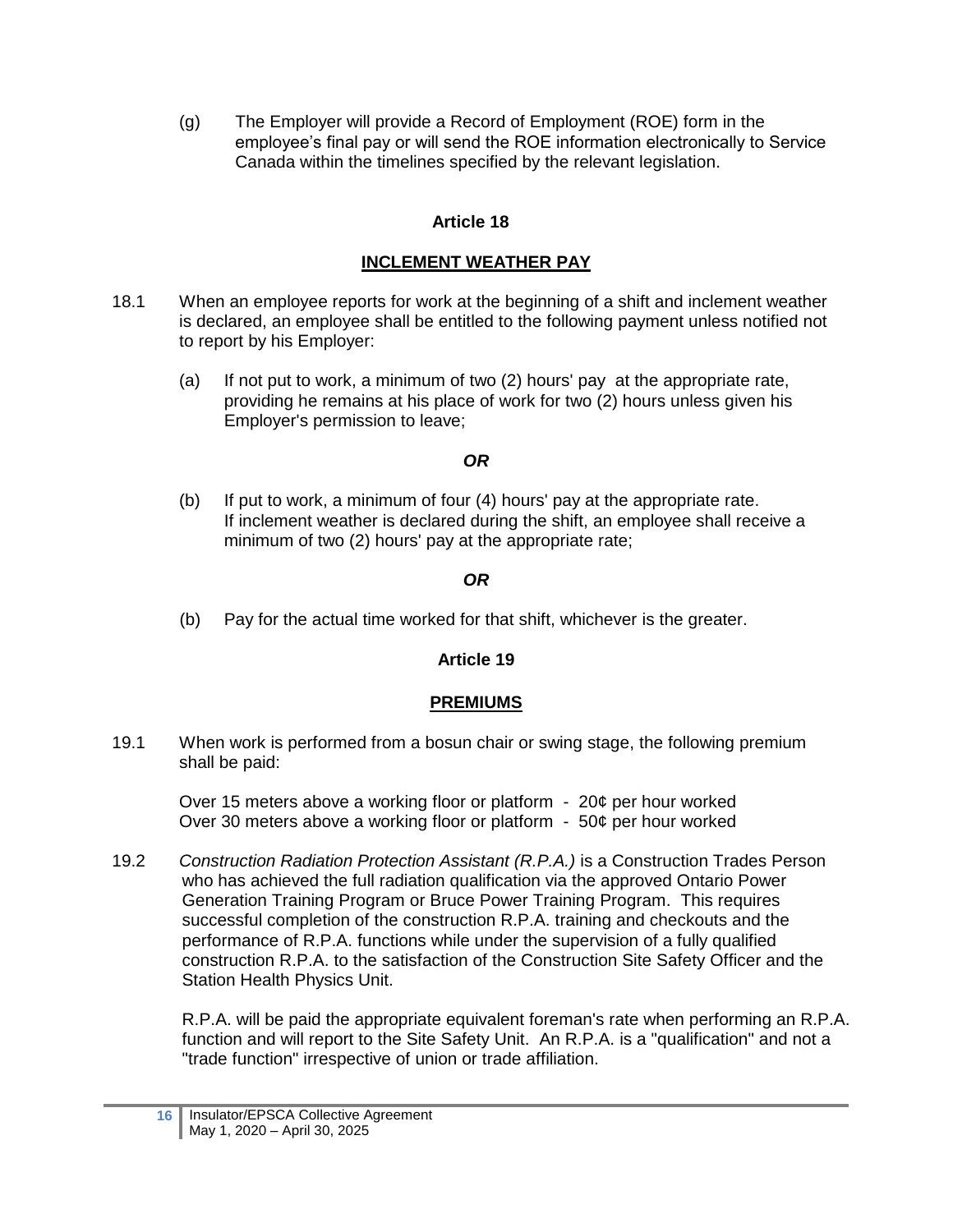(g) The Employer will provide a Record of Employment (ROE) form in the employee's final pay or will send the ROE information electronically to Service Canada within the timelines specified by the relevant legislation.

## Article 18

## INCLEMENT WEATHER PAY

18.1 When an employee reports for work at the beginning of a shift and inclement weather is declared, an employee shall be entitled to the following payment unless notified not to report by his Employer:

(a) If not put to work, a minimum of two (2) hours' pay at the appropriate rate, providing he remains at his place of work for two (2) hours unless given his Employer's permission to leave;

***OR***

(b) If put to work, a minimum of four (4) hours' pay at the appropriate rate. If inclement weather is declared during the shift, an employee shall receive a minimum of two (2) hours' pay at the appropriate rate;

***OR***

(b) Pay for the actual time worked for that shift, whichever is the greater.

## Article 19

## PREMIUMS

19.1 When work is performed from a bosun chair or swing stage, the following premium shall be paid:

Over 15 meters above a working floor or platform - 20¢ per hour worked
Over 30 meters above a working floor or platform - 50¢ per hour worked

19.2 *Construction Radiation Protection Assistant (R.P.A.)* is a Construction Trades Person who has achieved the full radiation qualification via the approved Ontario Power Generation Training Program or Bruce Power Training Program. This requires successful completion of the construction R.P.A. training and checkouts and the performance of R.P.A. functions while under the supervision of a fully qualified construction R.P.A. to the satisfaction of the Construction Site Safety Officer and the Station Health Physics Unit.

R.P.A. will be paid the appropriate equivalent foreman's rate when performing an R.P.A. function and will report to the Site Safety Unit. An R.P.A. is a "qualification" and not a "trade function" irrespective of union or trade affiliation.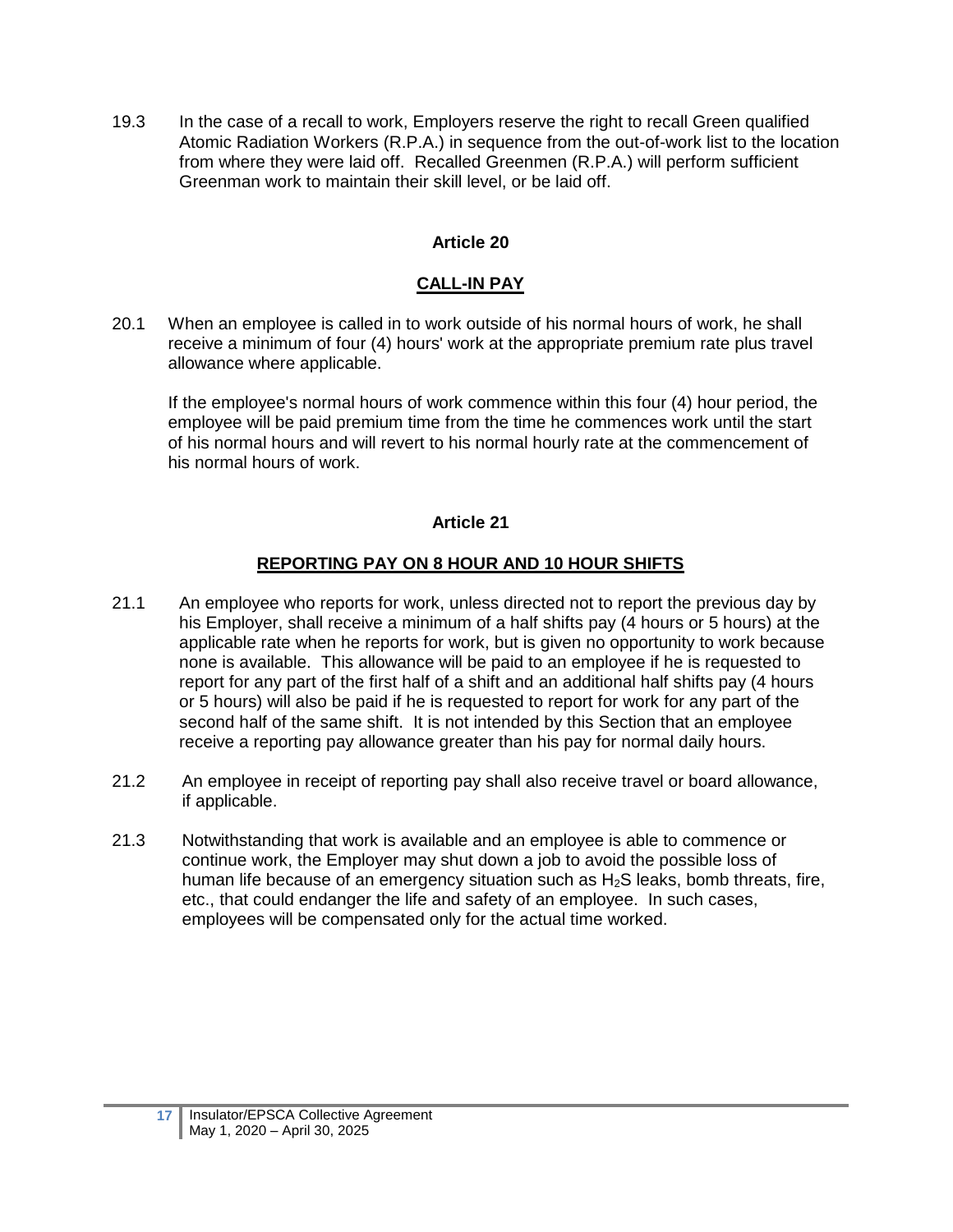19.3 In the case of a recall to work, Employers reserve the right to recall Green qualified Atomic Radiation Workers (R.P.A.) in sequence from the out-of-work list to the location from where they were laid off. Recalled Greenmen (R.P.A.) will perform sufficient Greenman work to maintain their skill level, or be laid off.

## Article 20

## CALL-IN PAY

20.1 When an employee is called in to work outside of his normal hours of work, he shall receive a minimum of four (4) hours' work at the appropriate premium rate plus travel allowance where applicable.

If the employee's normal hours of work commence within this four (4) hour period, the employee will be paid premium time from the time he commences work until the start of his normal hours and will revert to his normal hourly rate at the commencement of his normal hours of work.

## Article 21

## REPORTING PAY ON 8 HOUR AND 10 HOUR SHIFTS

21.1 An employee who reports for work, unless directed not to report the previous day by his Employer, shall receive a minimum of a half shifts pay (4 hours or 5 hours) at the applicable rate when he reports for work, but is given no opportunity to work because none is available. This allowance will be paid to an employee if he is requested to report for any part of the first half of a shift and an additional half shifts pay (4 hours or 5 hours) will also be paid if he is requested to report for work for any part of the second half of the same shift. It is not intended by this Section that an employee receive a reporting pay allowance greater than his pay for normal daily hours.

21.2 An employee in receipt of reporting pay shall also receive travel or board allowance, if applicable.

21.3 Notwithstanding that work is available and an employee is able to commence or continue work, the Employer may shut down a job to avoid the possible loss of human life because of an emergency situation such as $H_2S$ leaks, bomb threats, fire, etc., that could endanger the life and safety of an employee. In such cases, employees will be compensated only for the actual time worked.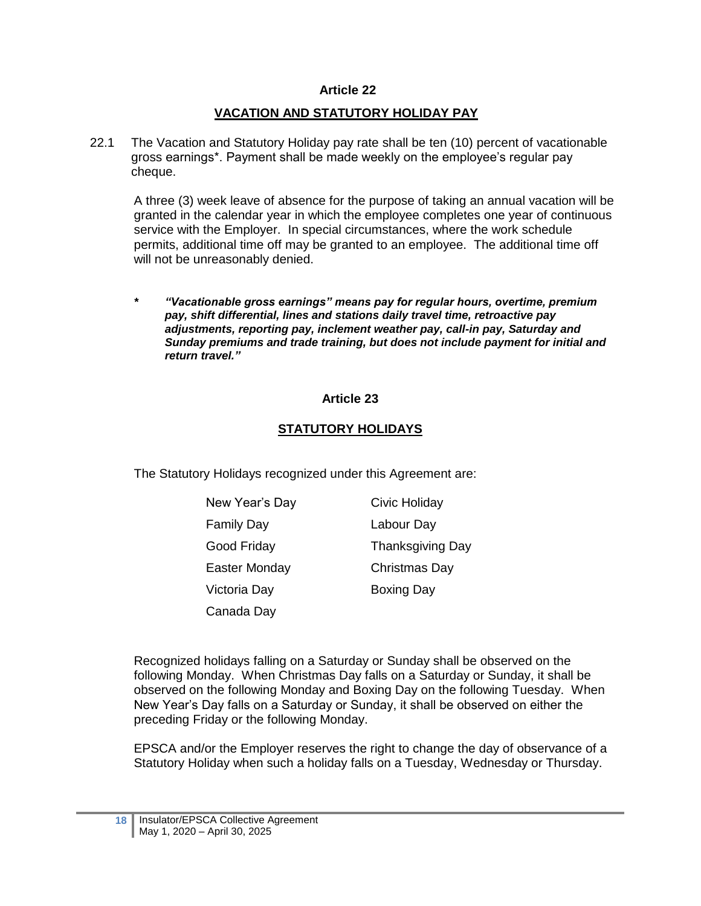## Article 22

## VACATION AND STATUTORY HOLIDAY PAY

22.1 The Vacation and Statutory Holiday pay rate shall be ten (10) percent of vacationable gross earnings*. Payment shall be made weekly on the employee's regular pay cheque.

A three (3) week leave of absence for the purpose of taking an annual vacation will be granted in the calendar year in which the employee completes one year of continuous service with the Employer. In special circumstances, where the work schedule permits, additional time off may be granted to an employee. The additional time off will not be unreasonably denied.

*\* "Vacationable gross earnings" means pay for regular hours, overtime, premium pay, shift differential, lines and stations daily travel time, retroactive pay adjustments, reporting pay, inclement weather pay, call-in pay, Saturday and Sunday premiums and trade training, but does not include payment for initial and return travel."*

## Article 23

## STATUTORY HOLIDAYS

The Statutory Holidays recognized under this Agreement are:

| | |
|---|---|
| New Year's Day | Civic Holiday |
| Family Day | Labour Day |
| Good Friday | Thanksgiving Day |
| Easter Monday | Christmas Day |
| Victoria Day | Boxing Day |
| Canada Day | |

Recognized holidays falling on a Saturday or Sunday shall be observed on the following Monday. When Christmas Day falls on a Saturday or Sunday, it shall be observed on the following Monday and Boxing Day on the following Tuesday. When New Year's Day falls on a Saturday or Sunday, it shall be observed on either the preceding Friday or the following Monday.

EPSCA and/or the Employer reserves the right to change the day of observance of a Statutory Holiday when such a holiday falls on a Tuesday, Wednesday or Thursday.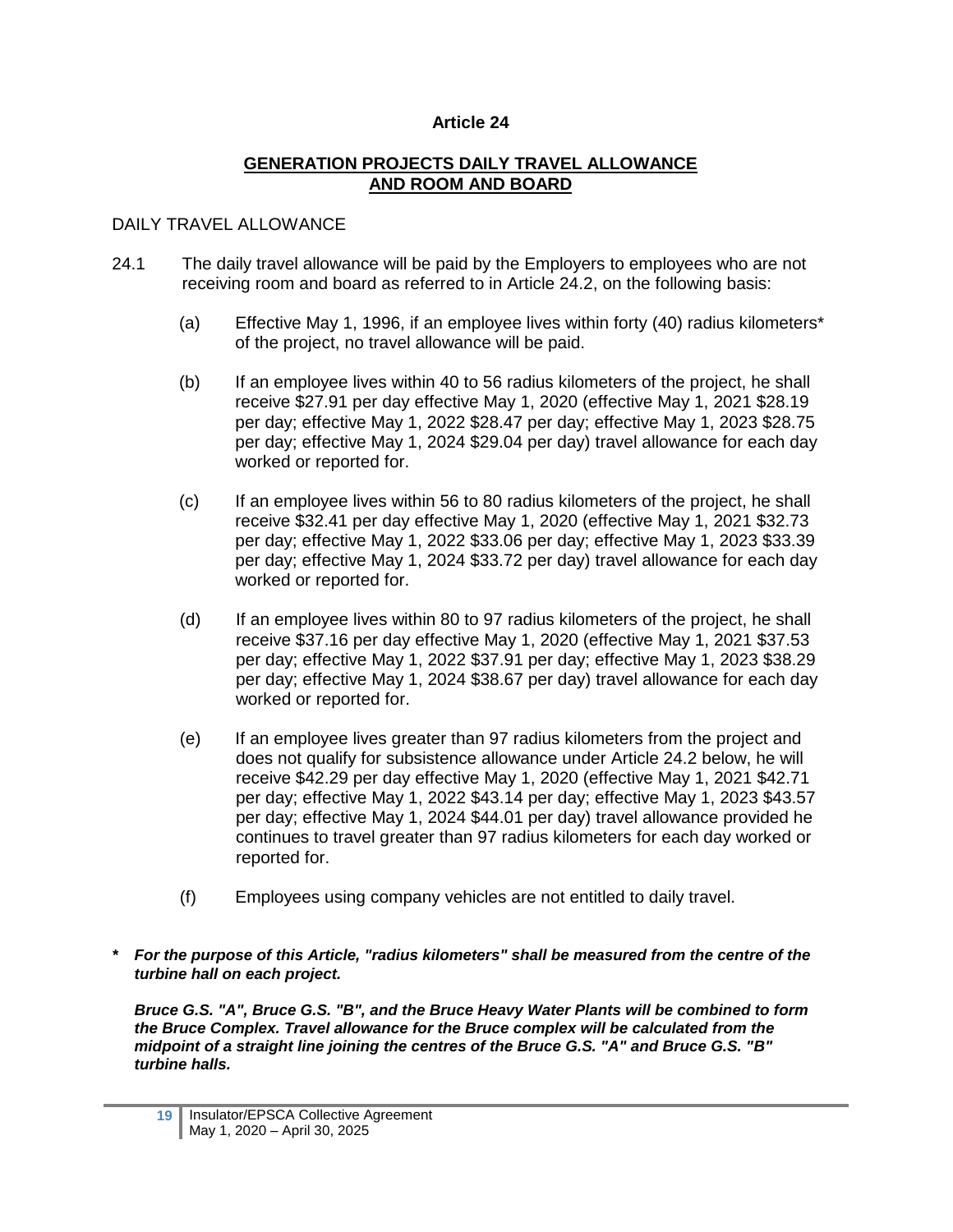# Article 24

## GENERATION PROJECTS DAILY TRAVEL ALLOWANCE AND ROOM AND BOARD

DAILY TRAVEL ALLOWANCE

24.1 The daily travel allowance will be paid by the Employers to employees who are not receiving room and board as referred to in Article 24.2, on the following basis:

(a) Effective May 1, 1996, if an employee lives within forty (40) radius kilometers* of the project, no travel allowance will be paid.

(b) If an employee lives within 40 to 56 radius kilometers of the project, he shall receive $27.91 per day effective May 1, 2020 (effective May 1, 2021 $28.19 per day; effective May 1, 2022 $28.47 per day; effective May 1, 2023 $28.75 per day; effective May 1, 2024 $29.04 per day) travel allowance for each day worked or reported for.

(c) If an employee lives within 56 to 80 radius kilometers of the project, he shall receive $32.41 per day effective May 1, 2020 (effective May 1, 2021 $32.73 per day; effective May 1, 2022 $33.06 per day; effective May 1, 2023 $33.39 per day; effective May 1, 2024 $33.72 per day) travel allowance for each day worked or reported for.

(d) If an employee lives within 80 to 97 radius kilometers of the project, he shall receive $37.16 per day effective May 1, 2020 (effective May 1, 2021 $37.53 per day; effective May 1, 2022 $37.91 per day; effective May 1, 2023 $38.29 per day; effective May 1, 2024 $38.67 per day) travel allowance for each day worked or reported for.

(e) If an employee lives greater than 97 radius kilometers from the project and does not qualify for subsistence allowance under Article 24.2 below, he will receive $42.29 per day effective May 1, 2020 (effective May 1, 2021 $42.71 per day; effective May 1, 2022 $43.14 per day; effective May 1, 2023 $43.57 per day; effective May 1, 2024 $44.01 per day) travel allowance provided he continues to travel greater than 97 radius kilometers for each day worked or reported for.

(f) Employees using company vehicles are not entitled to daily travel.

***\* For the purpose of this Article, "radius kilometers" shall be measured from the centre of the turbine hall on each project.***

***Bruce G.S. "A", Bruce G.S. "B", and the Bruce Heavy Water Plants will be combined to form the Bruce Complex. Travel allowance for the Bruce complex will be calculated from the midpoint of a straight line joining the centres of the Bruce G.S. "A" and Bruce G.S. "B" turbine halls.***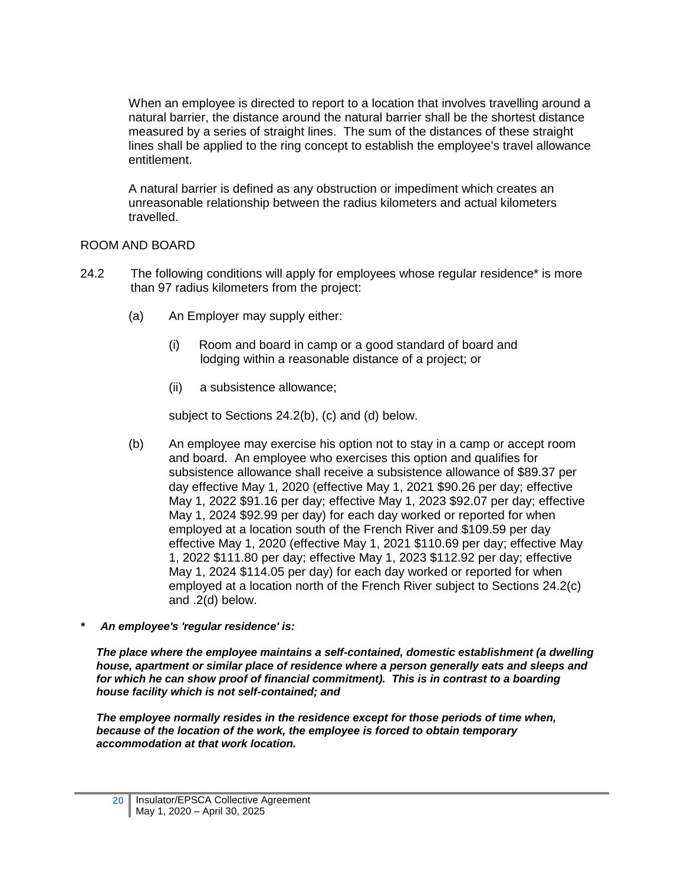When an employee is directed to report to a location that involves travelling around a natural barrier, the distance around the natural barrier shall be the shortest distance measured by a series of straight lines. The sum of the distances of these straight lines shall be applied to the ring concept to establish the employee's travel allowance entitlement.

A natural barrier is defined as any obstruction or impediment which creates an unreasonable relationship between the radius kilometers and actual kilometers travelled.

ROOM AND BOARD

24.2 The following conditions will apply for employees whose regular residence* is more than 97 radius kilometers from the project:

(a) An Employer may supply either:

(i) Room and board in camp or a good standard of board and lodging within a reasonable distance of a project; or

(ii) a subsistence allowance;

subject to Sections 24.2(b), (c) and (d) below.

(b) An employee may exercise his option not to stay in a camp or accept room and board. An employee who exercises this option and qualifies for subsistence allowance shall receive a subsistence allowance of $89.37 per day effective May 1, 2020 (effective May 1, 2021 $90.26 per day; effective May 1, 2022 $91.16 per day; effective May 1, 2023 $92.07 per day; effective May 1, 2024 $92.99 per day) for each day worked or reported for when employed at a location south of the French River and $109.59 per day effective May 1, 2020 (effective May 1, 2021 $110.69 per day; effective May 1, 2022 $111.80 per day; effective May 1, 2023 $112.92 per day; effective May 1, 2024 $114.05 per day) for each day worked or reported for when employed at a location north of the French River subject to Sections 24.2(c) and .2(d) below.

**\* *An employee's 'regular residence' is:***

***The place where the employee maintains a self-contained, domestic establishment (a dwelling house, apartment or similar place of residence where a person generally eats and sleeps and for which he can show proof of financial commitment). This is in contrast to a boarding house facility which is not self-contained; and***

***The employee normally resides in the residence except for those periods of time when, because of the location of the work, the employee is forced to obtain temporary accommodation at that work location.***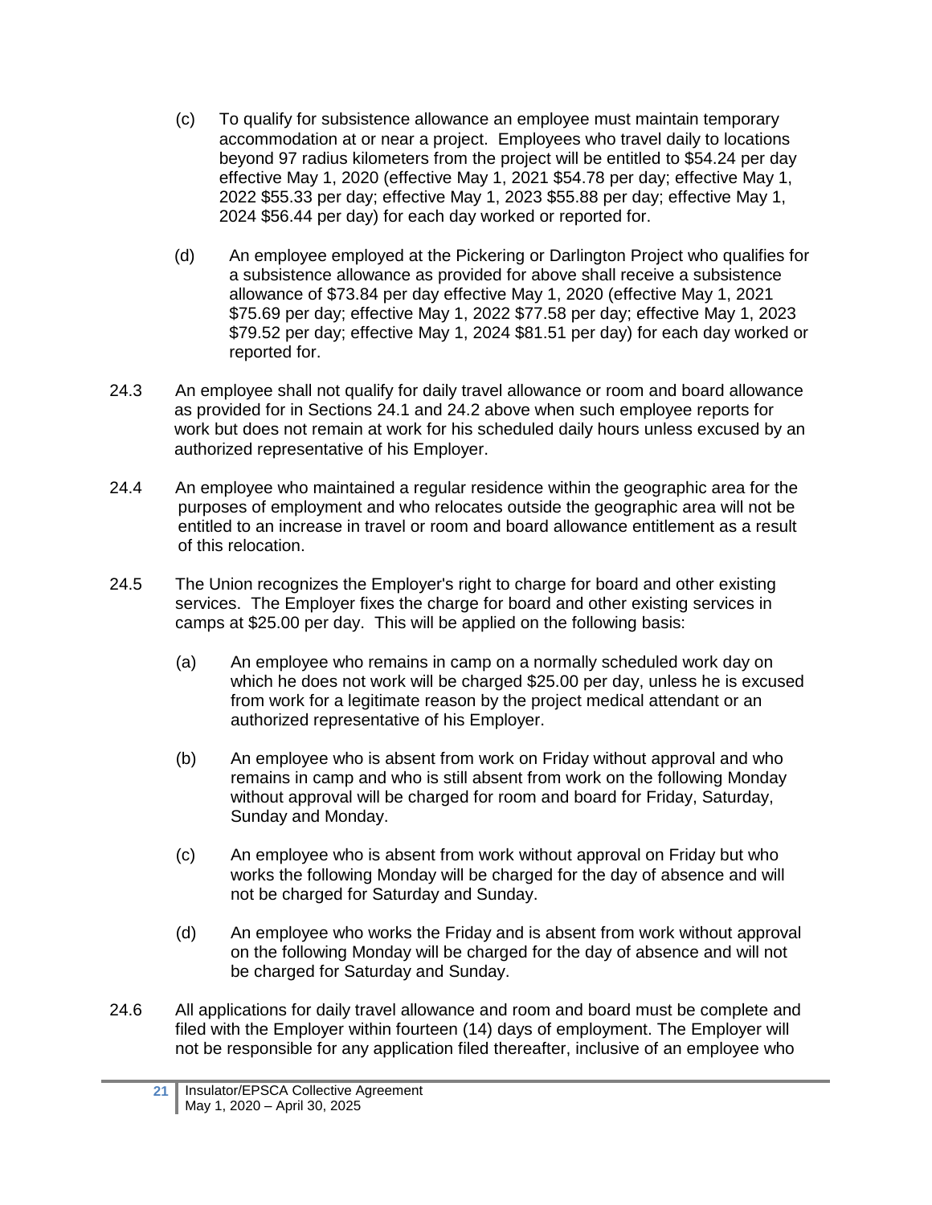(c) To qualify for subsistence allowance an employee must maintain temporary accommodation at or near a project. Employees who travel daily to locations beyond 97 radius kilometers from the project will be entitled to $54.24 per day effective May 1, 2020 (effective May 1, 2021 $54.78 per day; effective May 1, 2022 $55.33 per day; effective May 1, 2023 $55.88 per day; effective May 1, 2024 $56.44 per day) for each day worked or reported for.

(d) An employee employed at the Pickering or Darlington Project who qualifies for a subsistence allowance as provided for above shall receive a subsistence allowance of $73.84 per day effective May 1, 2020 (effective May 1, 2021 $75.69 per day; effective May 1, 2022 $77.58 per day; effective May 1, 2023 $79.52 per day; effective May 1, 2024 $81.51 per day) for each day worked or reported for.

24.3 An employee shall not qualify for daily travel allowance or room and board allowance as provided for in Sections 24.1 and 24.2 above when such employee reports for work but does not remain at work for his scheduled daily hours unless excused by an authorized representative of his Employer.

24.4 An employee who maintained a regular residence within the geographic area for the purposes of employment and who relocates outside the geographic area will not be entitled to an increase in travel or room and board allowance entitlement as a result of this relocation.

24.5 The Union recognizes the Employer's right to charge for board and other existing services. The Employer fixes the charge for board and other existing services in camps at $25.00 per day. This will be applied on the following basis:

(a) An employee who remains in camp on a normally scheduled work day on which he does not work will be charged $25.00 per day, unless he is excused from work for a legitimate reason by the project medical attendant or an authorized representative of his Employer.

(b) An employee who is absent from work on Friday without approval and who remains in camp and who is still absent from work on the following Monday without approval will be charged for room and board for Friday, Saturday, Sunday and Monday.

(c) An employee who is absent from work without approval on Friday but who works the following Monday will be charged for the day of absence and will not be charged for Saturday and Sunday.

(d) An employee who works the Friday and is absent from work without approval on the following Monday will be charged for the day of absence and will not be charged for Saturday and Sunday.

24.6 All applications for daily travel allowance and room and board must be complete and filed with the Employer within fourteen (14) days of employment. The Employer will not be responsible for any application filed thereafter, inclusive of an employee who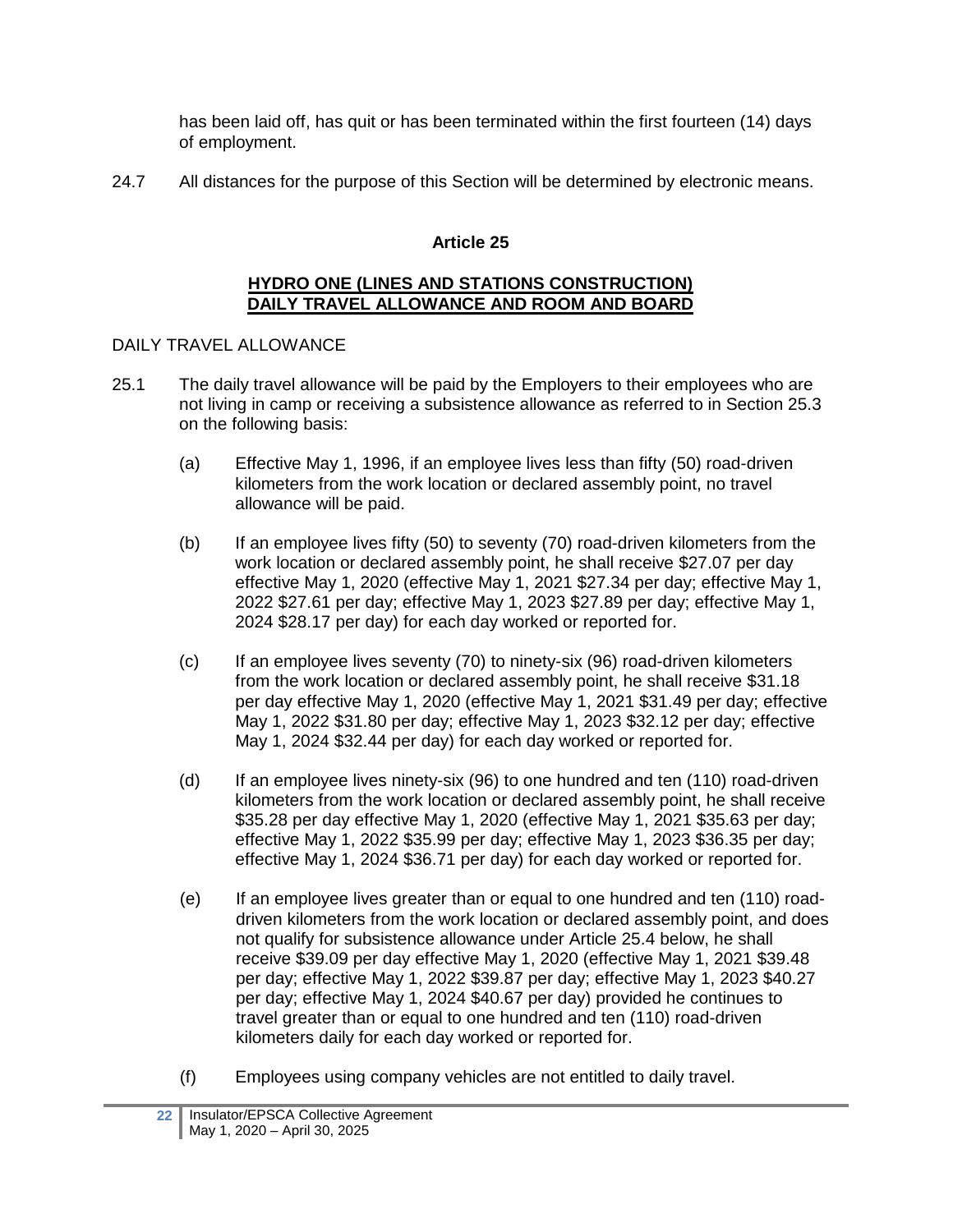has been laid off, has quit or has been terminated within the first fourteen (14) days of employment.

24.7 All distances for the purpose of this Section will be determined by electronic means.

## Article 25

### HYDRO ONE (LINES AND STATIONS CONSTRUCTION) DAILY TRAVEL ALLOWANCE AND ROOM AND BOARD

DAILY TRAVEL ALLOWANCE

25.1 The daily travel allowance will be paid by the Employers to their employees who are not living in camp or receiving a subsistence allowance as referred to in Section 25.3 on the following basis:

(a) Effective May 1, 1996, if an employee lives less than fifty (50) road-driven kilometers from the work location or declared assembly point, no travel allowance will be paid.

(b) If an employee lives fifty (50) to seventy (70) road-driven kilometers from the work location or declared assembly point, he shall receive $27.07 per day effective May 1, 2020 (effective May 1, 2021 $27.34 per day; effective May 1, 2022 $27.61 per day; effective May 1, 2023 $27.89 per day; effective May 1, 2024 $28.17 per day) for each day worked or reported for.

(c) If an employee lives seventy (70) to ninety-six (96) road-driven kilometers from the work location or declared assembly point, he shall receive $31.18 per day effective May 1, 2020 (effective May 1, 2021 $31.49 per day; effective May 1, 2022 $31.80 per day; effective May 1, 2023 $32.12 per day; effective May 1, 2024 $32.44 per day) for each day worked or reported for.

(d) If an employee lives ninety-six (96) to one hundred and ten (110) road-driven kilometers from the work location or declared assembly point, he shall receive $35.28 per day effective May 1, 2020 (effective May 1, 2021 $35.63 per day; effective May 1, 2022 $35.99 per day; effective May 1, 2023 $36.35 per day; effective May 1, 2024 $36.71 per day) for each day worked or reported for.

(e) If an employee lives greater than or equal to one hundred and ten (110) road-driven kilometers from the work location or declared assembly point, and does not qualify for subsistence allowance under Article 25.4 below, he shall receive $39.09 per day effective May 1, 2020 (effective May 1, 2021 $39.48 per day; effective May 1, 2022 $39.87 per day; effective May 1, 2023 $40.27 per day; effective May 1, 2024 $40.67 per day) provided he continues to travel greater than or equal to one hundred and ten (110) road-driven kilometers daily for each day worked or reported for.

(f) Employees using company vehicles are not entitled to daily travel.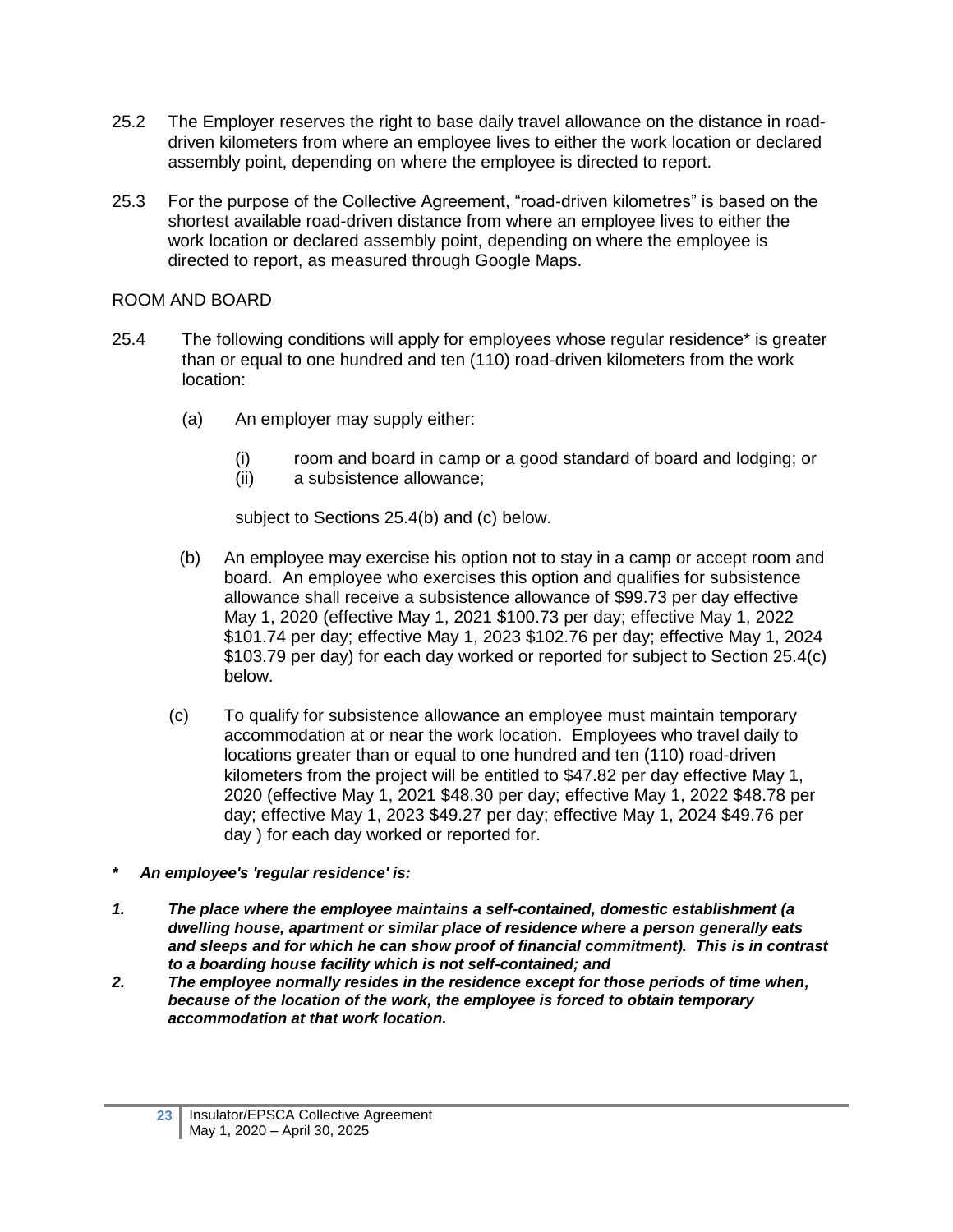25.2 The Employer reserves the right to base daily travel allowance on the distance in road-driven kilometers from where an employee lives to either the work location or declared assembly point, depending on where the employee is directed to report.

25.3 For the purpose of the Collective Agreement, "road-driven kilometres" is based on the shortest available road-driven distance from where an employee lives to either the work location or declared assembly point, depending on where the employee is directed to report, as measured through Google Maps.

ROOM AND BOARD

25.4 The following conditions will apply for employees whose regular residence* is greater than or equal to one hundred and ten (110) road-driven kilometers from the work location:

(a) An employer may supply either:

(i) room and board in camp or a good standard of board and lodging; or
(ii) a subsistence allowance;

subject to Sections 25.4(b) and (c) below.

(b) An employee may exercise his option not to stay in a camp or accept room and board. An employee who exercises this option and qualifies for subsistence allowance shall receive a subsistence allowance of $99.73 per day effective May 1, 2020 (effective May 1, 2021 $100.73 per day; effective May 1, 2022 $101.74 per day; effective May 1, 2023 $102.76 per day; effective May 1, 2024 $103.79 per day) for each day worked or reported for subject to Section 25.4(c) below.

(c) To qualify for subsistence allowance an employee must maintain temporary accommodation at or near the work location. Employees who travel daily to locations greater than or equal to one hundred and ten (110) road-driven kilometers from the project will be entitled to $47.82 per day effective May 1, 2020 (effective May 1, 2021 $48.30 per day; effective May 1, 2022 $48.78 per day; effective May 1, 2023 $49.27 per day; effective May 1, 2024 $49.76 per day ) for each day worked or reported for.

***\* An employee's 'regular residence' is:***

***1. The place where the employee maintains a self-contained, domestic establishment (a dwelling house, apartment or similar place of residence where a person generally eats and sleeps and for which he can show proof of financial commitment). This is in contrast to a boarding house facility which is not self-contained; and***

***2. The employee normally resides in the residence except for those periods of time when, because of the location of the work, the employee is forced to obtain temporary accommodation at that work location.***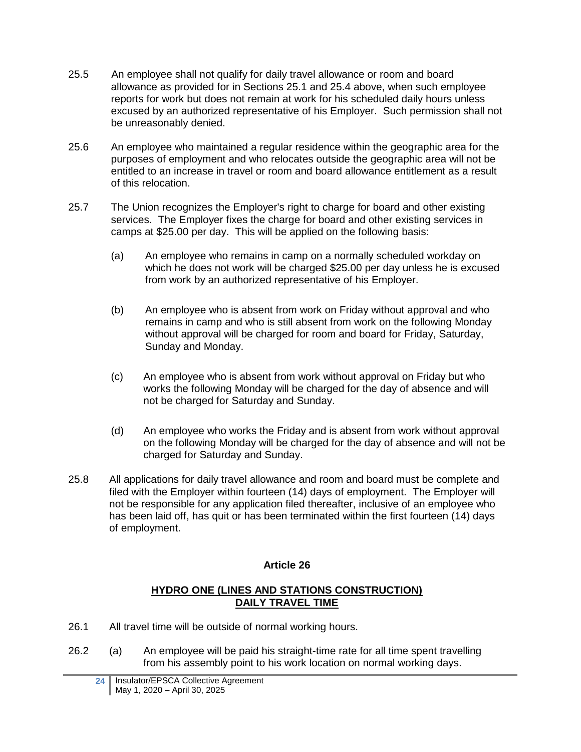25.5 An employee shall not qualify for daily travel allowance or room and board allowance as provided for in Sections 25.1 and 25.4 above, when such employee reports for work but does not remain at work for his scheduled daily hours unless excused by an authorized representative of his Employer. Such permission shall not be unreasonably denied.

25.6 An employee who maintained a regular residence within the geographic area for the purposes of employment and who relocates outside the geographic area will not be entitled to an increase in travel or room and board allowance entitlement as a result of this relocation.

25.7 The Union recognizes the Employer's right to charge for board and other existing services. The Employer fixes the charge for board and other existing services in camps at $25.00 per day. This will be applied on the following basis:

(a) An employee who remains in camp on a normally scheduled workday on which he does not work will be charged $25.00 per day unless he is excused from work by an authorized representative of his Employer.

(b) An employee who is absent from work on Friday without approval and who remains in camp and who is still absent from work on the following Monday without approval will be charged for room and board for Friday, Saturday, Sunday and Monday.

(c) An employee who is absent from work without approval on Friday but who works the following Monday will be charged for the day of absence and will not be charged for Saturday and Sunday.

(d) An employee who works the Friday and is absent from work without approval on the following Monday will be charged for the day of absence and will not be charged for Saturday and Sunday.

25.8 All applications for daily travel allowance and room and board must be complete and filed with the Employer within fourteen (14) days of employment. The Employer will not be responsible for any application filed thereafter, inclusive of an employee who has been laid off, has quit or has been terminated within the first fourteen (14) days of employment.

## Article 26

### HYDRO ONE (LINES AND STATIONS CONSTRUCTION) DAILY TRAVEL TIME

26.1 All travel time will be outside of normal working hours.

26.2 (a) An employee will be paid his straight-time rate for all time spent travelling from his assembly point to his work location on normal working days.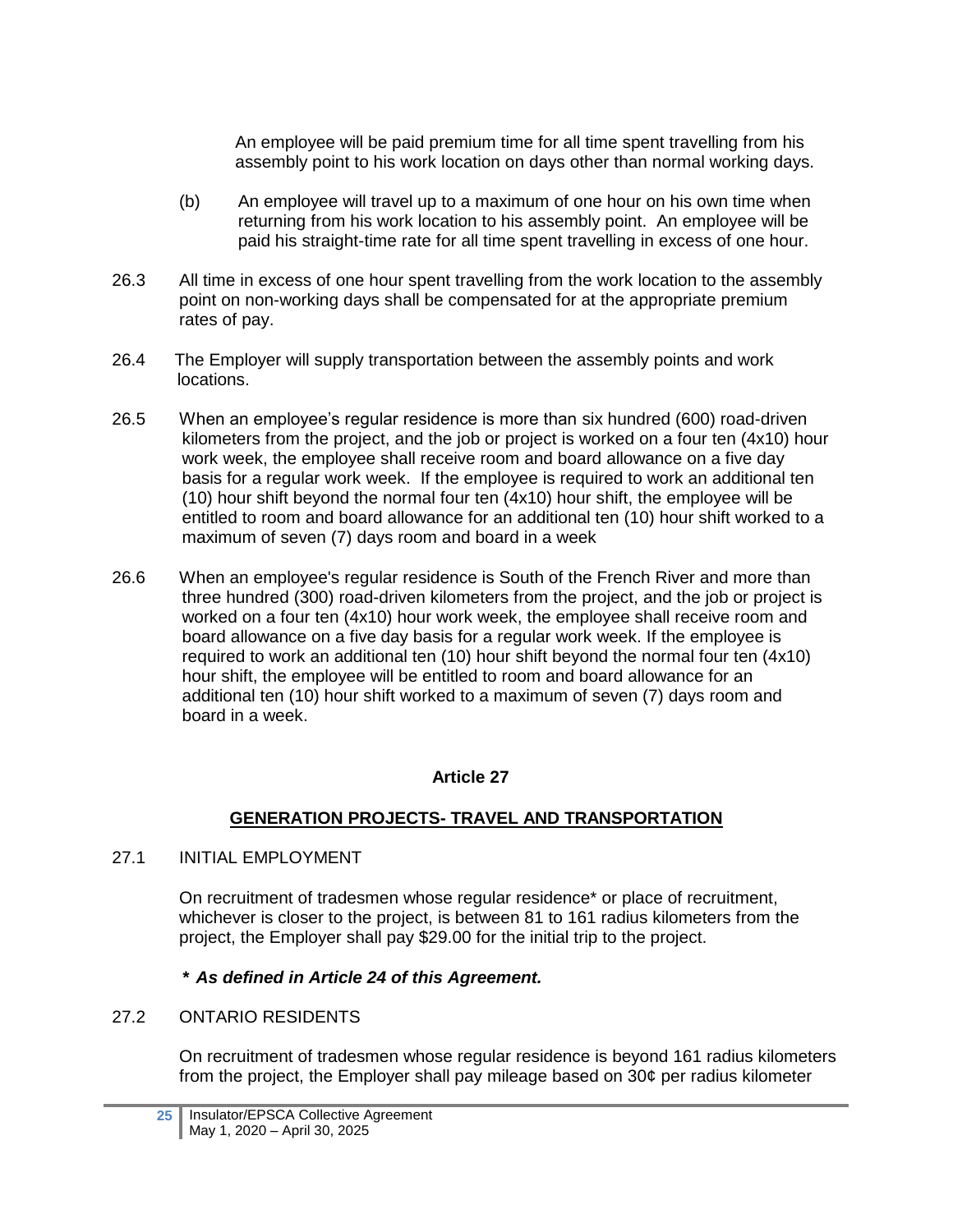An employee will be paid premium time for all time spent travelling from his assembly point to his work location on days other than normal working days.

(b) An employee will travel up to a maximum of one hour on his own time when returning from his work location to his assembly point. An employee will be paid his straight-time rate for all time spent travelling in excess of one hour.

26.3 All time in excess of one hour spent travelling from the work location to the assembly point on non-working days shall be compensated for at the appropriate premium rates of pay.

26.4 The Employer will supply transportation between the assembly points and work locations.

26.5 When an employee's regular residence is more than six hundred (600) road-driven kilometers from the project, and the job or project is worked on a four ten (4x10) hour work week, the employee shall receive room and board allowance on a five day basis for a regular work week. If the employee is required to work an additional ten (10) hour shift beyond the normal four ten (4x10) hour shift, the employee will be entitled to room and board allowance for an additional ten (10) hour shift worked to a maximum of seven (7) days room and board in a week

26.6 When an employee's regular residence is South of the French River and more than three hundred (300) road-driven kilometers from the project, and the job or project is worked on a four ten (4x10) hour work week, the employee shall receive room and board allowance on a five day basis for a regular work week. If the employee is required to work an additional ten (10) hour shift beyond the normal four ten (4x10) hour shift, the employee will be entitled to room and board allowance for an additional ten (10) hour shift worked to a maximum of seven (7) days room and board in a week.

## Article 27

## GENERATION PROJECTS- TRAVEL AND TRANSPORTATION

27.1 INITIAL EMPLOYMENT

On recruitment of tradesmen whose regular residence* or place of recruitment, whichever is closer to the project, is between 81 to 161 radius kilometers from the project, the Employer shall pay $29.00 for the initial trip to the project.

***\* As defined in Article 24 of this Agreement.***

27.2 ONTARIO RESIDENTS

On recruitment of tradesmen whose regular residence is beyond 161 radius kilometers from the project, the Employer shall pay mileage based on 30¢ per radius kilometer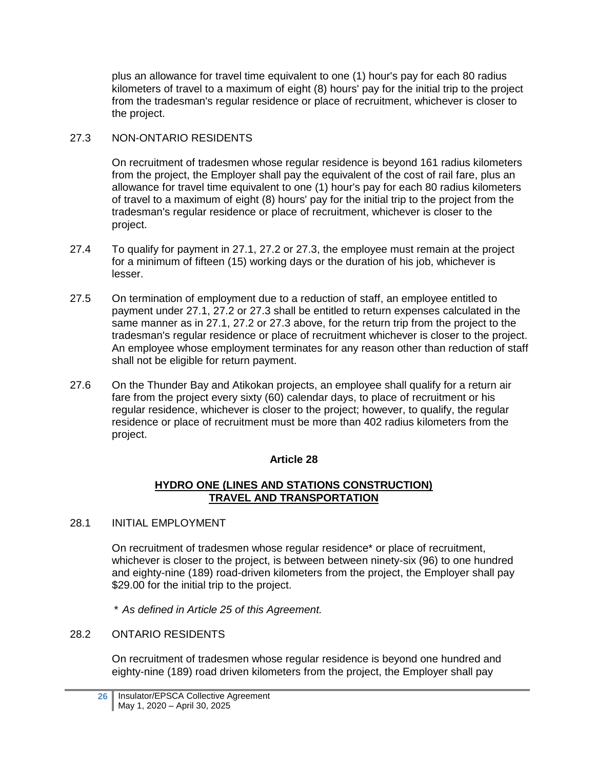plus an allowance for travel time equivalent to one (1) hour's pay for each 80 radius kilometers of travel to a maximum of eight (8) hours' pay for the initial trip to the project from the tradesman's regular residence or place of recruitment, whichever is closer to the project.

27.3 NON-ONTARIO RESIDENTS

On recruitment of tradesmen whose regular residence is beyond 161 radius kilometers from the project, the Employer shall pay the equivalent of the cost of rail fare, plus an allowance for travel time equivalent to one (1) hour's pay for each 80 radius kilometers of travel to a maximum of eight (8) hours' pay for the initial trip to the project from the tradesman's regular residence or place of recruitment, whichever is closer to the project.

27.4 To qualify for payment in 27.1, 27.2 or 27.3, the employee must remain at the project for a minimum of fifteen (15) working days or the duration of his job, whichever is lesser.

27.5 On termination of employment due to a reduction of staff, an employee entitled to payment under 27.1, 27.2 or 27.3 shall be entitled to return expenses calculated in the same manner as in 27.1, 27.2 or 27.3 above, for the return trip from the project to the tradesman's regular residence or place of recruitment whichever is closer to the project. An employee whose employment terminates for any reason other than reduction of staff shall not be eligible for return payment.

27.6 On the Thunder Bay and Atikokan projects, an employee shall qualify for a return air fare from the project every sixty (60) calendar days, to place of recruitment or his regular residence, whichever is closer to the project; however, to qualify, the regular residence or place of recruitment must be more than 402 radius kilometers from the project.

## Article 28

### <u>HYDRO ONE (LINES AND STATIONS CONSTRUCTION) TRAVEL AND TRANSPORTATION</u>

28.1 INITIAL EMPLOYMENT

On recruitment of tradesmen whose regular residence* or place of recruitment, whichever is closer to the project, is between between ninety-six (96) to one hundred and eighty-nine (189) road-driven kilometers from the project, the Employer shall pay $29.00 for the initial trip to the project.

*\* As defined in Article 25 of this Agreement.*

28.2 ONTARIO RESIDENTS

On recruitment of tradesmen whose regular residence is beyond one hundred and eighty-nine (189) road driven kilometers from the project, the Employer shall pay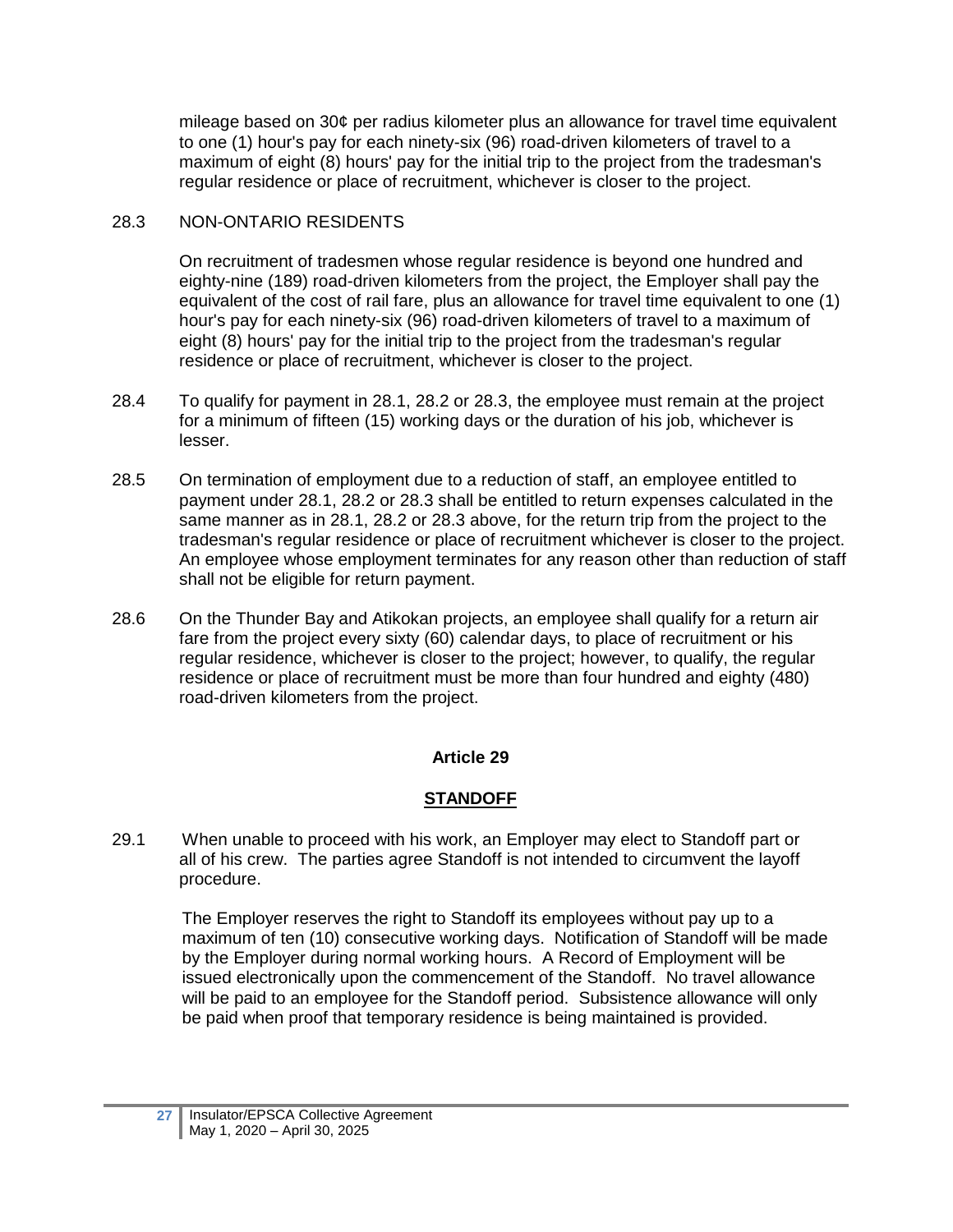mileage based on 30¢ per radius kilometer plus an allowance for travel time equivalent to one (1) hour's pay for each ninety-six (96) road-driven kilometers of travel to a maximum of eight (8) hours' pay for the initial trip to the project from the tradesman's regular residence or place of recruitment, whichever is closer to the project.

28.3 NON-ONTARIO RESIDENTS

On recruitment of tradesmen whose regular residence is beyond one hundred and eighty-nine (189) road-driven kilometers from the project, the Employer shall pay the equivalent of the cost of rail fare, plus an allowance for travel time equivalent to one (1) hour's pay for each ninety-six (96) road-driven kilometers of travel to a maximum of eight (8) hours' pay for the initial trip to the project from the tradesman's regular residence or place of recruitment, whichever is closer to the project.

28.4 To qualify for payment in 28.1, 28.2 or 28.3, the employee must remain at the project for a minimum of fifteen (15) working days or the duration of his job, whichever is lesser.

28.5 On termination of employment due to a reduction of staff, an employee entitled to payment under 28.1, 28.2 or 28.3 shall be entitled to return expenses calculated in the same manner as in 28.1, 28.2 or 28.3 above, for the return trip from the project to the tradesman's regular residence or place of recruitment whichever is closer to the project. An employee whose employment terminates for any reason other than reduction of staff shall not be eligible for return payment.

28.6 On the Thunder Bay and Atikokan projects, an employee shall qualify for a return air fare from the project every sixty (60) calendar days, to place of recruitment or his regular residence, whichever is closer to the project; however, to qualify, the regular residence or place of recruitment must be more than four hundred and eighty (480) road-driven kilometers from the project.

## Article 29

## STANDOFF

29.1 When unable to proceed with his work, an Employer may elect to Standoff part or all of his crew. The parties agree Standoff is not intended to circumvent the layoff procedure.

The Employer reserves the right to Standoff its employees without pay up to a maximum of ten (10) consecutive working days. Notification of Standoff will be made by the Employer during normal working hours. A Record of Employment will be issued electronically upon the commencement of the Standoff. No travel allowance will be paid to an employee for the Standoff period. Subsistence allowance will only be paid when proof that temporary residence is being maintained is provided.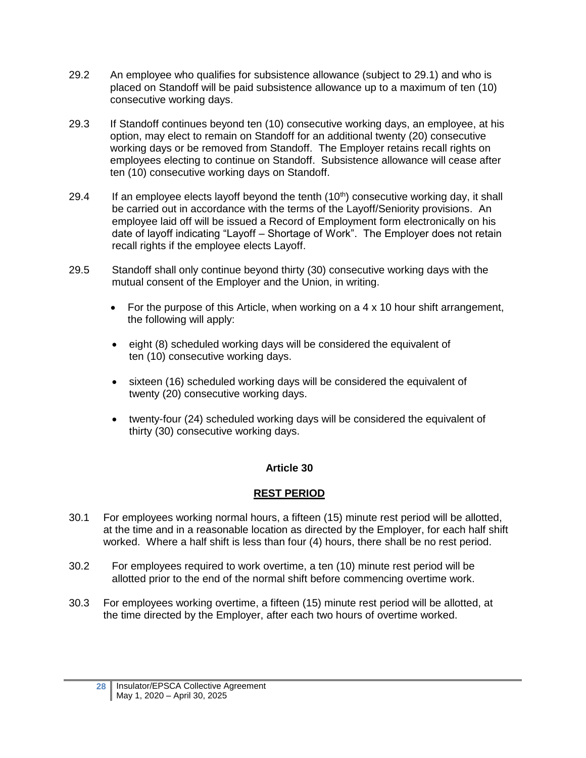29.2 An employee who qualifies for subsistence allowance (subject to 29.1) and who is placed on Standoff will be paid subsistence allowance up to a maximum of ten (10) consecutive working days.

29.3 If Standoff continues beyond ten (10) consecutive working days, an employee, at his option, may elect to remain on Standoff for an additional twenty (20) consecutive working days or be removed from Standoff. The Employer retains recall rights on employees electing to continue on Standoff. Subsistence allowance will cease after ten (10) consecutive working days on Standoff.

29.4 If an employee elects layoff beyond the tenth (10th) consecutive working day, it shall be carried out in accordance with the terms of the Layoff/Seniority provisions. An employee laid off will be issued a Record of Employment form electronically on his date of layoff indicating "Layoff – Shortage of Work". The Employer does not retain recall rights if the employee elects Layoff.

29.5 Standoff shall only continue beyond thirty (30) consecutive working days with the mutual consent of the Employer and the Union, in writing.

- For the purpose of this Article, when working on a 4 x 10 hour shift arrangement, the following will apply:
- eight (8) scheduled working days will be considered the equivalent of ten (10) consecutive working days.
- sixteen (16) scheduled working days will be considered the equivalent of twenty (20) consecutive working days.
- twenty-four (24) scheduled working days will be considered the equivalent of thirty (30) consecutive working days.

## Article 30

## REST PERIOD

30.1 For employees working normal hours, a fifteen (15) minute rest period will be allotted, at the time and in a reasonable location as directed by the Employer, for each half shift worked. Where a half shift is less than four (4) hours, there shall be no rest period.

30.2 For employees required to work overtime, a ten (10) minute rest period will be allotted prior to the end of the normal shift before commencing overtime work.

30.3 For employees working overtime, a fifteen (15) minute rest period will be allotted, at the time directed by the Employer, after each two hours of overtime worked.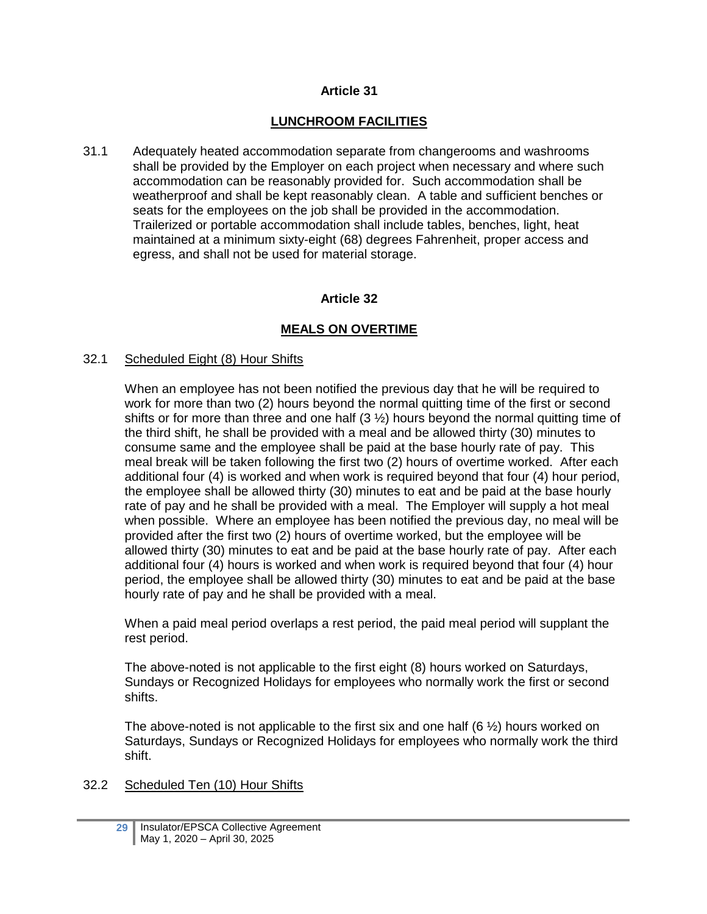## Article 31

## LUNCHROOM FACILITIES

31.1 Adequately heated accommodation separate from changerooms and washrooms shall be provided by the Employer on each project when necessary and where such accommodation can be reasonably provided for. Such accommodation shall be weatherproof and shall be kept reasonably clean. A table and sufficient benches or seats for the employees on the job shall be provided in the accommodation. Trailerized or portable accommodation shall include tables, benches, light, heat maintained at a minimum sixty-eight (68) degrees Fahrenheit, proper access and egress, and shall not be used for material storage.

## Article 32

## MEALS ON OVERTIME

32.1 Scheduled Eight (8) Hour Shifts

When an employee has not been notified the previous day that he will be required to work for more than two (2) hours beyond the normal quitting time of the first or second shifts or for more than three and one half (3 ½) hours beyond the normal quitting time of the third shift, he shall be provided with a meal and be allowed thirty (30) minutes to consume same and the employee shall be paid at the base hourly rate of pay. This meal break will be taken following the first two (2) hours of overtime worked. After each additional four (4) is worked and when work is required beyond that four (4) hour period, the employee shall be allowed thirty (30) minutes to eat and be paid at the base hourly rate of pay and he shall be provided with a meal. The Employer will supply a hot meal when possible. Where an employee has been notified the previous day, no meal will be provided after the first two (2) hours of overtime worked, but the employee will be allowed thirty (30) minutes to eat and be paid at the base hourly rate of pay. After each additional four (4) hours is worked and when work is required beyond that four (4) hour period, the employee shall be allowed thirty (30) minutes to eat and be paid at the base hourly rate of pay and he shall be provided with a meal.

When a paid meal period overlaps a rest period, the paid meal period will supplant the rest period.

The above-noted is not applicable to the first eight (8) hours worked on Saturdays, Sundays or Recognized Holidays for employees who normally work the first or second shifts.

The above-noted is not applicable to the first six and one half (6 ½) hours worked on Saturdays, Sundays or Recognized Holidays for employees who normally work the third shift.

32.2 Scheduled Ten (10) Hour Shifts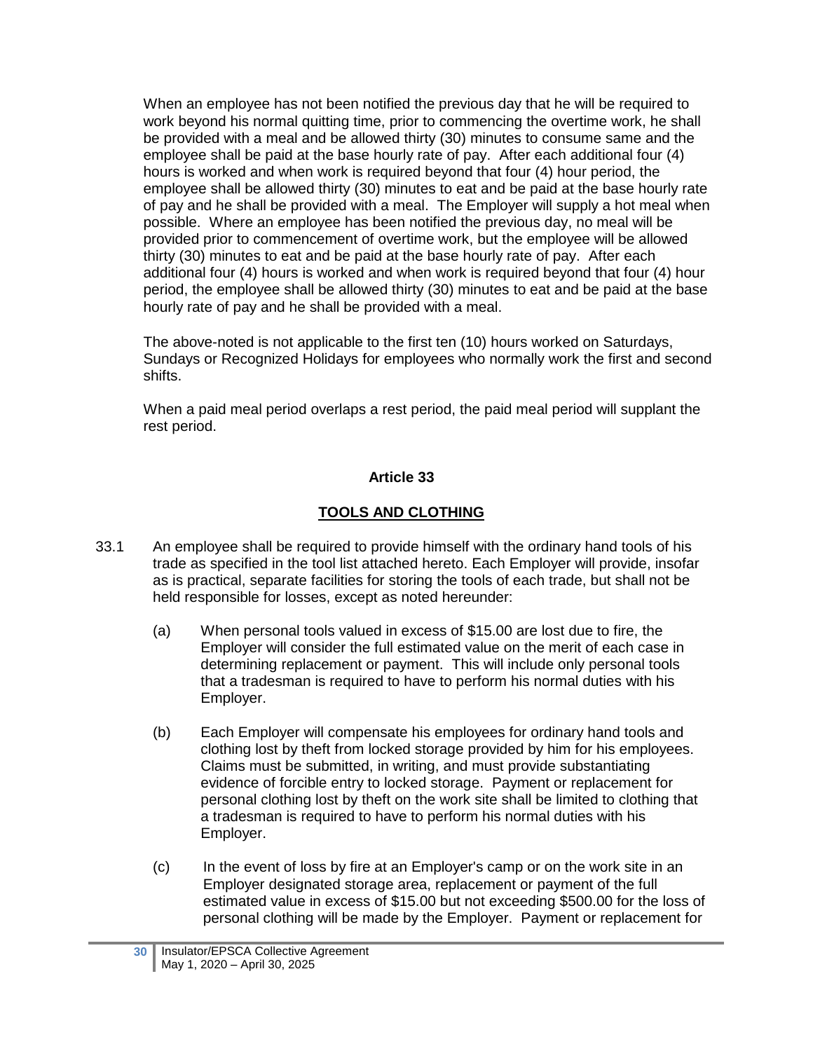When an employee has not been notified the previous day that he will be required to work beyond his normal quitting time, prior to commencing the overtime work, he shall be provided with a meal and be allowed thirty (30) minutes to consume same and the employee shall be paid at the base hourly rate of pay. After each additional four (4) hours is worked and when work is required beyond that four (4) hour period, the employee shall be allowed thirty (30) minutes to eat and be paid at the base hourly rate of pay and he shall be provided with a meal. The Employer will supply a hot meal when possible. Where an employee has been notified the previous day, no meal will be provided prior to commencement of overtime work, but the employee will be allowed thirty (30) minutes to eat and be paid at the base hourly rate of pay. After each additional four (4) hours is worked and when work is required beyond that four (4) hour period, the employee shall be allowed thirty (30) minutes to eat and be paid at the base hourly rate of pay and he shall be provided with a meal.

The above-noted is not applicable to the first ten (10) hours worked on Saturdays, Sundays or Recognized Holidays for employees who normally work the first and second shifts.

When a paid meal period overlaps a rest period, the paid meal period will supplant the rest period.

## Article 33

## TOOLS AND CLOTHING

33.1 An employee shall be required to provide himself with the ordinary hand tools of his trade as specified in the tool list attached hereto. Each Employer will provide, insofar as is practical, separate facilities for storing the tools of each trade, but shall not be held responsible for losses, except as noted hereunder:

(a) When personal tools valued in excess of $15.00 are lost due to fire, the Employer will consider the full estimated value on the merit of each case in determining replacement or payment. This will include only personal tools that a tradesman is required to have to perform his normal duties with his Employer.

(b) Each Employer will compensate his employees for ordinary hand tools and clothing lost by theft from locked storage provided by him for his employees. Claims must be submitted, in writing, and must provide substantiating evidence of forcible entry to locked storage. Payment or replacement for personal clothing lost by theft on the work site shall be limited to clothing that a tradesman is required to have to perform his normal duties with his Employer.

(c) In the event of loss by fire at an Employer's camp or on the work site in an Employer designated storage area, replacement or payment of the full estimated value in excess of $15.00 but not exceeding $500.00 for the loss of personal clothing will be made by the Employer. Payment or replacement for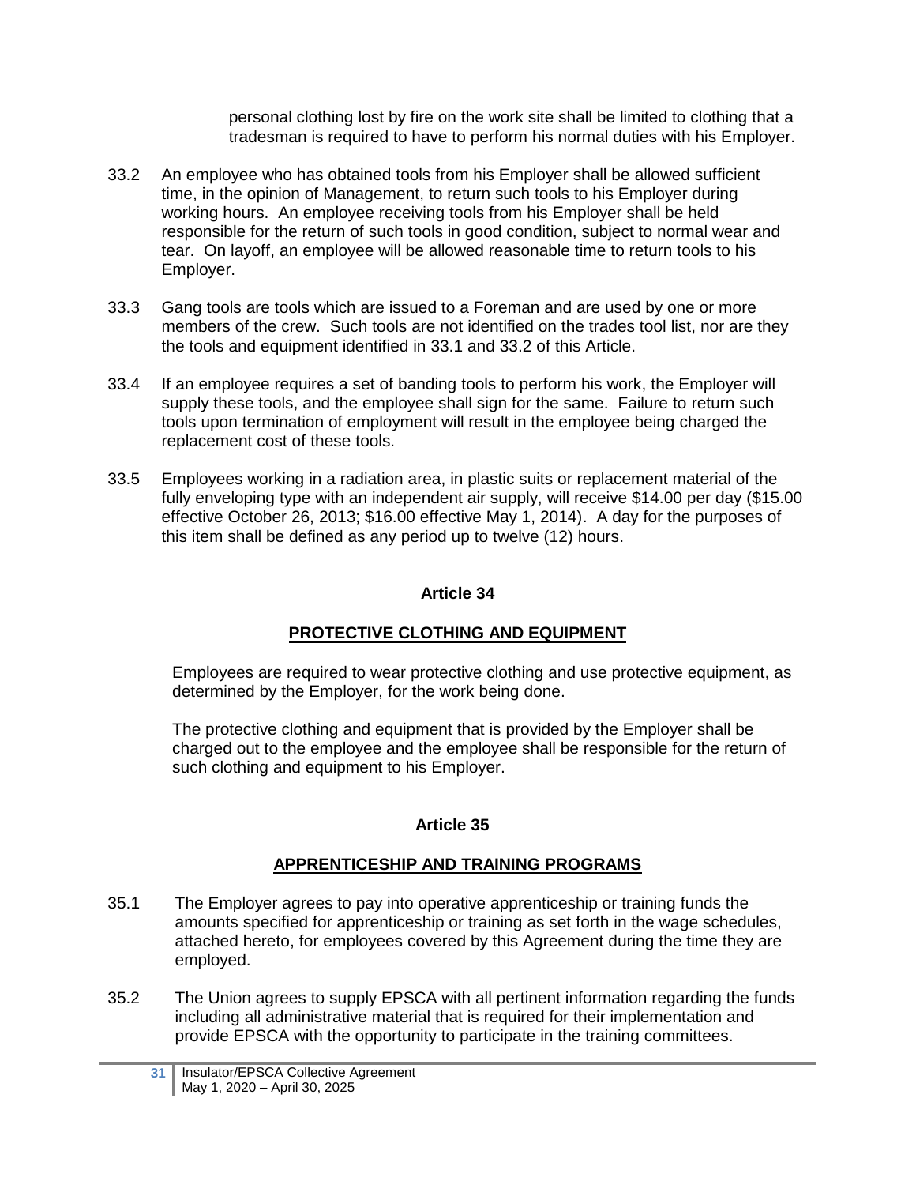personal clothing lost by fire on the work site shall be limited to clothing that a tradesman is required to have to perform his normal duties with his Employer.

33.2 An employee who has obtained tools from his Employer shall be allowed sufficient time, in the opinion of Management, to return such tools to his Employer during working hours. An employee receiving tools from his Employer shall be held responsible for the return of such tools in good condition, subject to normal wear and tear. On layoff, an employee will be allowed reasonable time to return tools to his Employer.

33.3 Gang tools are tools which are issued to a Foreman and are used by one or more members of the crew. Such tools are not identified on the trades tool list, nor are they the tools and equipment identified in 33.1 and 33.2 of this Article.

33.4 If an employee requires a set of banding tools to perform his work, the Employer will supply these tools, and the employee shall sign for the same. Failure to return such tools upon termination of employment will result in the employee being charged the replacement cost of these tools.

33.5 Employees working in a radiation area, in plastic suits or replacement material of the fully enveloping type with an independent air supply, will receive $14.00 per day ($15.00 effective October 26, 2013; $16.00 effective May 1, 2014). A day for the purposes of this item shall be defined as any period up to twelve (12) hours.

## Article 34

## PROTECTIVE CLOTHING AND EQUIPMENT

Employees are required to wear protective clothing and use protective equipment, as determined by the Employer, for the work being done.

The protective clothing and equipment that is provided by the Employer shall be charged out to the employee and the employee shall be responsible for the return of such clothing and equipment to his Employer.

## Article 35

## APPRENTICESHIP AND TRAINING PROGRAMS

35.1 The Employer agrees to pay into operative apprenticeship or training funds the amounts specified for apprenticeship or training as set forth in the wage schedules, attached hereto, for employees covered by this Agreement during the time they are employed.

35.2 The Union agrees to supply EPSCA with all pertinent information regarding the funds including all administrative material that is required for their implementation and provide EPSCA with the opportunity to participate in the training committees.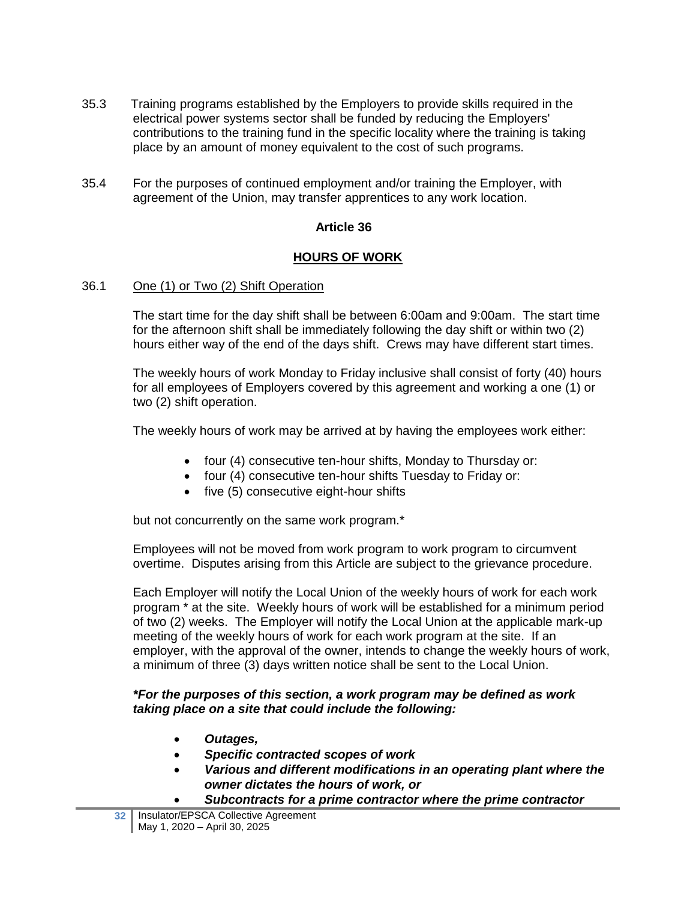35.3 Training programs established by the Employers to provide skills required in the electrical power systems sector shall be funded by reducing the Employers' contributions to the training fund in the specific locality where the training is taking place by an amount of money equivalent to the cost of such programs.

35.4 For the purposes of continued employment and/or training the Employer, with agreement of the Union, may transfer apprentices to any work location.

## Article 36

## HOURS OF WORK

36.1 One (1) or Two (2) Shift Operation

The start time for the day shift shall be between 6:00am and 9:00am. The start time for the afternoon shift shall be immediately following the day shift or within two (2) hours either way of the end of the days shift. Crews may have different start times.

The weekly hours of work Monday to Friday inclusive shall consist of forty (40) hours for all employees of Employers covered by this agreement and working a one (1) or two (2) shift operation.

The weekly hours of work may be arrived at by having the employees work either:

- four (4) consecutive ten-hour shifts, Monday to Thursday or:
- four (4) consecutive ten-hour shifts Tuesday to Friday or:
- five (5) consecutive eight-hour shifts

but not concurrently on the same work program.*

Employees will not be moved from work program to work program to circumvent overtime. Disputes arising from this Article are subject to the grievance procedure.

Each Employer will notify the Local Union of the weekly hours of work for each work program * at the site. Weekly hours of work will be established for a minimum period of two (2) weeks. The Employer will notify the Local Union at the applicable mark-up meeting of the weekly hours of work for each work program at the site. If an employer, with the approval of the owner, intends to change the weekly hours of work, a minimum of three (3) days written notice shall be sent to the Local Union.

***For the purposes of this section, a work program may be defined as work taking place on a site that could include the following:***

- ***Outages,***
- ***Specific contracted scopes of work***
- ***Various and different modifications in an operating plant where the owner dictates the hours of work, or***
- ***Subcontracts for a prime contractor where the prime contractor***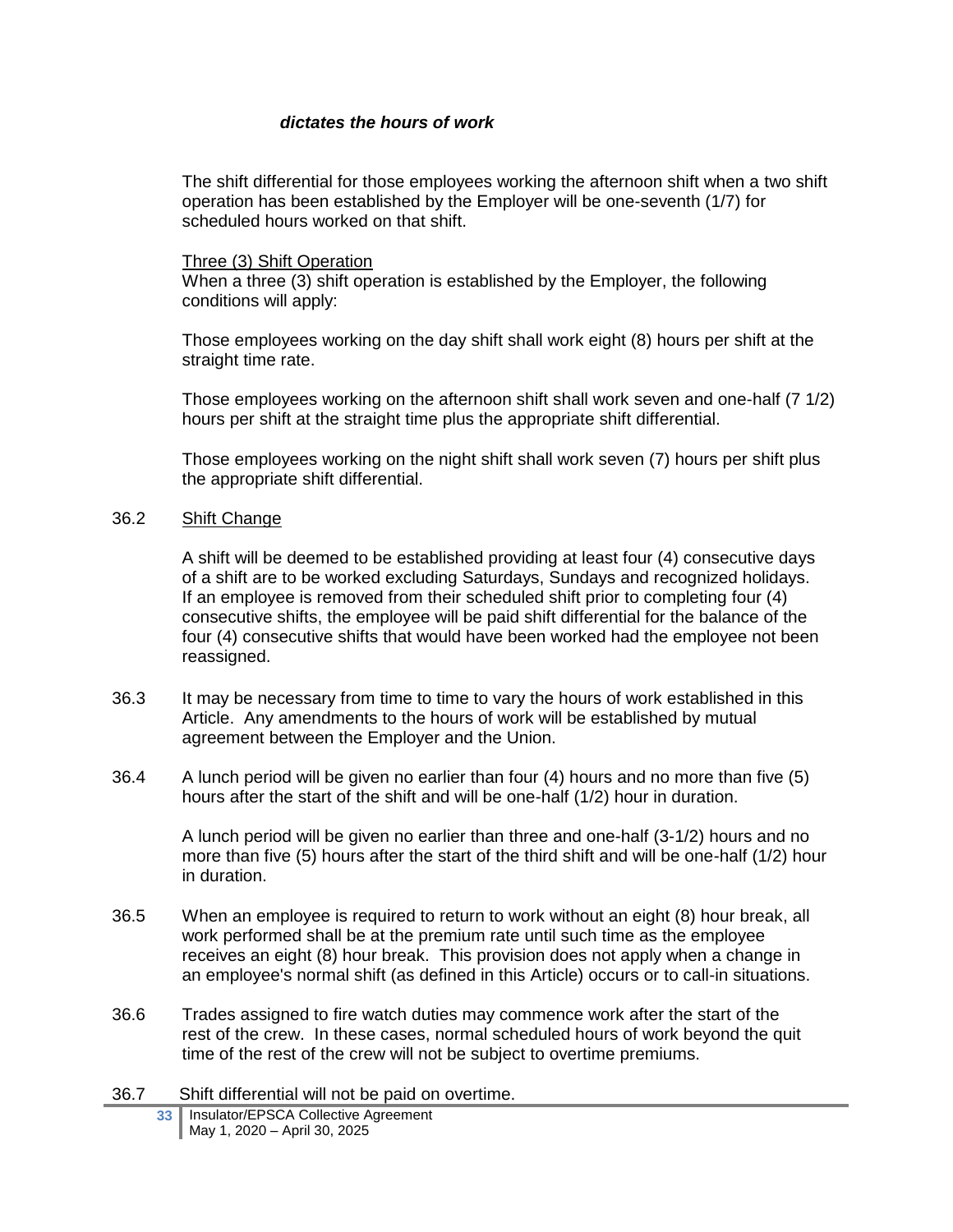***dictates the hours of work***

The shift differential for those employees working the afternoon shift when a two shift operation has been established by the Employer will be one-seventh (1/7) for scheduled hours worked on that shift.

<u>Three (3) Shift Operation</u>
When a three (3) shift operation is established by the Employer, the following conditions will apply:

Those employees working on the day shift shall work eight (8) hours per shift at the straight time rate.

Those employees working on the afternoon shift shall work seven and one-half (7 1/2) hours per shift at the straight time plus the appropriate shift differential.

Those employees working on the night shift shall work seven (7) hours per shift plus the appropriate shift differential.

36.2 <u>Shift Change</u>

A shift will be deemed to be established providing at least four (4) consecutive days of a shift are to be worked excluding Saturdays, Sundays and recognized holidays. If an employee is removed from their scheduled shift prior to completing four (4) consecutive shifts, the employee will be paid shift differential for the balance of the four (4) consecutive shifts that would have been worked had the employee not been reassigned.

36.3 It may be necessary from time to time to vary the hours of work established in this Article. Any amendments to the hours of work will be established by mutual agreement between the Employer and the Union.

36.4 A lunch period will be given no earlier than four (4) hours and no more than five (5) hours after the start of the shift and will be one-half (1/2) hour in duration.

A lunch period will be given no earlier than three and one-half (3-1/2) hours and no more than five (5) hours after the start of the third shift and will be one-half (1/2) hour in duration.

36.5 When an employee is required to return to work without an eight (8) hour break, all work performed shall be at the premium rate until such time as the employee receives an eight (8) hour break. This provision does not apply when a change in an employee's normal shift (as defined in this Article) occurs or to call-in situations.

36.6 Trades assigned to fire watch duties may commence work after the start of the rest of the crew. In these cases, normal scheduled hours of work beyond the quit time of the rest of the crew will not be subject to overtime premiums.

36.7 Shift differential will not be paid on overtime.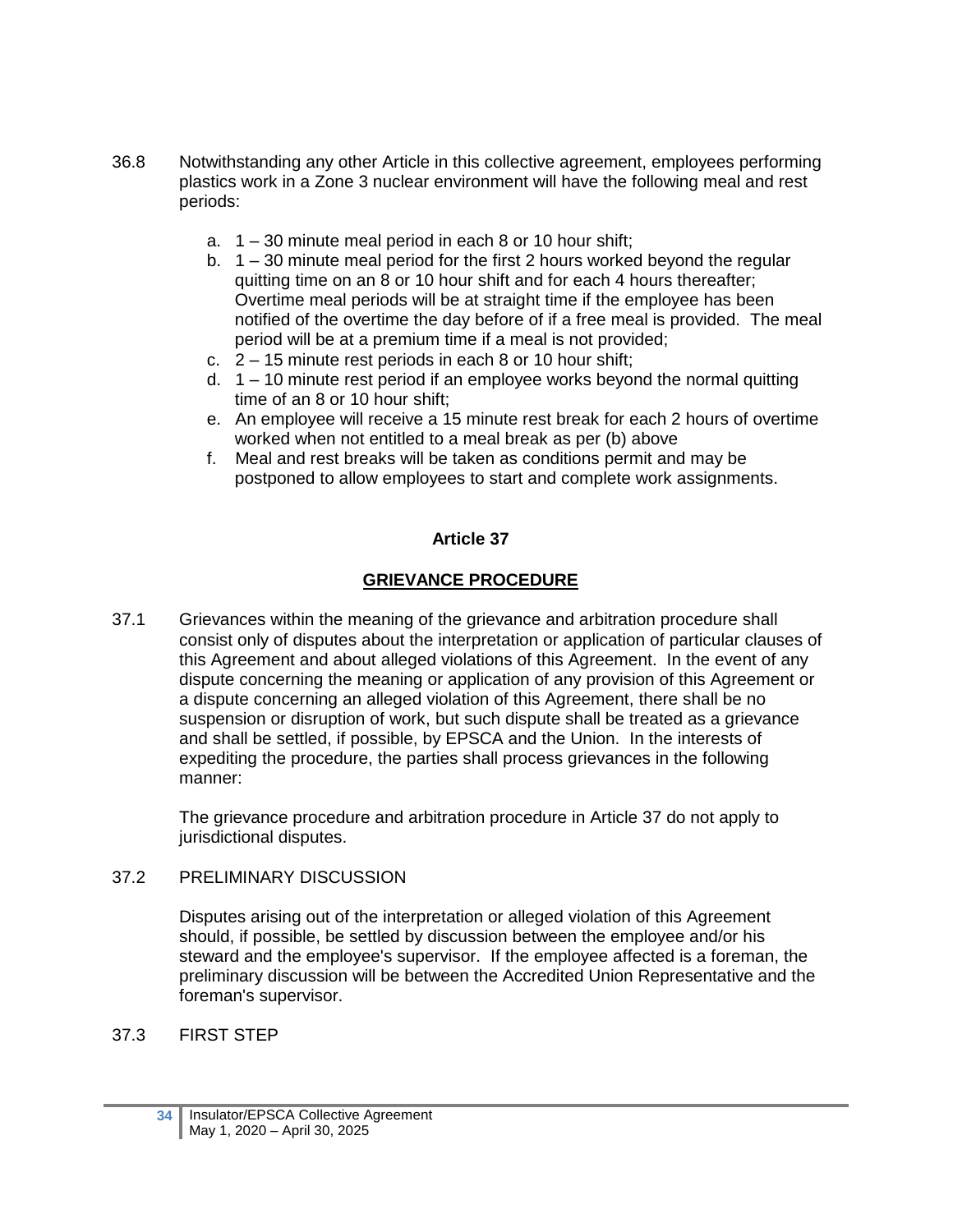36.8 Notwithstanding any other Article in this collective agreement, employees performing plastics work in a Zone 3 nuclear environment will have the following meal and rest periods:

a. 1 – 30 minute meal period in each 8 or 10 hour shift;
b. 1 – 30 minute meal period for the first 2 hours worked beyond the regular quitting time on an 8 or 10 hour shift and for each 4 hours thereafter; Overtime meal periods will be at straight time if the employee has been notified of the overtime the day before of if a free meal is provided. The meal period will be at a premium time if a meal is not provided;
c. 2 – 15 minute rest periods in each 8 or 10 hour shift;
d. 1 – 10 minute rest period if an employee works beyond the normal quitting time of an 8 or 10 hour shift;
e. An employee will receive a 15 minute rest break for each 2 hours of overtime worked when not entitled to a meal break as per (b) above
f. Meal and rest breaks will be taken as conditions permit and may be postponed to allow employees to start and complete work assignments.

## Article 37

## GRIEVANCE PROCEDURE

37.1 Grievances within the meaning of the grievance and arbitration procedure shall consist only of disputes about the interpretation or application of particular clauses of this Agreement and about alleged violations of this Agreement. In the event of any dispute concerning the meaning or application of any provision of this Agreement or a dispute concerning an alleged violation of this Agreement, there shall be no suspension or disruption of work, but such dispute shall be treated as a grievance and shall be settled, if possible, by EPSCA and the Union. In the interests of expediting the procedure, the parties shall process grievances in the following manner:

The grievance procedure and arbitration procedure in Article 37 do not apply to jurisdictional disputes.

37.2 PRELIMINARY DISCUSSION

Disputes arising out of the interpretation or alleged violation of this Agreement should, if possible, be settled by discussion between the employee and/or his steward and the employee's supervisor. If the employee affected is a foreman, the preliminary discussion will be between the Accredited Union Representative and the foreman's supervisor.

37.3 FIRST STEP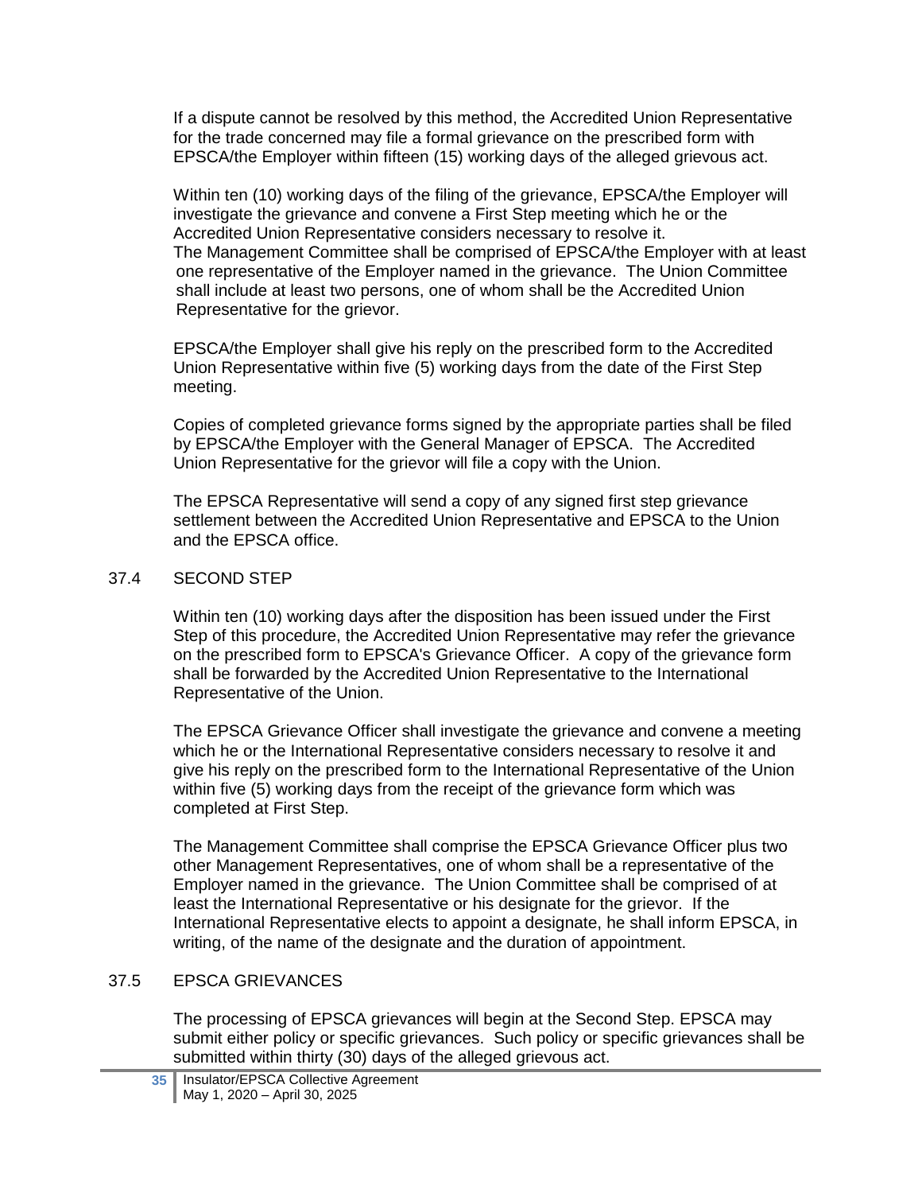If a dispute cannot be resolved by this method, the Accredited Union Representative for the trade concerned may file a formal grievance on the prescribed form with EPSCA/the Employer within fifteen (15) working days of the alleged grievous act.

Within ten (10) working days of the filing of the grievance, EPSCA/the Employer will investigate the grievance and convene a First Step meeting which he or the Accredited Union Representative considers necessary to resolve it. The Management Committee shall be comprised of EPSCA/the Employer with at least one representative of the Employer named in the grievance. The Union Committee shall include at least two persons, one of whom shall be the Accredited Union Representative for the grievor.

EPSCA/the Employer shall give his reply on the prescribed form to the Accredited Union Representative within five (5) working days from the date of the First Step meeting.

Copies of completed grievance forms signed by the appropriate parties shall be filed by EPSCA/the Employer with the General Manager of EPSCA. The Accredited Union Representative for the grievor will file a copy with the Union.

The EPSCA Representative will send a copy of any signed first step grievance settlement between the Accredited Union Representative and EPSCA to the Union and the EPSCA office.

## 37.4 SECOND STEP

Within ten (10) working days after the disposition has been issued under the First Step of this procedure, the Accredited Union Representative may refer the grievance on the prescribed form to EPSCA's Grievance Officer. A copy of the grievance form shall be forwarded by the Accredited Union Representative to the International Representative of the Union.

The EPSCA Grievance Officer shall investigate the grievance and convene a meeting which he or the International Representative considers necessary to resolve it and give his reply on the prescribed form to the International Representative of the Union within five (5) working days from the receipt of the grievance form which was completed at First Step.

The Management Committee shall comprise the EPSCA Grievance Officer plus two other Management Representatives, one of whom shall be a representative of the Employer named in the grievance. The Union Committee shall be comprised of at least the International Representative or his designate for the grievor. If the International Representative elects to appoint a designate, he shall inform EPSCA, in writing, of the name of the designate and the duration of appointment.

## 37.5 EPSCA GRIEVANCES

The processing of EPSCA grievances will begin at the Second Step. EPSCA may submit either policy or specific grievances. Such policy or specific grievances shall be submitted within thirty (30) days of the alleged grievous act.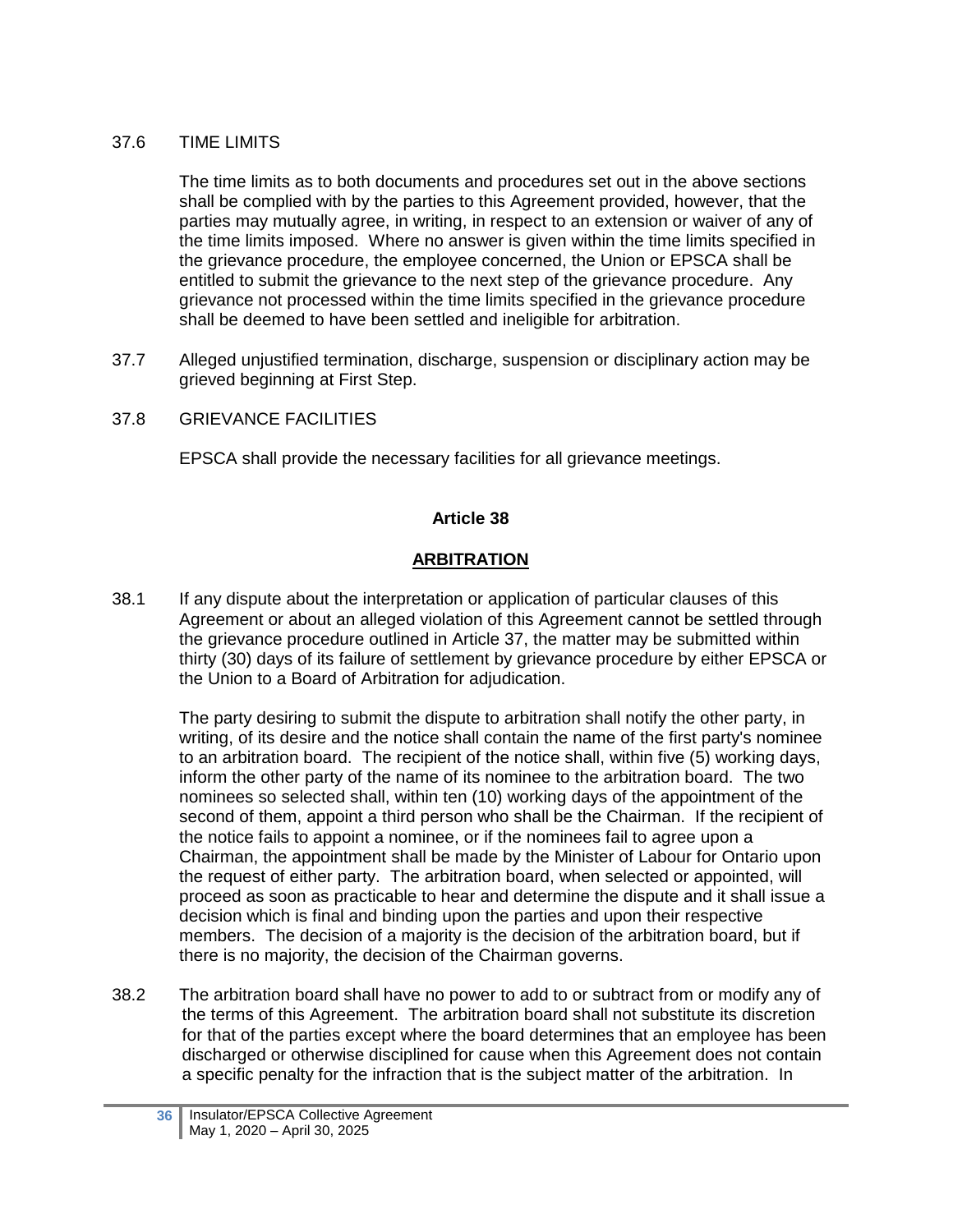37.6 TIME LIMITS

The time limits as to both documents and procedures set out in the above sections shall be complied with by the parties to this Agreement provided, however, that the parties may mutually agree, in writing, in respect to an extension or waiver of any of the time limits imposed. Where no answer is given within the time limits specified in the grievance procedure, the employee concerned, the Union or EPSCA shall be entitled to submit the grievance to the next step of the grievance procedure. Any grievance not processed within the time limits specified in the grievance procedure shall be deemed to have been settled and ineligible for arbitration.

37.7 Alleged unjustified termination, discharge, suspension or disciplinary action may be grieved beginning at First Step.

37.8 GRIEVANCE FACILITIES

EPSCA shall provide the necessary facilities for all grievance meetings.

## Article 38

## ARBITRATION

38.1 If any dispute about the interpretation or application of particular clauses of this Agreement or about an alleged violation of this Agreement cannot be settled through the grievance procedure outlined in Article 37, the matter may be submitted within thirty (30) days of its failure of settlement by grievance procedure by either EPSCA or the Union to a Board of Arbitration for adjudication.

The party desiring to submit the dispute to arbitration shall notify the other party, in writing, of its desire and the notice shall contain the name of the first party's nominee to an arbitration board. The recipient of the notice shall, within five (5) working days, inform the other party of the name of its nominee to the arbitration board. The two nominees so selected shall, within ten (10) working days of the appointment of the second of them, appoint a third person who shall be the Chairman. If the recipient of the notice fails to appoint a nominee, or if the nominees fail to agree upon a Chairman, the appointment shall be made by the Minister of Labour for Ontario upon the request of either party. The arbitration board, when selected or appointed, will proceed as soon as practicable to hear and determine the dispute and it shall issue a decision which is final and binding upon the parties and upon their respective members. The decision of a majority is the decision of the arbitration board, but if there is no majority, the decision of the Chairman governs.

38.2 The arbitration board shall have no power to add to or subtract from or modify any of the terms of this Agreement. The arbitration board shall not substitute its discretion for that of the parties except where the board determines that an employee has been discharged or otherwise disciplined for cause when this Agreement does not contain a specific penalty for the infraction that is the subject matter of the arbitration. In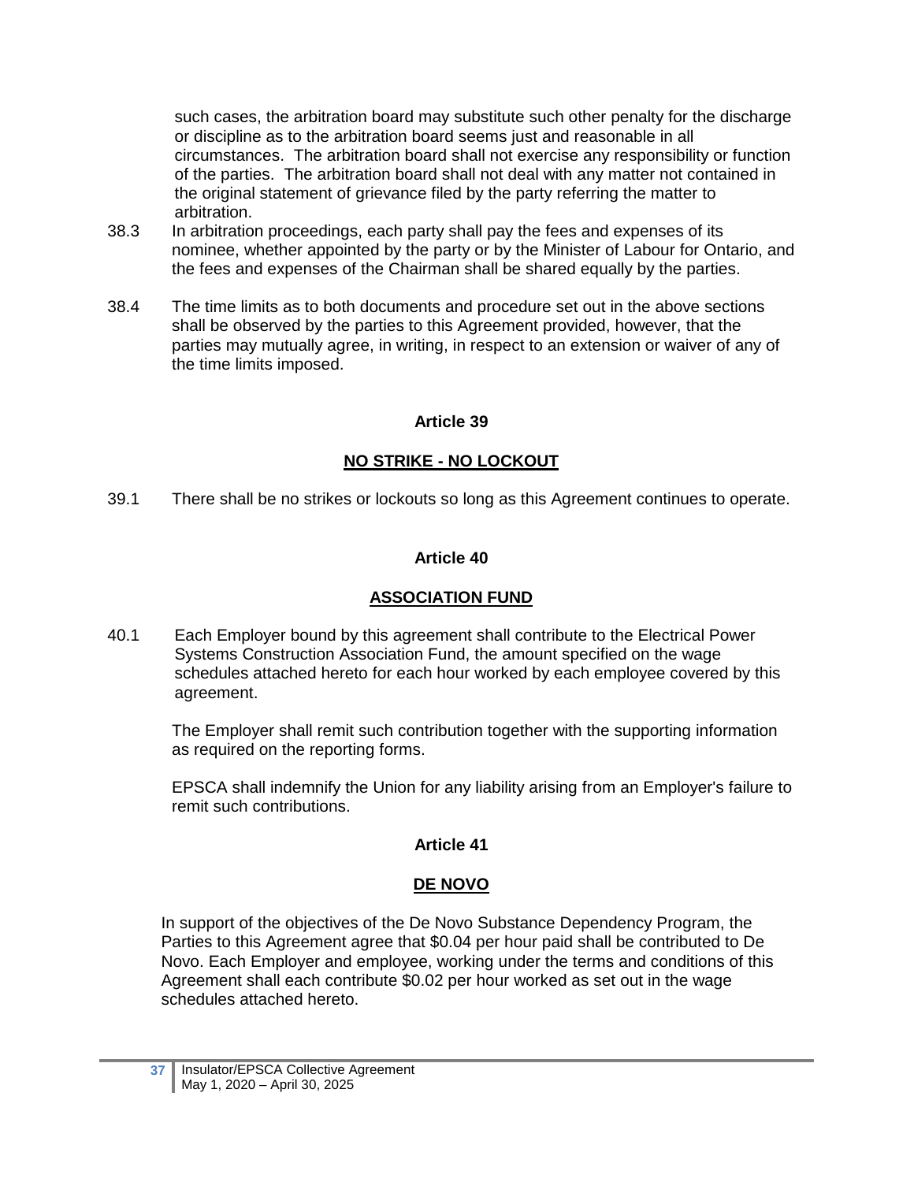such cases, the arbitration board may substitute such other penalty for the discharge or discipline as to the arbitration board seems just and reasonable in all circumstances. The arbitration board shall not exercise any responsibility or function of the parties. The arbitration board shall not deal with any matter not contained in the original statement of grievance filed by the party referring the matter to arbitration.

38.3 In arbitration proceedings, each party shall pay the fees and expenses of its nominee, whether appointed by the party or by the Minister of Labour for Ontario, and the fees and expenses of the Chairman shall be shared equally by the parties.

38.4 The time limits as to both documents and procedure set out in the above sections shall be observed by the parties to this Agreement provided, however, that the parties may mutually agree, in writing, in respect to an extension or waiver of any of the time limits imposed.

## Article 39

## NO STRIKE - NO LOCKOUT

39.1 There shall be no strikes or lockouts so long as this Agreement continues to operate.

## Article 40

## ASSOCIATION FUND

40.1 Each Employer bound by this agreement shall contribute to the Electrical Power Systems Construction Association Fund, the amount specified on the wage schedules attached hereto for each hour worked by each employee covered by this agreement.

The Employer shall remit such contribution together with the supporting information as required on the reporting forms.

EPSCA shall indemnify the Union for any liability arising from an Employer's failure to remit such contributions.

## Article 41

## DE NOVO

In support of the objectives of the De Novo Substance Dependency Program, the Parties to this Agreement agree that $0.04 per hour paid shall be contributed to De Novo. Each Employer and employee, working under the terms and conditions of this Agreement shall each contribute $0.02 per hour worked as set out in the wage schedules attached hereto.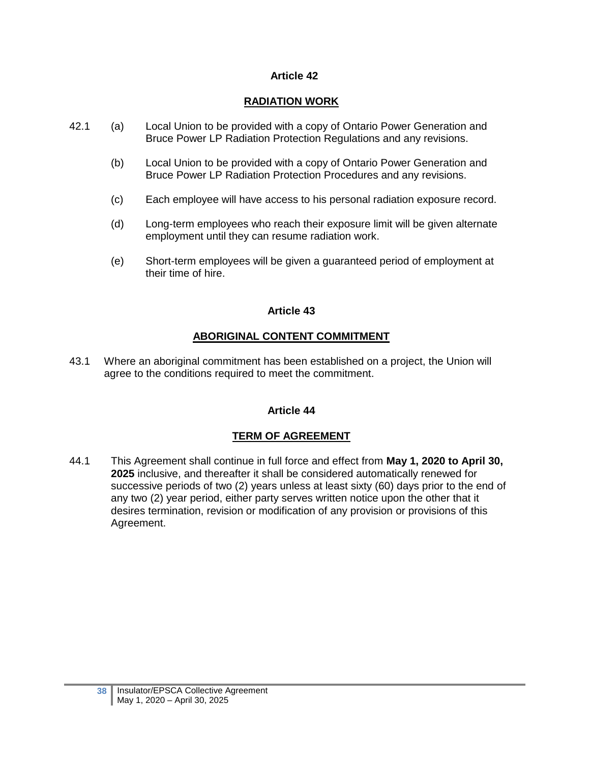## Article 42

## RADIATION WORK

42.1 (a) Local Union to be provided with a copy of Ontario Power Generation and Bruce Power LP Radiation Protection Regulations and any revisions.

(b) Local Union to be provided with a copy of Ontario Power Generation and Bruce Power LP Radiation Protection Procedures and any revisions.

(c) Each employee will have access to his personal radiation exposure record.

(d) Long-term employees who reach their exposure limit will be given alternate employment until they can resume radiation work.

(e) Short-term employees will be given a guaranteed period of employment at their time of hire.

## Article 43

## ABORIGINAL CONTENT COMMITMENT

43.1 Where an aboriginal commitment has been established on a project, the Union will agree to the conditions required to meet the commitment.

## Article 44

## TERM OF AGREEMENT

44.1 This Agreement shall continue in full force and effect from **May 1, 2020 to April 30, 2025** inclusive, and thereafter it shall be considered automatically renewed for successive periods of two (2) years unless at least sixty (60) days prior to the end of any two (2) year period, either party serves written notice upon the other that it desires termination, revision or modification of any provision or provisions of this Agreement.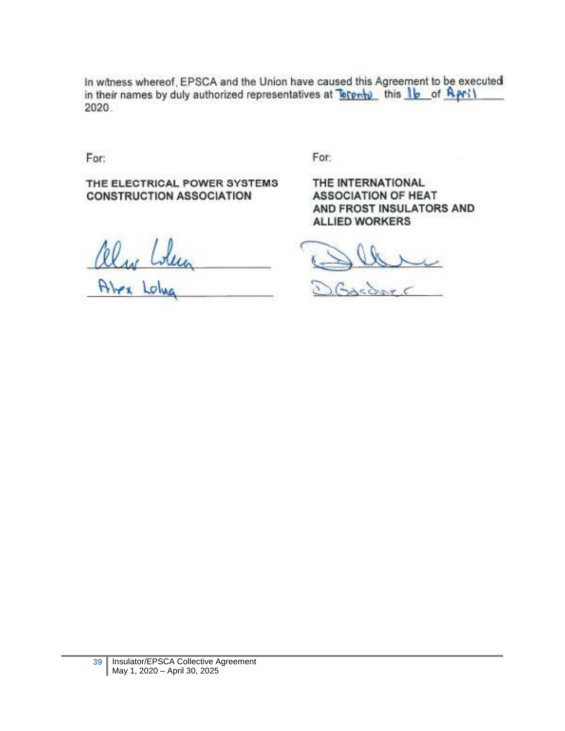In witness whereof, EPSCA and the Union have caused this Agreement to be executed in their names by duly authorized representatives at Toronto this 16 of April 2020.

| For: | For: |
| --- | --- |
| **THE ELECTRICAL POWER SYSTEMS CONSTRUCTION ASSOCIATION** | **THE INTERNATIONAL ASSOCIATION OF HEAT AND FROST INSULATORS AND ALLIED WORKERS** |
| Alex Lolua | D. Gardner |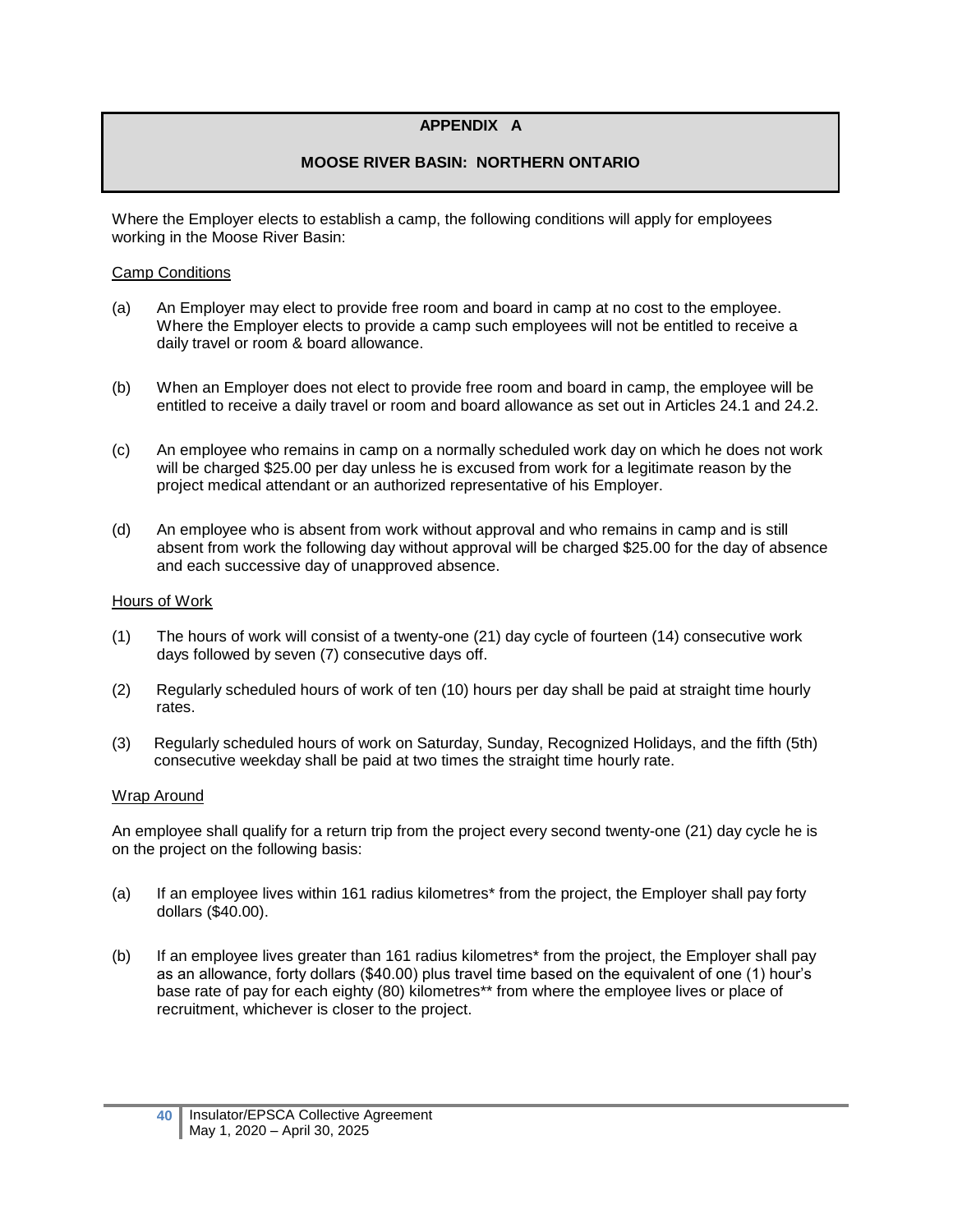# APPENDIX A

## MOOSE RIVER BASIN: NORTHERN ONTARIO

Where the Employer elects to establish a camp, the following conditions will apply for employees working in the Moose River Basin:

<u>Camp Conditions</u>

(a) An Employer may elect to provide free room and board in camp at no cost to the employee. Where the Employer elects to provide a camp such employees will not be entitled to receive a daily travel or room & board allowance.

(b) When an Employer does not elect to provide free room and board in camp, the employee will be entitled to receive a daily travel or room and board allowance as set out in Articles 24.1 and 24.2.

(c) An employee who remains in camp on a normally scheduled work day on which he does not work will be charged $25.00 per day unless he is excused from work for a legitimate reason by the project medical attendant or an authorized representative of his Employer.

(d) An employee who is absent from work without approval and who remains in camp and is still absent from work the following day without approval will be charged $25.00 for the day of absence and each successive day of unapproved absence.

<u>Hours of Work</u>

(1) The hours of work will consist of a twenty-one (21) day cycle of fourteen (14) consecutive work days followed by seven (7) consecutive days off.

(2) Regularly scheduled hours of work of ten (10) hours per day shall be paid at straight time hourly rates.

(3) Regularly scheduled hours of work on Saturday, Sunday, Recognized Holidays, and the fifth (5th) consecutive weekday shall be paid at two times the straight time hourly rate.

<u>Wrap Around</u>

An employee shall qualify for a return trip from the project every second twenty-one (21) day cycle he is on the project on the following basis:

(a) If an employee lives within 161 radius kilometres* from the project, the Employer shall pay forty dollars ($40.00).

(b) If an employee lives greater than 161 radius kilometres* from the project, the Employer shall pay as an allowance, forty dollars ($40.00) plus travel time based on the equivalent of one (1) hour's base rate of pay for each eighty (80) kilometres** from where the employee lives or place of recruitment, whichever is closer to the project.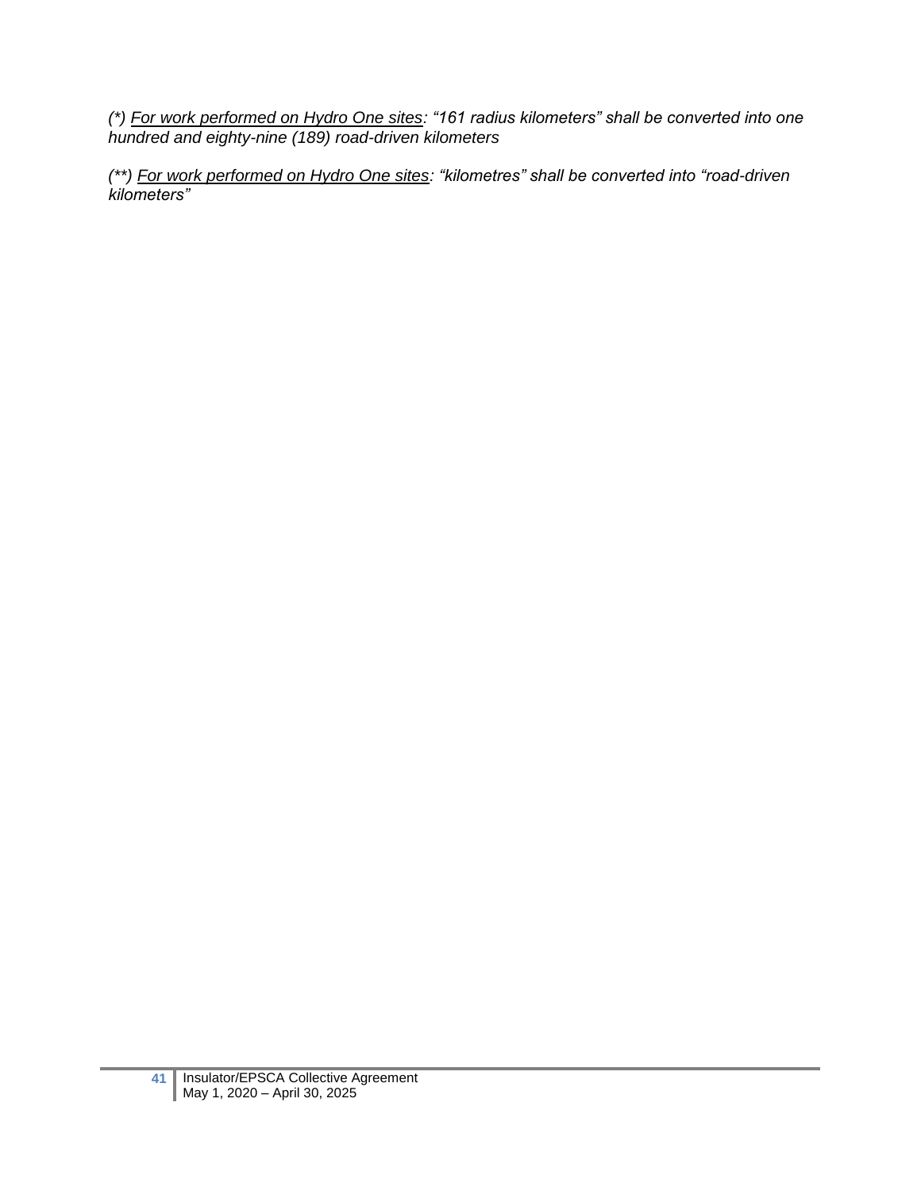*(\*) <u>For work performed on Hydro One sites</u>: "161 radius kilometers" shall be converted into one hundred and eighty-nine (189) road-driven kilometers*

*(\*\*) <u>For work performed on Hydro One sites</u>: "kilometres" shall be converted into "road-driven kilometers"*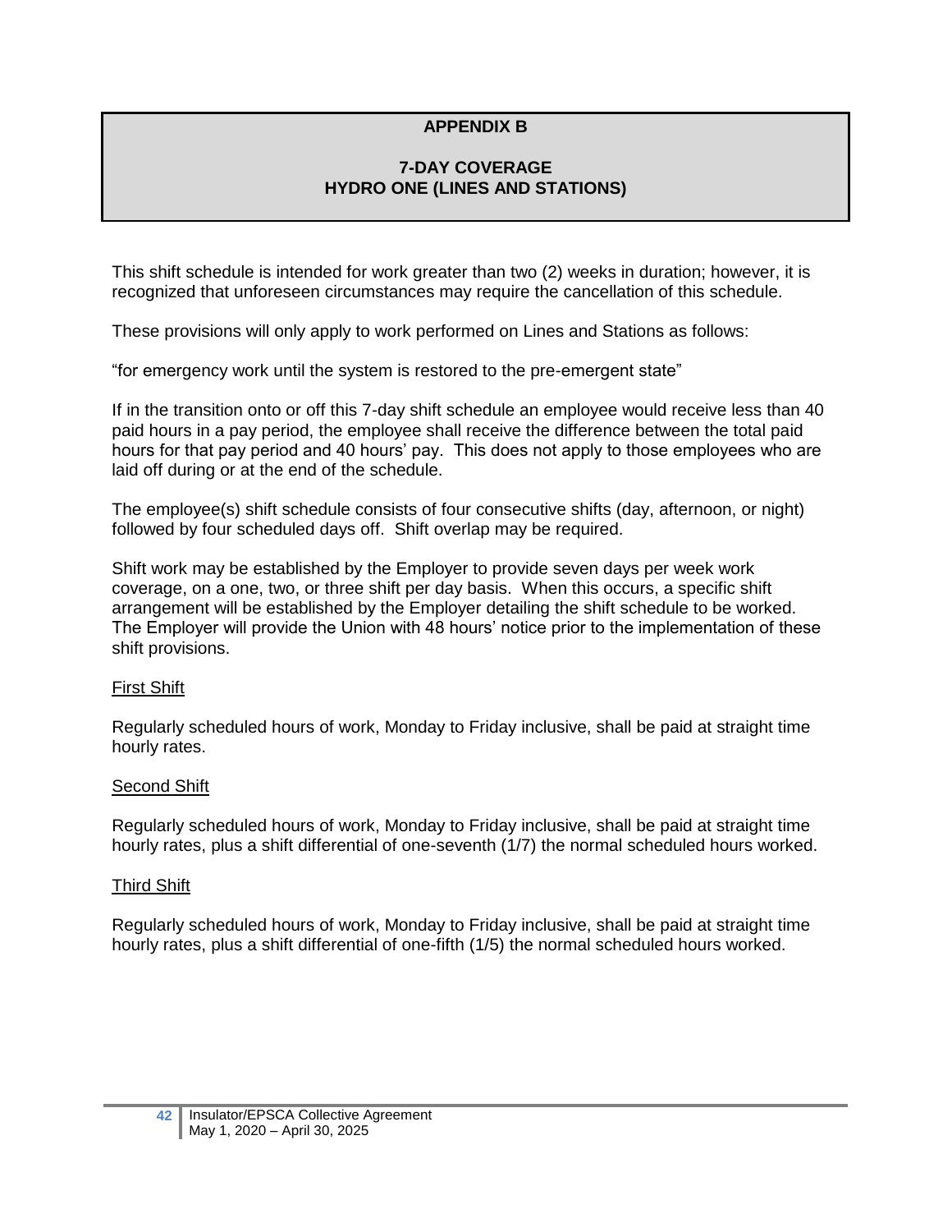# APPENDIX B

## 7-DAY COVERAGE
## HYDRO ONE (LINES AND STATIONS)

This shift schedule is intended for work greater than two (2) weeks in duration; however, it is recognized that unforeseen circumstances may require the cancellation of this schedule.

These provisions will only apply to work performed on Lines and Stations as follows:

“for emergency work until the system is restored to the pre-emergent state”

If in the transition onto or off this 7-day shift schedule an employee would receive less than 40 paid hours in a pay period, the employee shall receive the difference between the total paid hours for that pay period and 40 hours’ pay. This does not apply to those employees who are laid off during or at the end of the schedule.

The employee(s) shift schedule consists of four consecutive shifts (day, afternoon, or night) followed by four scheduled days off. Shift overlap may be required.

Shift work may be established by the Employer to provide seven days per week work coverage, on a one, two, or three shift per day basis. When this occurs, a specific shift arrangement will be established by the Employer detailing the shift schedule to be worked. The Employer will provide the Union with 48 hours’ notice prior to the implementation of these shift provisions.

<u>First Shift</u>

Regularly scheduled hours of work, Monday to Friday inclusive, shall be paid at straight time hourly rates.

<u>Second Shift</u>

Regularly scheduled hours of work, Monday to Friday inclusive, shall be paid at straight time hourly rates, plus a shift differential of one-seventh (1/7) the normal scheduled hours worked.

<u>Third Shift</u>

Regularly scheduled hours of work, Monday to Friday inclusive, shall be paid at straight time hourly rates, plus a shift differential of one-fifth (1/5) the normal scheduled hours worked.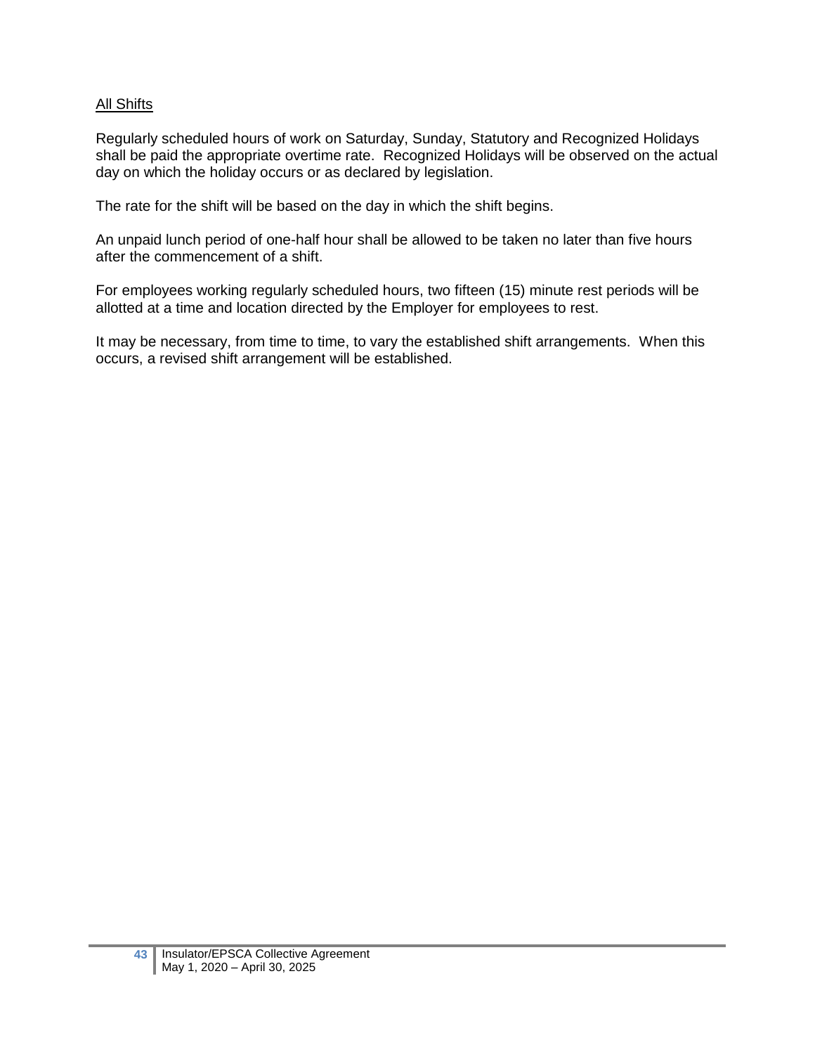<u>All Shifts</u>

Regularly scheduled hours of work on Saturday, Sunday, Statutory and Recognized Holidays shall be paid the appropriate overtime rate. Recognized Holidays will be observed on the actual day on which the holiday occurs or as declared by legislation.

The rate for the shift will be based on the day in which the shift begins.

An unpaid lunch period of one-half hour shall be allowed to be taken no later than five hours after the commencement of a shift.

For employees working regularly scheduled hours, two fifteen (15) minute rest periods will be allotted at a time and location directed by the Employer for employees to rest.

It may be necessary, from time to time, to vary the established shift arrangements. When this occurs, a revised shift arrangement will be established.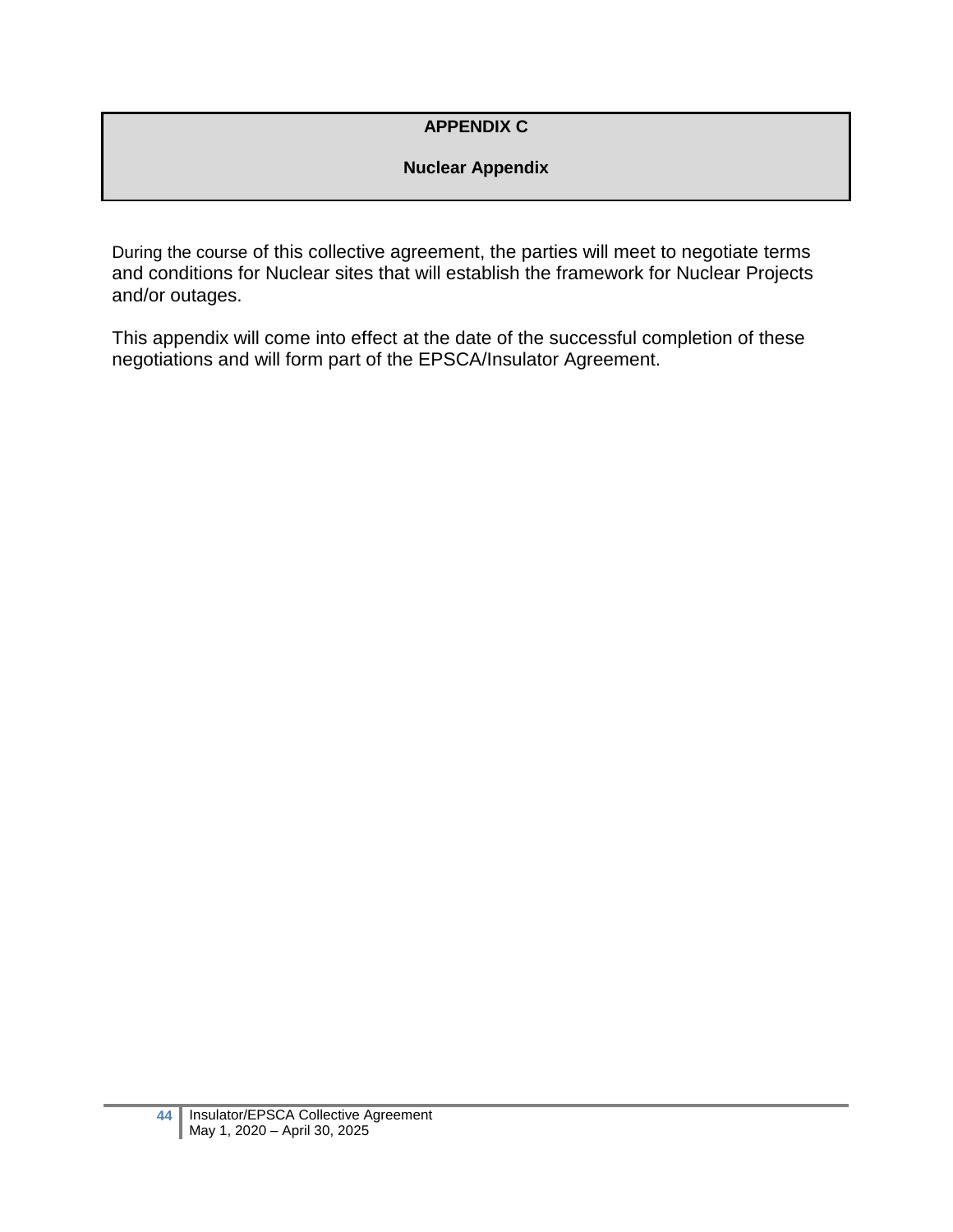## APPENDIX C

## Nuclear Appendix

During the course of this collective agreement, the parties will meet to negotiate terms and conditions for Nuclear sites that will establish the framework for Nuclear Projects and/or outages.

This appendix will come into effect at the date of the successful completion of these negotiations and will form part of the EPSCA/Insulator Agreement.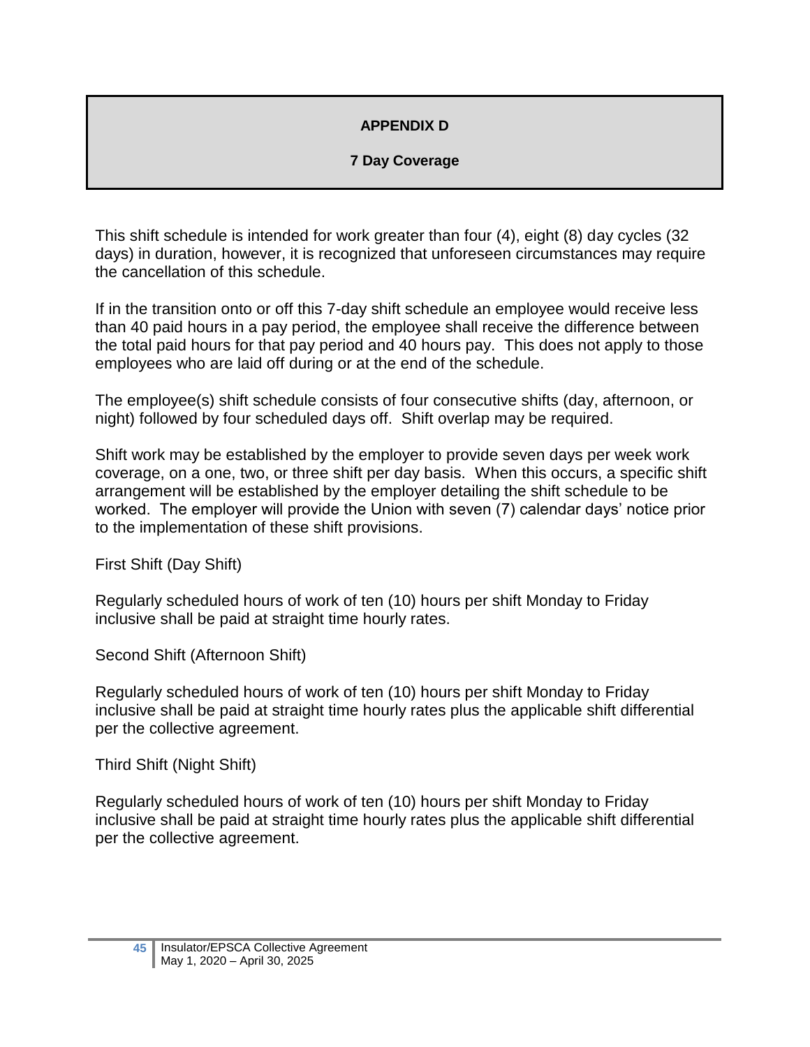## APPENDIX D

### 7 Day Coverage

This shift schedule is intended for work greater than four (4), eight (8) day cycles (32 days) in duration, however, it is recognized that unforeseen circumstances may require the cancellation of this schedule.

If in the transition onto or off this 7-day shift schedule an employee would receive less than 40 paid hours in a pay period, the employee shall receive the difference between the total paid hours for that pay period and 40 hours pay. This does not apply to those employees who are laid off during or at the end of the schedule.

The employee(s) shift schedule consists of four consecutive shifts (day, afternoon, or night) followed by four scheduled days off. Shift overlap may be required.

Shift work may be established by the employer to provide seven days per week work coverage, on a one, two, or three shift per day basis. When this occurs, a specific shift arrangement will be established by the employer detailing the shift schedule to be worked. The employer will provide the Union with seven (7) calendar days' notice prior to the implementation of these shift provisions.

First Shift (Day Shift)

Regularly scheduled hours of work of ten (10) hours per shift Monday to Friday inclusive shall be paid at straight time hourly rates.

Second Shift (Afternoon Shift)

Regularly scheduled hours of work of ten (10) hours per shift Monday to Friday inclusive shall be paid at straight time hourly rates plus the applicable shift differential per the collective agreement.

Third Shift (Night Shift)

Regularly scheduled hours of work of ten (10) hours per shift Monday to Friday inclusive shall be paid at straight time hourly rates plus the applicable shift differential per the collective agreement.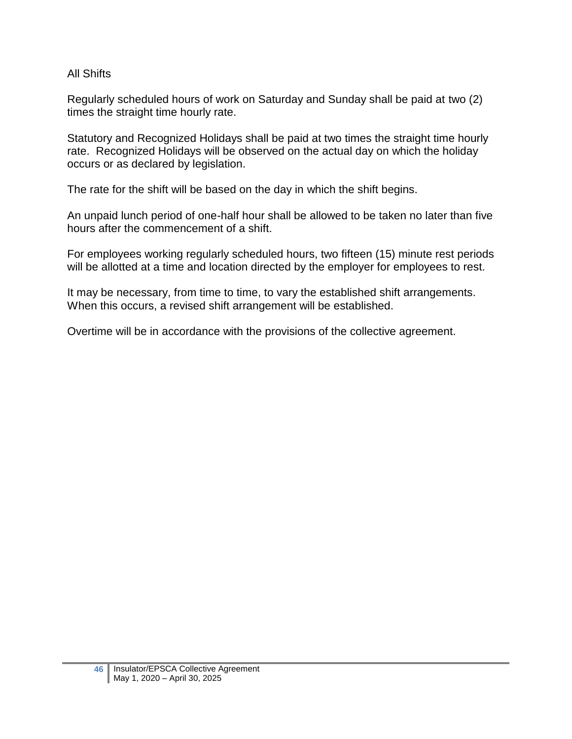All Shifts

Regularly scheduled hours of work on Saturday and Sunday shall be paid at two (2) times the straight time hourly rate.

Statutory and Recognized Holidays shall be paid at two times the straight time hourly rate. Recognized Holidays will be observed on the actual day on which the holiday occurs or as declared by legislation.

The rate for the shift will be based on the day in which the shift begins.

An unpaid lunch period of one-half hour shall be allowed to be taken no later than five hours after the commencement of a shift.

For employees working regularly scheduled hours, two fifteen (15) minute rest periods will be allotted at a time and location directed by the employer for employees to rest.

It may be necessary, from time to time, to vary the established shift arrangements. When this occurs, a revised shift arrangement will be established.

Overtime will be in accordance with the provisions of the collective agreement.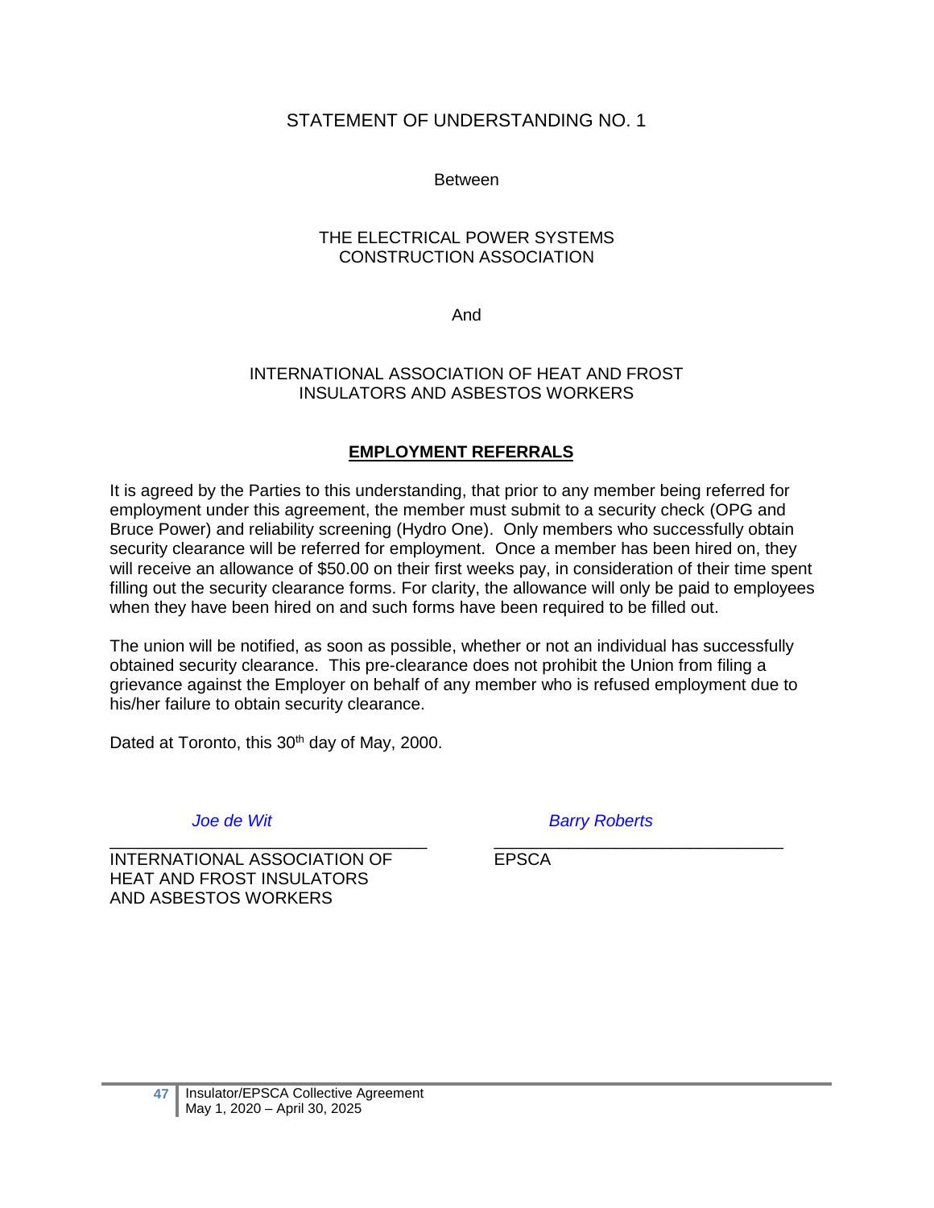# STATEMENT OF UNDERSTANDING NO. 1

Between

THE ELECTRICAL POWER SYSTEMS
CONSTRUCTION ASSOCIATION

And

INTERNATIONAL ASSOCIATION OF HEAT AND FROST
INSULATORS AND ASBESTOS WORKERS

## EMPLOYMENT REFERRALS

It is agreed by the Parties to this understanding, that prior to any member being referred for employment under this agreement, the member must submit to a security check (OPG and Bruce Power) and reliability screening (Hydro One). Only members who successfully obtain security clearance will be referred for employment. Once a member has been hired on, they will receive an allowance of $50.00 on their first weeks pay, in consideration of their time spent filling out the security clearance forms. For clarity, the allowance will only be paid to employees when they have been hired on and such forms have been required to be filled out.

The union will be notified, as soon as possible, whether or not an individual has successfully obtained security clearance. This pre-clearance does not prohibit the Union from filing a grievance against the Employer on behalf of any member who is refused employment due to his/her failure to obtain security clearance.

Dated at Toronto, this 30th day of May, 2000.

| *Joe de Wit* | *Barry Roberts* |
|---|---|
| INTERNATIONAL ASSOCIATION OF HEAT AND FROST INSULATORS AND ASBESTOS WORKERS | EPSCA |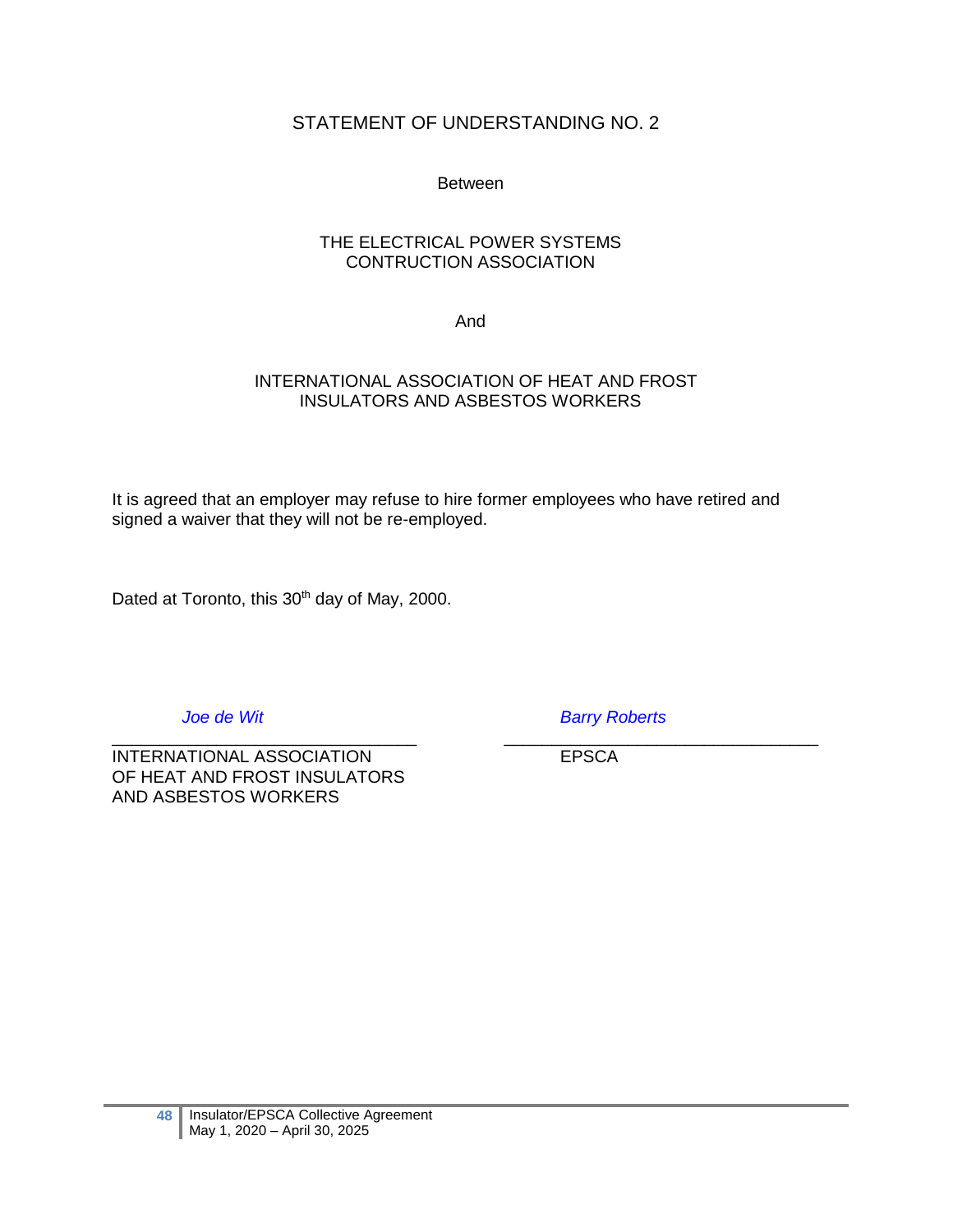# STATEMENT OF UNDERSTANDING NO. 2

Between

THE ELECTRICAL POWER SYSTEMS
CONTRUCTION ASSOCIATION

And

INTERNATIONAL ASSOCIATION OF HEAT AND FROST
INSULATORS AND ASBESTOS WORKERS

It is agreed that an employer may refuse to hire former employees who have retired and signed a waiver that they will not be re-employed.

Dated at Toronto, this 30th day of May, 2000.

| *Joe de Wit* | *Barry Roberts* |
|---|---|
| INTERNATIONAL ASSOCIATION OF HEAT AND FROST INSULATORS AND ASBESTOS WORKERS | EPSCA |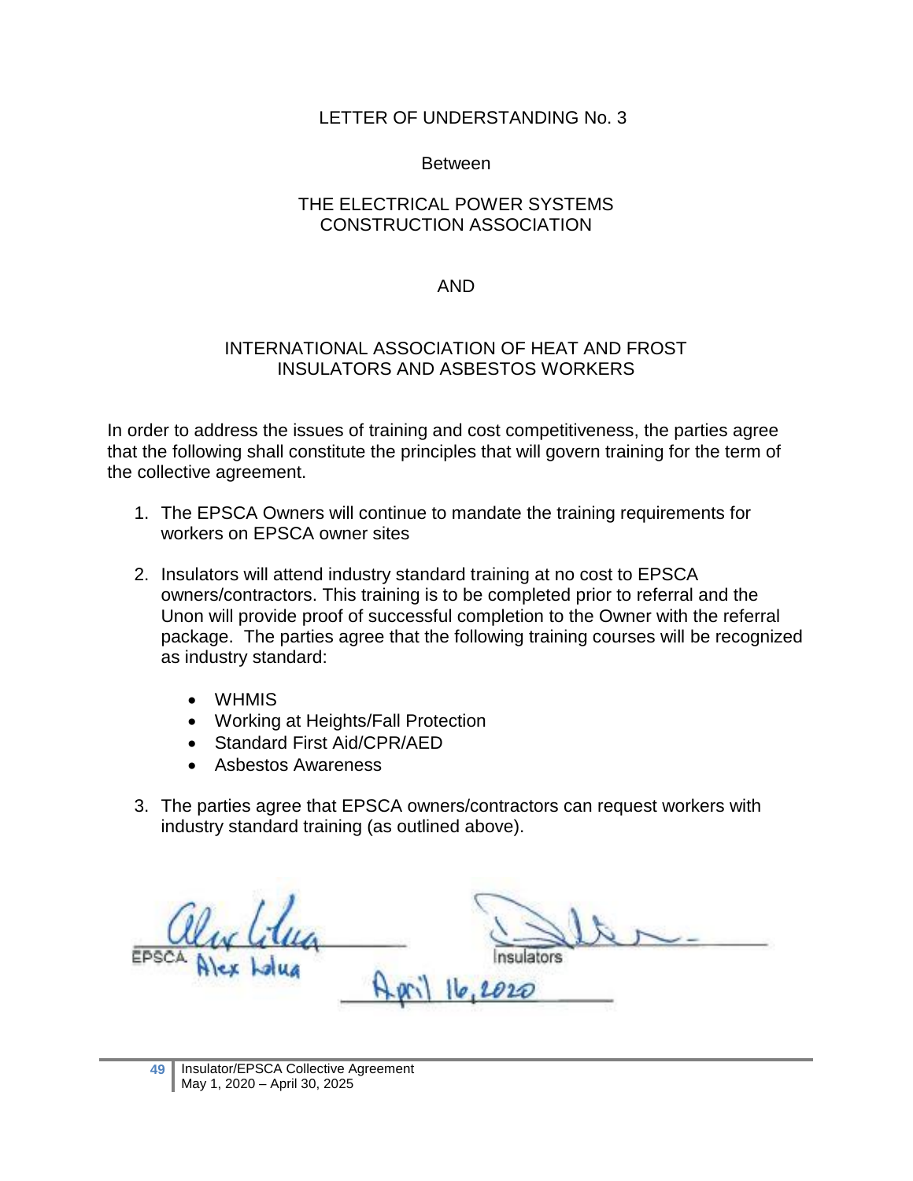# LETTER OF UNDERSTANDING No. 3

Between

THE ELECTRICAL POWER SYSTEMS CONSTRUCTION ASSOCIATION

AND

INTERNATIONAL ASSOCIATION OF HEAT AND FROST INSULATORS AND ASBESTOS WORKERS

In order to address the issues of training and cost competitiveness, the parties agree that the following shall constitute the principles that will govern training for the term of the collective agreement.

1. The EPSCA Owners will continue to mandate the training requirements for workers on EPSCA owner sites

2. Insulators will attend industry standard training at no cost to EPSCA owners/contractors. This training is to be completed prior to referral and the Unon will provide proof of successful completion to the Owner with the referral package. The parties agree that the following training courses will be recognized as industry standard:

   - WHMIS
   - Working at Heights/Fall Protection
   - Standard First Aid/CPR/AED
   - Asbestos Awareness

3. The parties agree that EPSCA owners/contractors can request workers with industry standard training (as outlined above).

EPSCA Alex Lolua

Insulators

April 16, 2020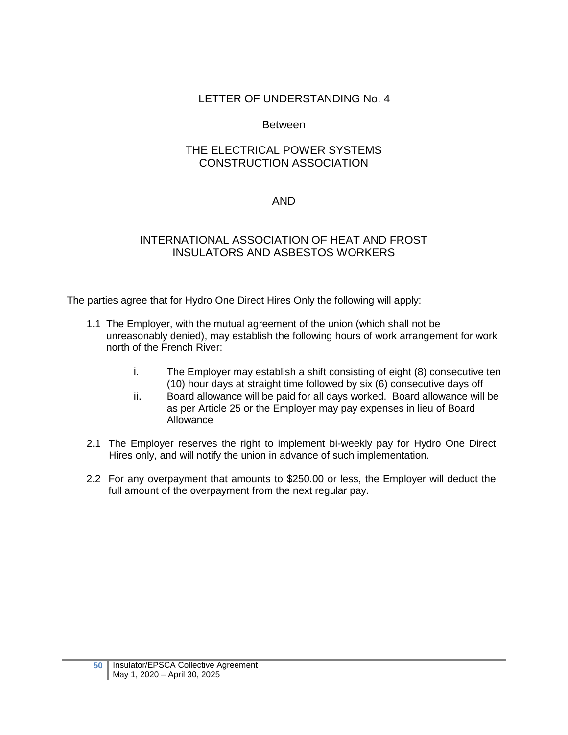# LETTER OF UNDERSTANDING No. 4

Between

THE ELECTRICAL POWER SYSTEMS CONSTRUCTION ASSOCIATION

AND

INTERNATIONAL ASSOCIATION OF HEAT AND FROST INSULATORS AND ASBESTOS WORKERS

The parties agree that for Hydro One Direct Hires Only the following will apply:

1.1 The Employer, with the mutual agreement of the union (which shall not be unreasonably denied), may establish the following hours of work arrangement for work north of the French River:

   i. The Employer may establish a shift consisting of eight (8) consecutive ten (10) hour days at straight time followed by six (6) consecutive days off

   ii. Board allowance will be paid for all days worked. Board allowance will be as per Article 25 or the Employer may pay expenses in lieu of Board Allowance

2.1 The Employer reserves the right to implement bi-weekly pay for Hydro One Direct Hires only, and will notify the union in advance of such implementation.

2.2 For any overpayment that amounts to $250.00 or less, the Employer will deduct the full amount of the overpayment from the next regular pay.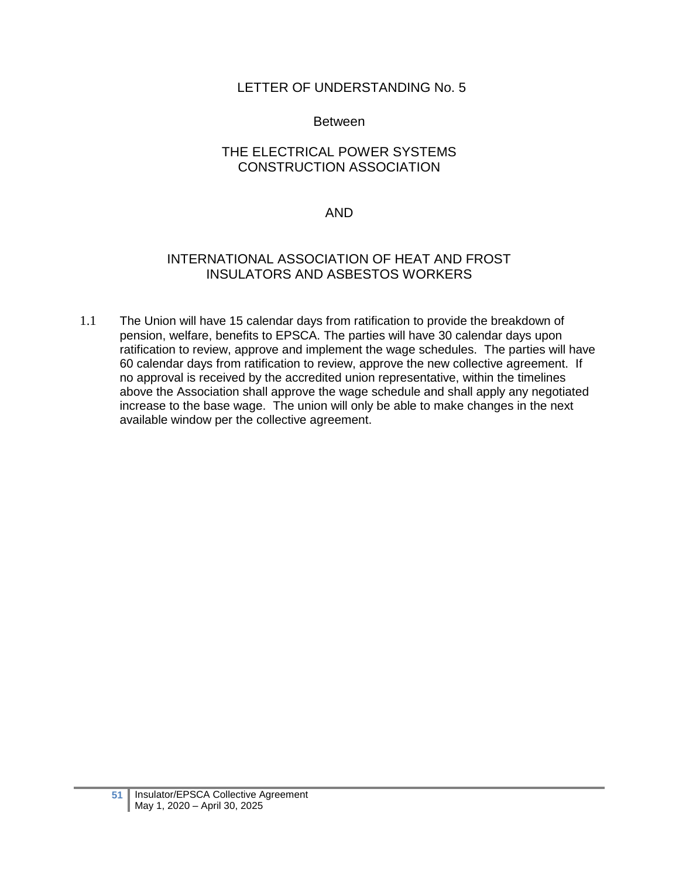# LETTER OF UNDERSTANDING No. 5

Between

THE ELECTRICAL POWER SYSTEMS CONSTRUCTION ASSOCIATION

AND

INTERNATIONAL ASSOCIATION OF HEAT AND FROST INSULATORS AND ASBESTOS WORKERS

1.1 The Union will have 15 calendar days from ratification to provide the breakdown of pension, welfare, benefits to EPSCA. The parties will have 30 calendar days upon ratification to review, approve and implement the wage schedules. The parties will have 60 calendar days from ratification to review, approve the new collective agreement. If no approval is received by the accredited union representative, within the timelines above the Association shall approve the wage schedule and shall apply any negotiated increase to the base wage. The union will only be able to make changes in the next available window per the collective agreement.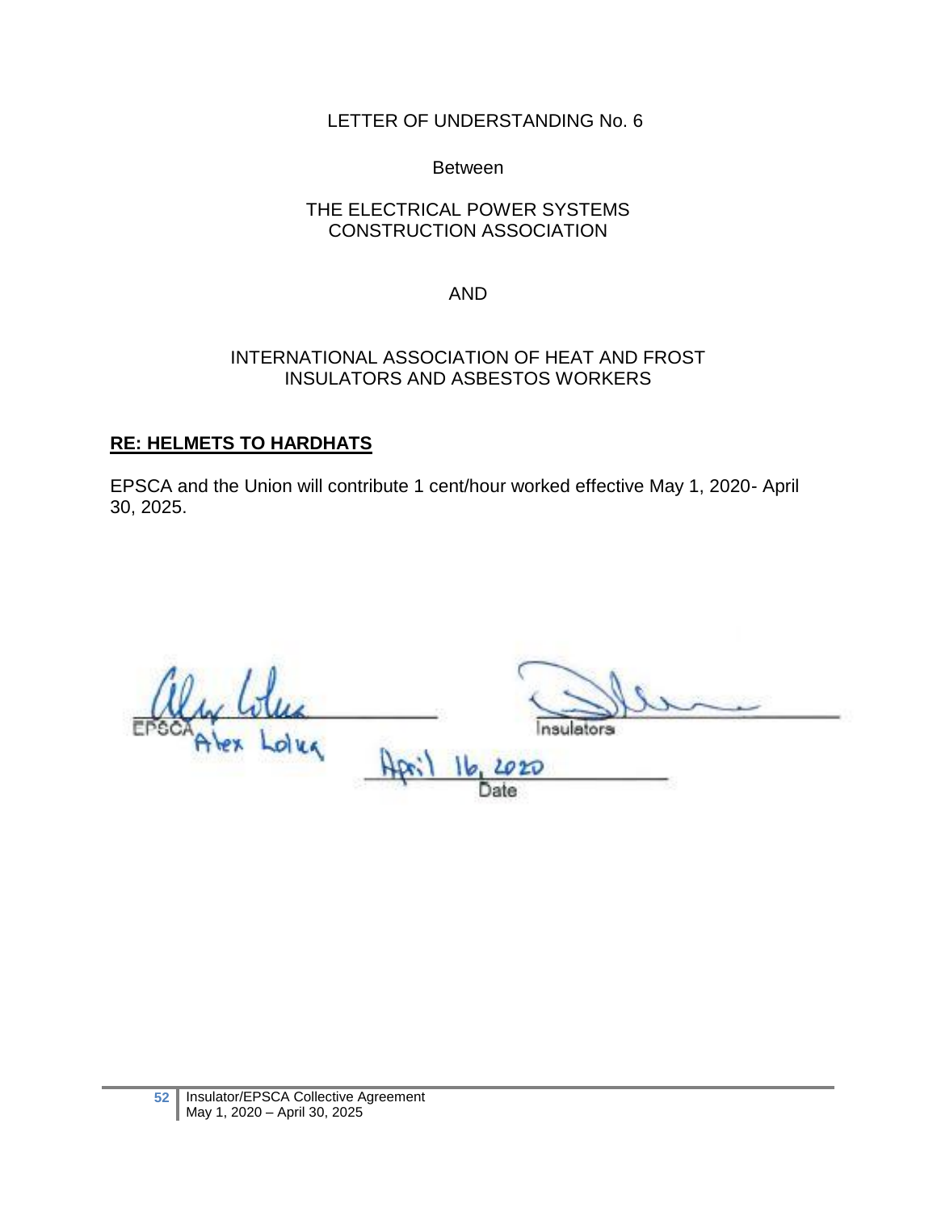LETTER OF UNDERSTANDING No. 6

Between

THE ELECTRICAL POWER SYSTEMS CONSTRUCTION ASSOCIATION

AND

INTERNATIONAL ASSOCIATION OF HEAT AND FROST INSULATORS AND ASBESTOS WORKERS

**RE: HELMETS TO HARDHATS**

EPSCA and the Union will contribute 1 cent/hour worked effective May 1, 2020- April 30, 2025.

EPSCA
Alex Lolua

Insulators

April 16, 2020
Date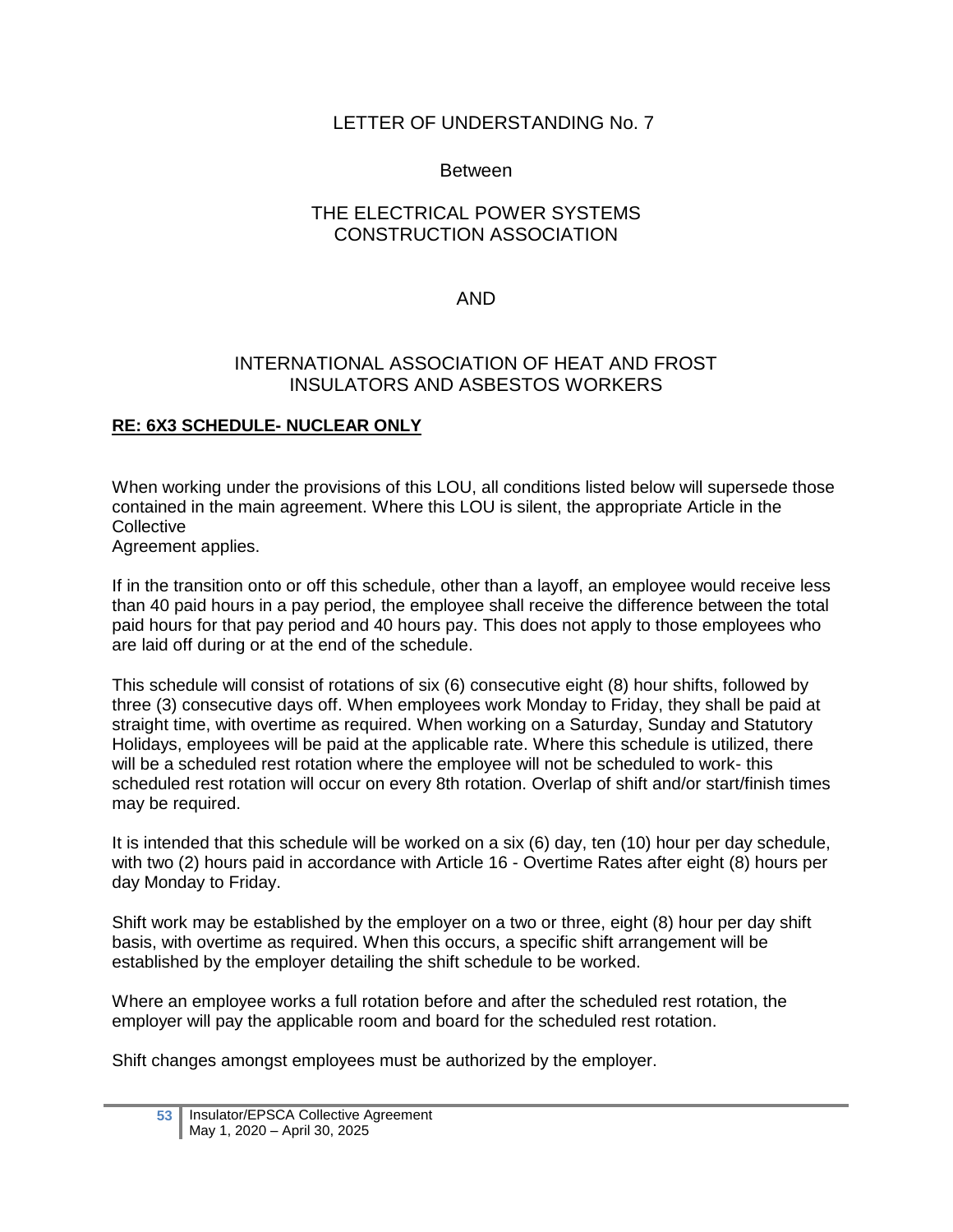LETTER OF UNDERSTANDING No. 7

Between

THE ELECTRICAL POWER SYSTEMS CONSTRUCTION ASSOCIATION

AND

INTERNATIONAL ASSOCIATION OF HEAT AND FROST INSULATORS AND ASBESTOS WORKERS

**RE: 6X3 SCHEDULE- NUCLEAR ONLY**

When working under the provisions of this LOU, all conditions listed below will supersede those contained in the main agreement. Where this LOU is silent, the appropriate Article in the Collective Agreement applies.

If in the transition onto or off this schedule, other than a layoff, an employee would receive less than 40 paid hours in a pay period, the employee shall receive the difference between the total paid hours for that pay period and 40 hours pay. This does not apply to those employees who are laid off during or at the end of the schedule.

This schedule will consist of rotations of six (6) consecutive eight (8) hour shifts, followed by three (3) consecutive days off. When employees work Monday to Friday, they shall be paid at straight time, with overtime as required. When working on a Saturday, Sunday and Statutory Holidays, employees will be paid at the applicable rate. Where this schedule is utilized, there will be a scheduled rest rotation where the employee will not be scheduled to work- this scheduled rest rotation will occur on every 8th rotation. Overlap of shift and/or start/finish times may be required.

It is intended that this schedule will be worked on a six (6) day, ten (10) hour per day schedule, with two (2) hours paid in accordance with Article 16 - Overtime Rates after eight (8) hours per day Monday to Friday.

Shift work may be established by the employer on a two or three, eight (8) hour per day shift basis, with overtime as required. When this occurs, a specific shift arrangement will be established by the employer detailing the shift schedule to be worked.

Where an employee works a full rotation before and after the scheduled rest rotation, the employer will pay the applicable room and board for the scheduled rest rotation.

Shift changes amongst employees must be authorized by the employer.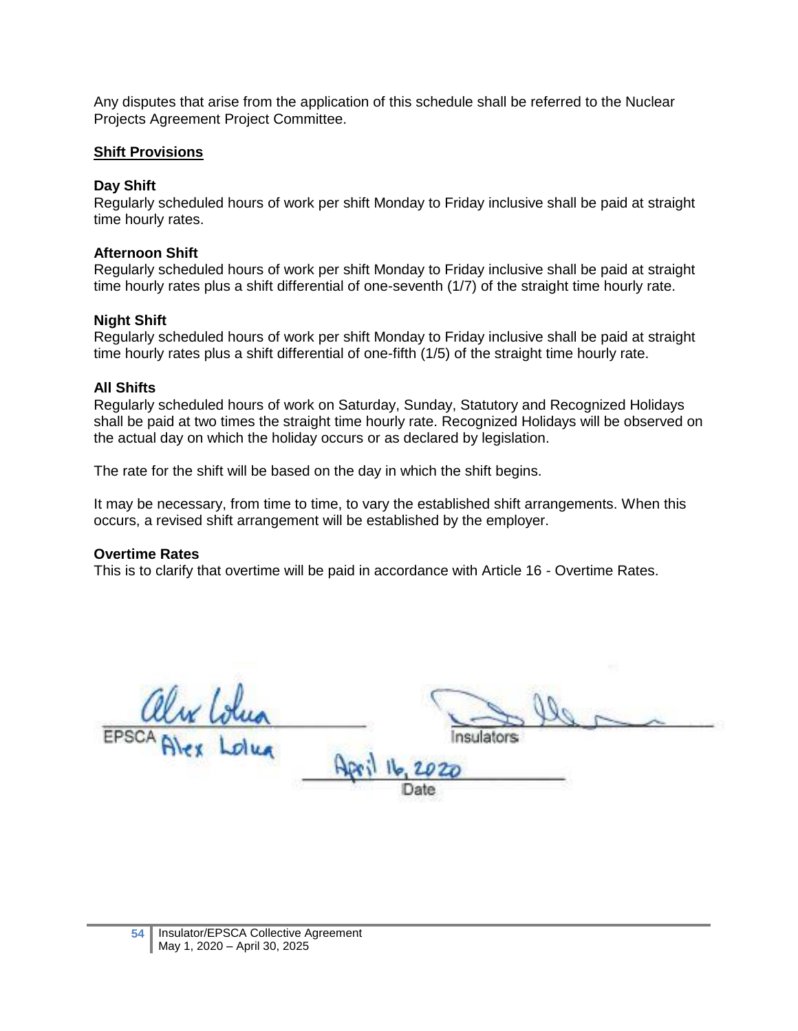Any disputes that arise from the application of this schedule shall be referred to the Nuclear Projects Agreement Project Committee.

**Shift Provisions**

**Day Shift**
Regularly scheduled hours of work per shift Monday to Friday inclusive shall be paid at straight time hourly rates.

**Afternoon Shift**
Regularly scheduled hours of work per shift Monday to Friday inclusive shall be paid at straight time hourly rates plus a shift differential of one-seventh (1/7) of the straight time hourly rate.

**Night Shift**
Regularly scheduled hours of work per shift Monday to Friday inclusive shall be paid at straight time hourly rates plus a shift differential of one-fifth (1/5) of the straight time hourly rate.

**All Shifts**
Regularly scheduled hours of work on Saturday, Sunday, Statutory and Recognized Holidays shall be paid at two times the straight time hourly rate. Recognized Holidays will be observed on the actual day on which the holiday occurs or as declared by legislation.

The rate for the shift will be based on the day in which the shift begins.

It may be necessary, from time to time, to vary the established shift arrangements. When this occurs, a revised shift arrangement will be established by the employer.

**Overtime Rates**
This is to clarify that overtime will be paid in accordance with Article 16 - Overtime Rates.

EPSCA Alex Lolua

Insulators

April 16, 2020
Date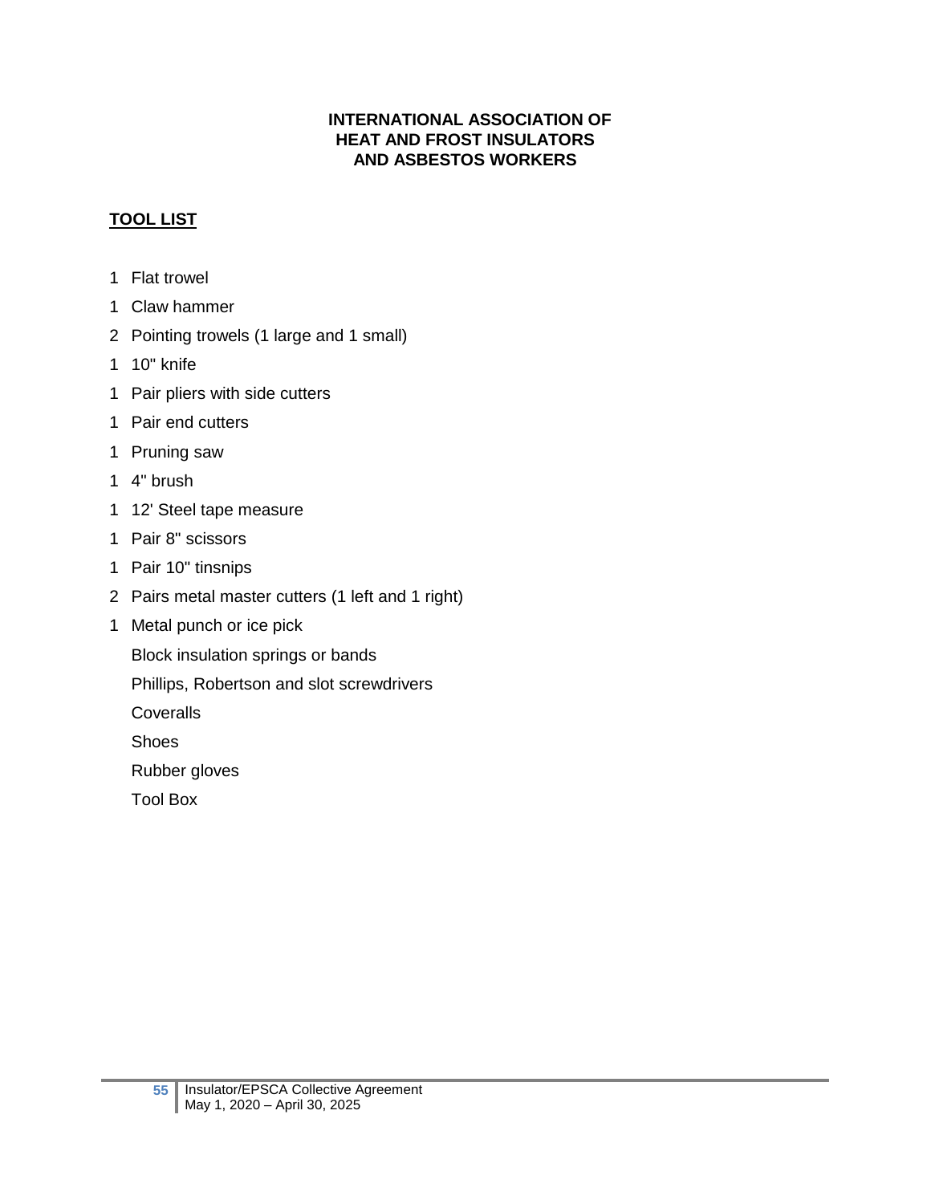**INTERNATIONAL ASSOCIATION OF HEAT AND FROST INSULATORS AND ASBESTOS WORKERS**

**TOOL LIST**

1 Flat trowel

1 Claw hammer

2 Pointing trowels (1 large and 1 small)

1 10" knife

1 Pair pliers with side cutters

1 Pair end cutters

1 Pruning saw

1 4" brush

1 12' Steel tape measure

1 Pair 8" scissors

1 Pair 10" tinsnips

2 Pairs metal master cutters (1 left and 1 right)

1 Metal punch or ice pick

Block insulation springs or bands

Phillips, Robertson and slot screwdrivers

Coveralls

Shoes

Rubber gloves

Tool Box